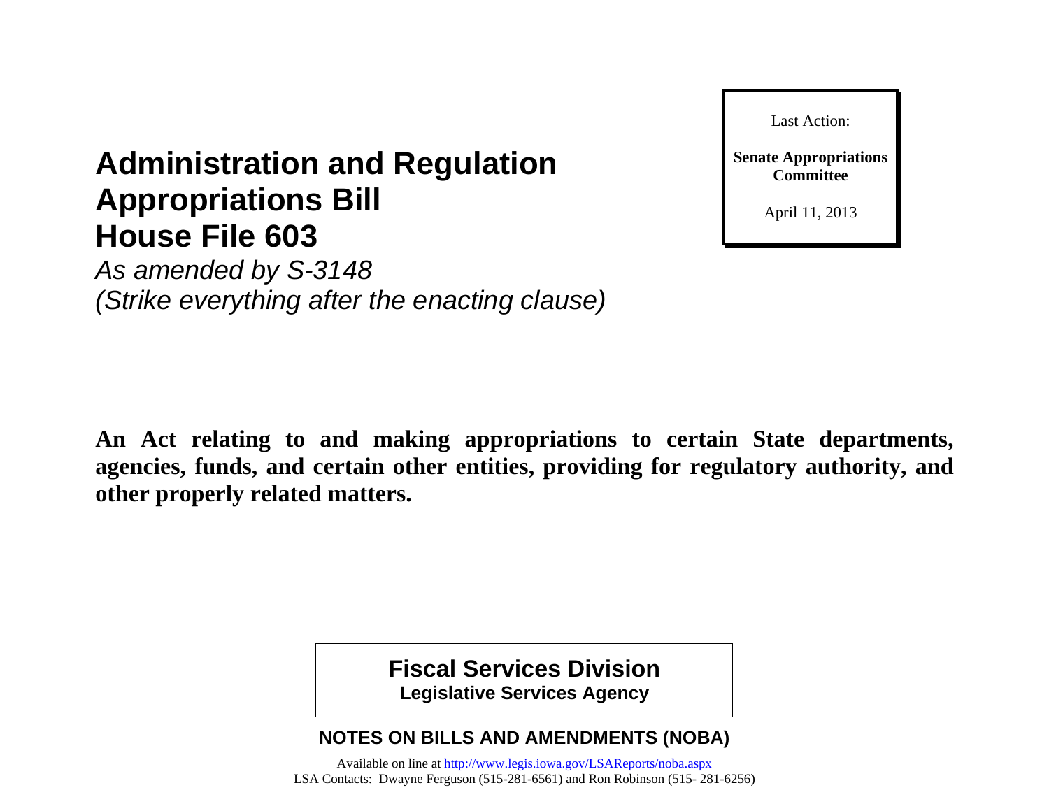Last Action:

**Senate Appropriations Committee**

April 11, 2013

# Administration and Regulation Appropriations Bill House File 603

*As amended by S-3148*
*(Strike everything after the enacting clause)*

**An Act relating to and making appropriations to certain State departments, agencies, funds, and certain other entities, providing for regulatory authority, and other properly related matters.**

**Fiscal Services Division**
**Legislative Services Agency**

**NOTES ON BILLS AND AMENDMENTS (NOBA)**

Available on line at http://www.legis.iowa.gov/LSAReports/noba.aspx
LSA Contacts: Dwayne Ferguson (515-281-6561) and Ron Robinson (515- 281-6256)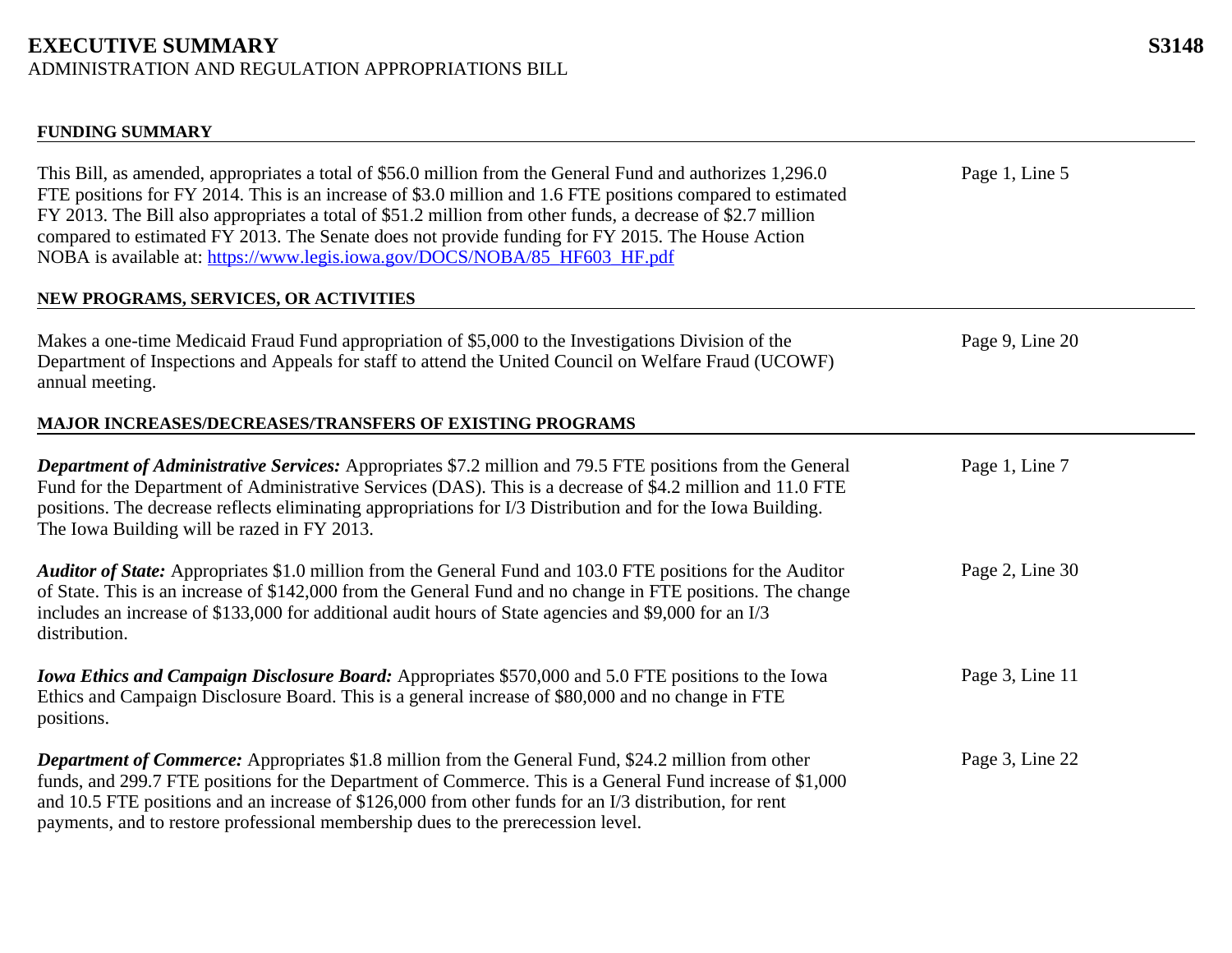# EXECUTIVE SUMMARY

**S3148**

ADMINISTRATION AND REGULATION APPROPRIATIONS BILL

## FUNDING SUMMARY

This Bill, as amended, appropriates a total of $56.0 million from the General Fund and authorizes 1,296.0 FTE positions for FY 2014. This is an increase of $3.0 million and 1.6 FTE positions compared to estimated FY 2013. The Bill also appropriates a total of $51.2 million from other funds, a decrease of $2.7 million compared to estimated FY 2013. The Senate does not provide funding for FY 2015. The House Action NOBA is available at: [https://www.legis.iowa.gov/DOCS/NOBA/85_HF603_HF.pdf](https://www.legis.iowa.gov/DOCS/NOBA/85_HF603_HF.pdf) — Page 1, Line 5

## NEW PROGRAMS, SERVICES, OR ACTIVITIES

Makes a one-time Medicaid Fraud Fund appropriation of $5,000 to the Investigations Division of the Department of Inspections and Appeals for staff to attend the United Council on Welfare Fraud (UCOWF) annual meeting. — Page 9, Line 20

## MAJOR INCREASES/DECREASES/TRANSFERS OF EXISTING PROGRAMS

***Department of Administrative Services:*** Appropriates $7.2 million and 79.5 FTE positions from the General Fund for the Department of Administrative Services (DAS). This is a decrease of $4.2 million and 11.0 FTE positions. The decrease reflects eliminating appropriations for I/3 Distribution and for the Iowa Building. The Iowa Building will be razed in FY 2013. — Page 1, Line 7

***Auditor of State:*** Appropriates $1.0 million from the General Fund and 103.0 FTE positions for the Auditor of State. This is an increase of $142,000 from the General Fund and no change in FTE positions. The change includes an increase of $133,000 for additional audit hours of State agencies and $9,000 for an I/3 distribution. — Page 2, Line 30

***Iowa Ethics and Campaign Disclosure Board:*** Appropriates $570,000 and 5.0 FTE positions to the Iowa Ethics and Campaign Disclosure Board. This is a general increase of $80,000 and no change in FTE positions. — Page 3, Line 11

***Department of Commerce:*** Appropriates $1.8 million from the General Fund, $24.2 million from other funds, and 299.7 FTE positions for the Department of Commerce. This is a General Fund increase of $1,000 and 10.5 FTE positions and an increase of $126,000 from other funds for an I/3 distribution, for rent payments, and to restore professional membership dues to the prerecession level. — Page 3, Line 22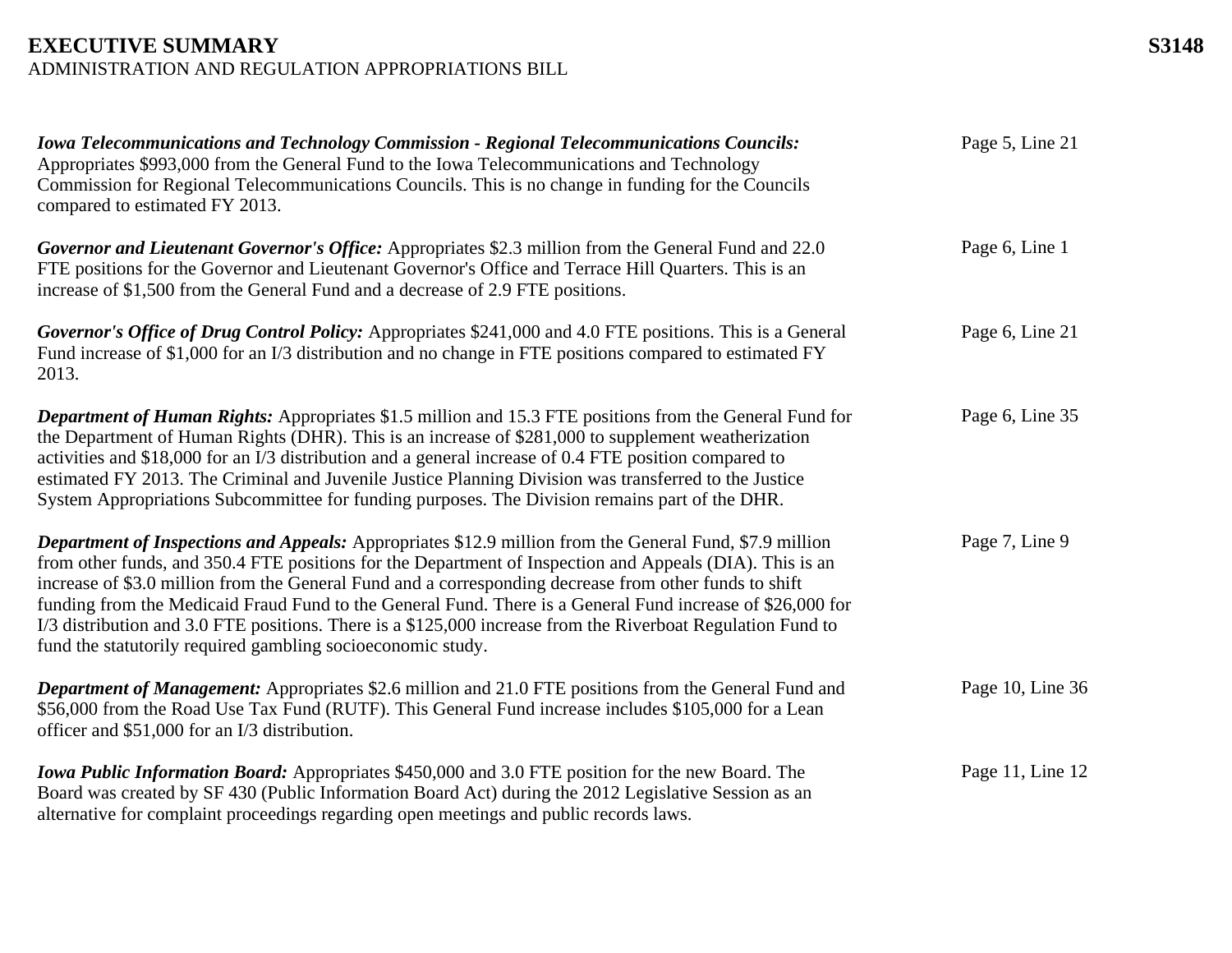**EXECUTIVE SUMMARY**
ADMINISTRATION AND REGULATION APPROPRIATIONS BILL

***Iowa Telecommunications and Technology Commission - Regional Telecommunications Councils:*** Appropriates $993,000 from the General Fund to the Iowa Telecommunications and Technology Commission for Regional Telecommunications Councils. This is no change in funding for the Councils compared to estimated FY 2013.

Page 5, Line 21

***Governor and Lieutenant Governor's Office:*** Appropriates $2.3 million from the General Fund and 22.0 FTE positions for the Governor and Lieutenant Governor's Office and Terrace Hill Quarters. This is an increase of $1,500 from the General Fund and a decrease of 2.9 FTE positions.

Page 6, Line 1

***Governor's Office of Drug Control Policy:*** Appropriates $241,000 and 4.0 FTE positions. This is a General Fund increase of $1,000 for an I/3 distribution and no change in FTE positions compared to estimated FY 2013.

Page 6, Line 21

***Department of Human Rights:*** Appropriates $1.5 million and 15.3 FTE positions from the General Fund for the Department of Human Rights (DHR). This is an increase of $281,000 to supplement weatherization activities and $18,000 for an I/3 distribution and a general increase of 0.4 FTE position compared to estimated FY 2013. The Criminal and Juvenile Justice Planning Division was transferred to the Justice System Appropriations Subcommittee for funding purposes. The Division remains part of the DHR.

Page 6, Line 35

***Department of Inspections and Appeals:*** Appropriates $12.9 million from the General Fund, $7.9 million from other funds, and 350.4 FTE positions for the Department of Inspection and Appeals (DIA). This is an increase of $3.0 million from the General Fund and a corresponding decrease from other funds to shift funding from the Medicaid Fraud Fund to the General Fund. There is a General Fund increase of $26,000 for I/3 distribution and 3.0 FTE positions. There is a $125,000 increase from the Riverboat Regulation Fund to fund the statutorily required gambling socioeconomic study.

Page 7, Line 9

***Department of Management:*** Appropriates $2.6 million and 21.0 FTE positions from the General Fund and $56,000 from the Road Use Tax Fund (RUTF). This General Fund increase includes $105,000 for a Lean officer and $51,000 for an I/3 distribution.

Page 10, Line 36

***Iowa Public Information Board:*** Appropriates $450,000 and 3.0 FTE position for the new Board. The Board was created by SF 430 (Public Information Board Act) during the 2012 Legislative Session as an alternative for complaint proceedings regarding open meetings and public records laws.

Page 11, Line 12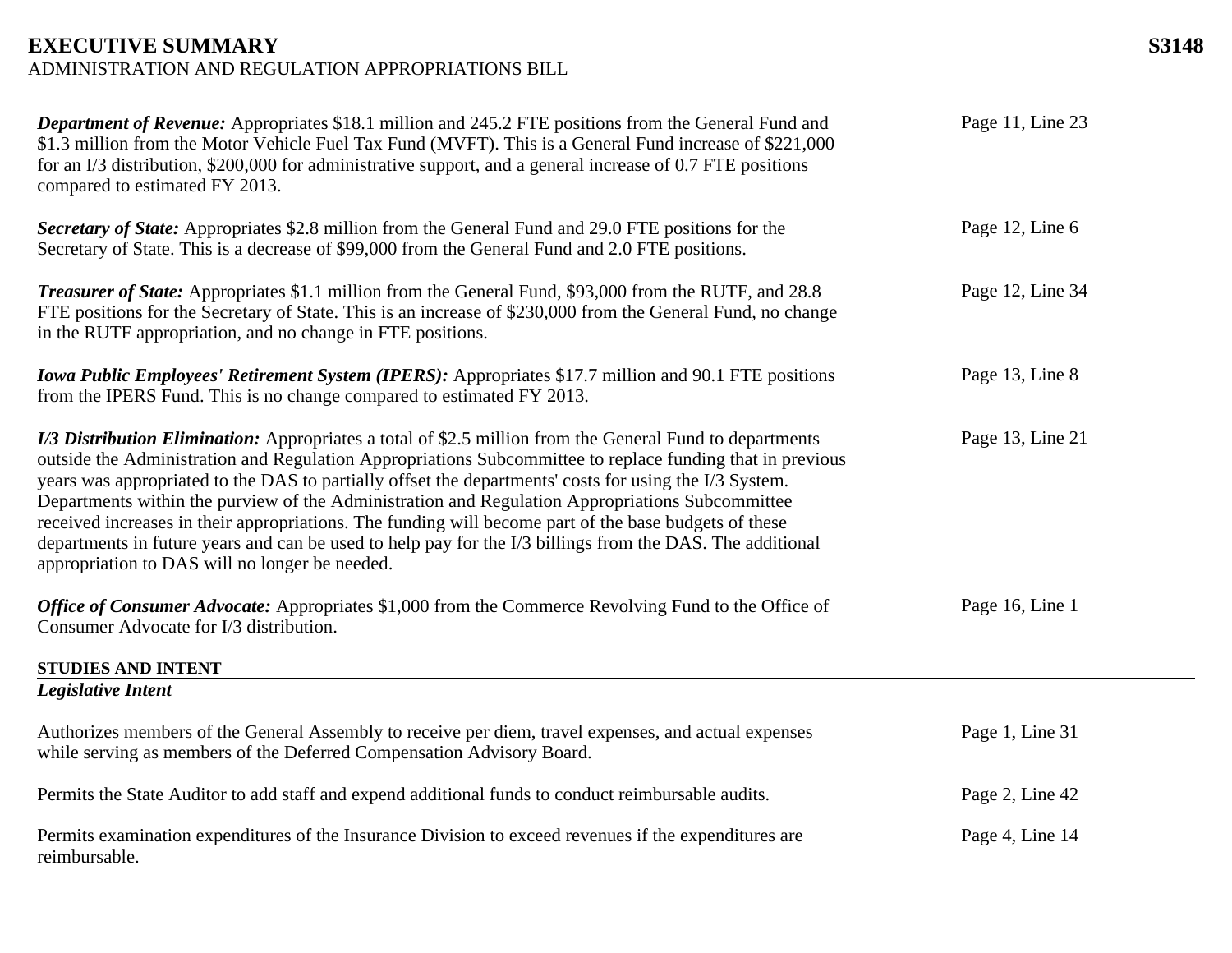# EXECUTIVE SUMMARY

ADMINISTRATION AND REGULATION APPROPRIATIONS BILL

| | |
|---|---|
| ***Department of Revenue:*** Appropriates $18.1 million and 245.2 FTE positions from the General Fund and $1.3 million from the Motor Vehicle Fuel Tax Fund (MVFT). This is a General Fund increase of $221,000 for an I/3 distribution, $200,000 for administrative support, and a general increase of 0.7 FTE positions compared to estimated FY 2013. | Page 11, Line 23 |
| ***Secretary of State:*** Appropriates $2.8 million from the General Fund and 29.0 FTE positions for the Secretary of State. This is a decrease of $99,000 from the General Fund and 2.0 FTE positions. | Page 12, Line 6 |
| ***Treasurer of State:*** Appropriates $1.1 million from the General Fund, $93,000 from the RUTF, and 28.8 FTE positions for the Secretary of State. This is an increase of $230,000 from the General Fund, no change in the RUTF appropriation, and no change in FTE positions. | Page 12, Line 34 |
| ***Iowa Public Employees' Retirement System (IPERS):*** Appropriates $17.7 million and 90.1 FTE positions from the IPERS Fund. This is no change compared to estimated FY 2013. | Page 13, Line 8 |
| ***I/3 Distribution Elimination:*** Appropriates a total of $2.5 million from the General Fund to departments outside the Administration and Regulation Appropriations Subcommittee to replace funding that in previous years was appropriated to the DAS to partially offset the departments' costs for using the I/3 System. Departments within the purview of the Administration and Regulation Appropriations Subcommittee received increases in their appropriations. The funding will become part of the base budgets of these departments in future years and can be used to help pay for the I/3 billings from the DAS. The additional appropriation to DAS will no longer be needed. | Page 13, Line 21 |
| ***Office of Consumer Advocate:*** Appropriates $1,000 from the Commerce Revolving Fund to the Office of Consumer Advocate for I/3 distribution. | Page 16, Line 1 |

## STUDIES AND INTENT

***Legislative Intent***

| | |
|---|---|
| Authorizes members of the General Assembly to receive per diem, travel expenses, and actual expenses while serving as members of the Deferred Compensation Advisory Board. | Page 1, Line 31 |
| Permits the State Auditor to add staff and expend additional funds to conduct reimbursable audits. | Page 2, Line 42 |
| Permits examination expenditures of the Insurance Division to exceed revenues if the expenditures are reimbursable. | Page 4, Line 14 |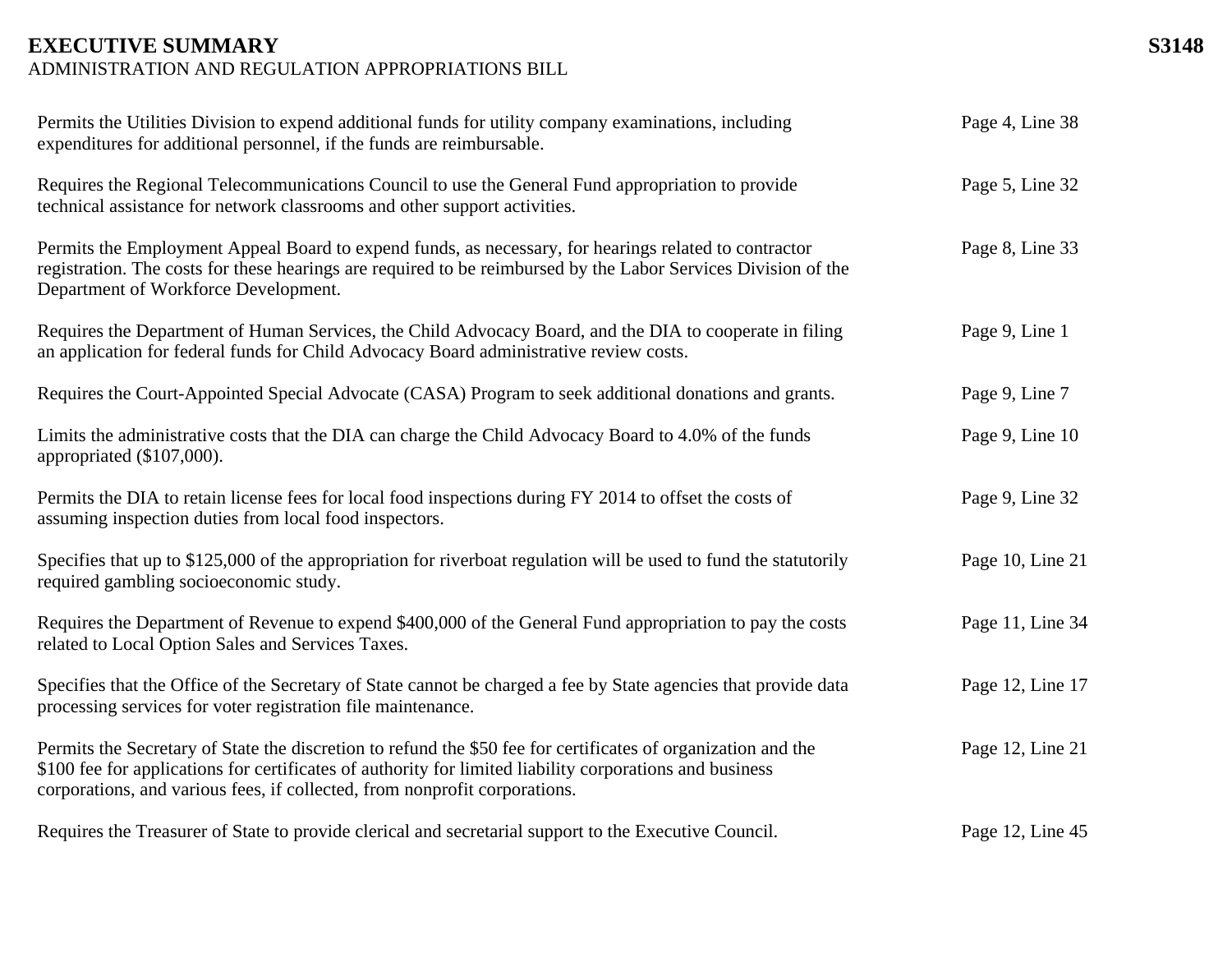# EXECUTIVE SUMMARY

ADMINISTRATION AND REGULATION APPROPRIATIONS BILL

**S3148**

| Description | Reference |
|---|---|
| Permits the Utilities Division to expend additional funds for utility company examinations, including expenditures for additional personnel, if the funds are reimbursable. | Page 4, Line 38 |
| Requires the Regional Telecommunications Council to use the General Fund appropriation to provide technical assistance for network classrooms and other support activities. | Page 5, Line 32 |
| Permits the Employment Appeal Board to expend funds, as necessary, for hearings related to contractor registration. The costs for these hearings are required to be reimbursed by the Labor Services Division of the Department of Workforce Development. | Page 8, Line 33 |
| Requires the Department of Human Services, the Child Advocacy Board, and the DIA to cooperate in filing an application for federal funds for Child Advocacy Board administrative review costs. | Page 9, Line 1 |
| Requires the Court-Appointed Special Advocate (CASA) Program to seek additional donations and grants. | Page 9, Line 7 |
| Limits the administrative costs that the DIA can charge the Child Advocacy Board to 4.0% of the funds appropriated ($107,000). | Page 9, Line 10 |
| Permits the DIA to retain license fees for local food inspections during FY 2014 to offset the costs of assuming inspection duties from local food inspectors. | Page 9, Line 32 |
| Specifies that up to $125,000 of the appropriation for riverboat regulation will be used to fund the statutorily required gambling socioeconomic study. | Page 10, Line 21 |
| Requires the Department of Revenue to expend $400,000 of the General Fund appropriation to pay the costs related to Local Option Sales and Services Taxes. | Page 11, Line 34 |
| Specifies that the Office of the Secretary of State cannot be charged a fee by State agencies that provide data processing services for voter registration file maintenance. | Page 12, Line 17 |
| Permits the Secretary of State the discretion to refund the $50 fee for certificates of organization and the $100 fee for applications for certificates of authority for limited liability corporations and business corporations, and various fees, if collected, from nonprofit corporations. | Page 12, Line 21 |
| Requires the Treasurer of State to provide clerical and secretarial support to the Executive Council. | Page 12, Line 45 |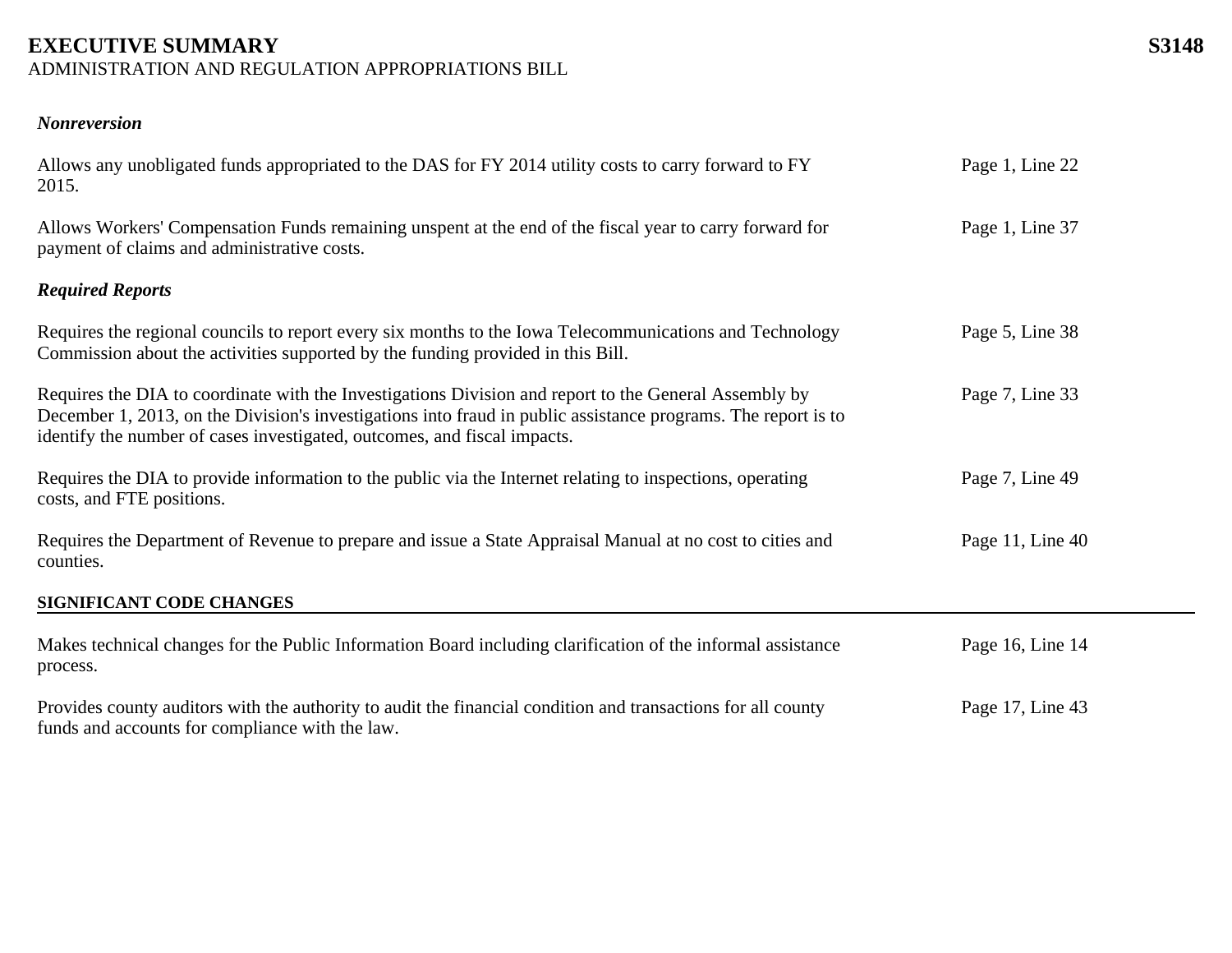### *Nonreversion*

| | |
|---|---|
| Allows any unobligated funds appropriated to the DAS for FY 2014 utility costs to carry forward to FY 2015. | Page 1, Line 22 |
| Allows Workers' Compensation Funds remaining unspent at the end of the fiscal year to carry forward for payment of claims and administrative costs. | Page 1, Line 37 |

### *Required Reports*

| | |
|---|---|
| Requires the regional councils to report every six months to the Iowa Telecommunications and Technology Commission about the activities supported by the funding provided in this Bill. | Page 5, Line 38 |
| Requires the DIA to coordinate with the Investigations Division and report to the General Assembly by December 1, 2013, on the Division's investigations into fraud in public assistance programs. The report is to identify the number of cases investigated, outcomes, and fiscal impacts. | Page 7, Line 33 |
| Requires the DIA to provide information to the public via the Internet relating to inspections, operating costs, and FTE positions. | Page 7, Line 49 |
| Requires the Department of Revenue to prepare and issue a State Appraisal Manual at no cost to cities and counties. | Page 11, Line 40 |

## SIGNIFICANT CODE CHANGES

| | |
|---|---|
| Makes technical changes for the Public Information Board including clarification of the informal assistance process. | Page 16, Line 14 |
| Provides county auditors with the authority to audit the financial condition and transactions for all county funds and accounts for compliance with the law. | Page 17, Line 43 |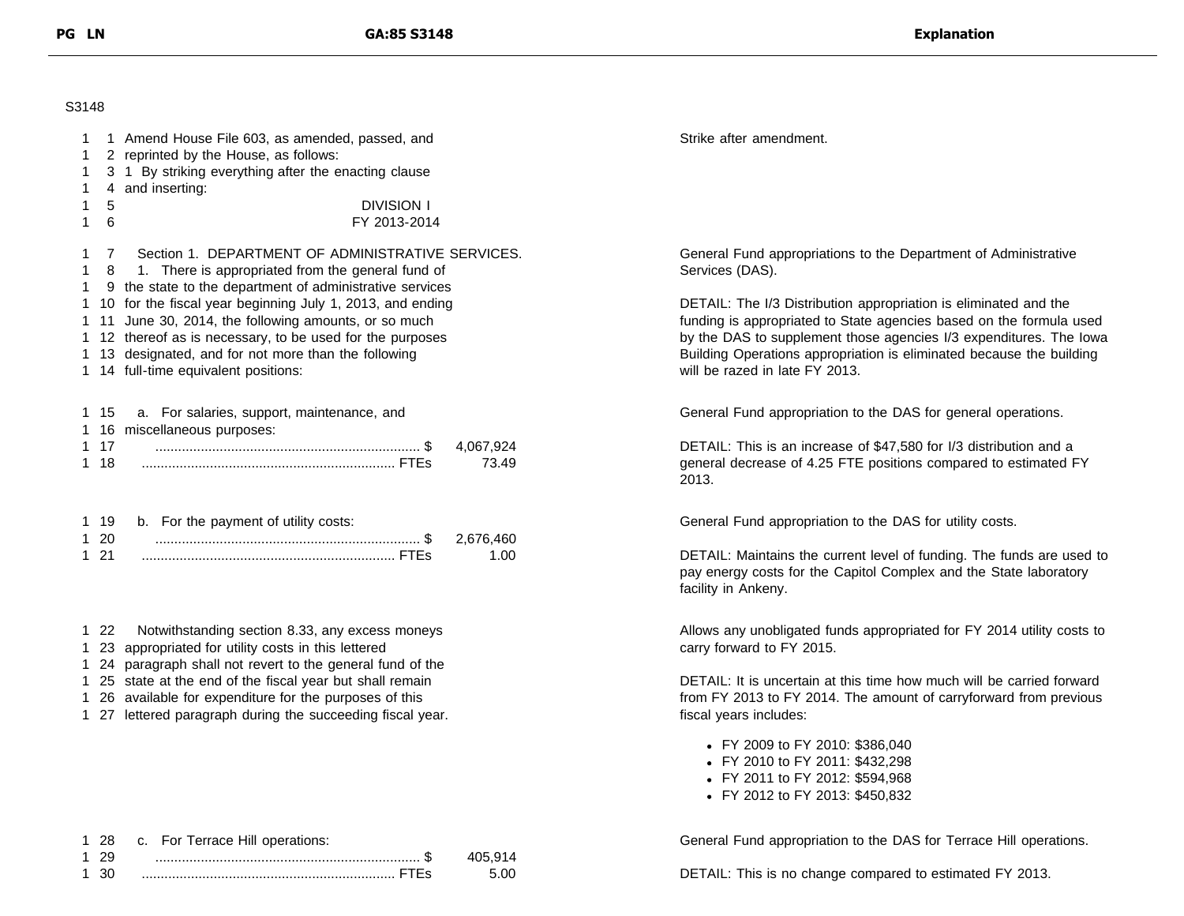S3148

| PG LN | GA:85 S3148 | Explanation |
|---|---|---|
| 1 1 | Amend House File 603, as amended, passed, and | Strike after amendment. |
| 1 2 | reprinted by the House, as follows: | |
| 1 3 | 1 By striking everything after the enacting clause | |
| 1 4 | and inserting: | |
| 1 5 | DIVISION I | |
| 1 6 | FY 2013-2014 | |
| 1 7 | Section 1. DEPARTMENT OF ADMINISTRATIVE SERVICES. | General Fund appropriations to the Department of Administrative Services (DAS). |
| 1 8 | 1. There is appropriated from the general fund of | |
| 1 9 | the state to the department of administrative services | |
| 1 10 | for the fiscal year beginning July 1, 2013, and ending | DETAIL: The I/3 Distribution appropriation is eliminated and the funding is appropriated to State agencies based on the formula used by the DAS to supplement those agencies I/3 expenditures. The Iowa Building Operations appropriation is eliminated because the building will be razed in late FY 2013. |
| 1 11 | June 30, 2014, the following amounts, or so much | |
| 1 12 | thereof as is necessary, to be used for the purposes | |
| 1 13 | designated, and for not more than the following | |
| 1 14 | full-time equivalent positions: | |
| 1 15 | a. For salaries, support, maintenance, and | General Fund appropriation to the DAS for general operations. |
| 1 16 | miscellaneous purposes: | |
| 1 17 | ...................................................................... $ 4,067,924 | DETAIL: This is an increase of $47,580 for I/3 distribution and a general decrease of 4.25 FTE positions compared to estimated FY 2013. |
| 1 18 | ................................................................... FTEs 73.49 | |
| 1 19 | b. For the payment of utility costs: | General Fund appropriation to the DAS for utility costs. |
| 1 20 | ...................................................................... $ 2,676,460 | |
| 1 21 | ................................................................... FTEs 1.00 | DETAIL: Maintains the current level of funding. The funds are used to pay energy costs for the Capitol Complex and the State laboratory facility in Ankeny. |
| 1 22 | Notwithstanding section 8.33, any excess moneys | Allows any unobligated funds appropriated for FY 2014 utility costs to carry forward to FY 2015. |
| 1 23 | appropriated for utility costs in this lettered | |
| 1 24 | paragraph shall not revert to the general fund of the | |
| 1 25 | state at the end of the fiscal year but shall remain | DETAIL: It is uncertain at this time how much will be carried forward from FY 2013 to FY 2014. The amount of carryforward from previous fiscal years includes: |
| 1 26 | available for expenditure for the purposes of this | |
| 1 27 | lettered paragraph during the succeeding fiscal year. | |
| | | • FY 2009 to FY 2010: $386,040<br>• FY 2010 to FY 2011: $432,298<br>• FY 2011 to FY 2012: $594,968<br>• FY 2012 to FY 2013: $450,832 |
| 1 28 | c. For Terrace Hill operations: | General Fund appropriation to the DAS for Terrace Hill operations. |
| 1 29 | ...................................................................... $ 405,914 | |
| 1 30 | ................................................................... FTEs 5.00 | DETAIL: This is no change compared to estimated FY 2013. |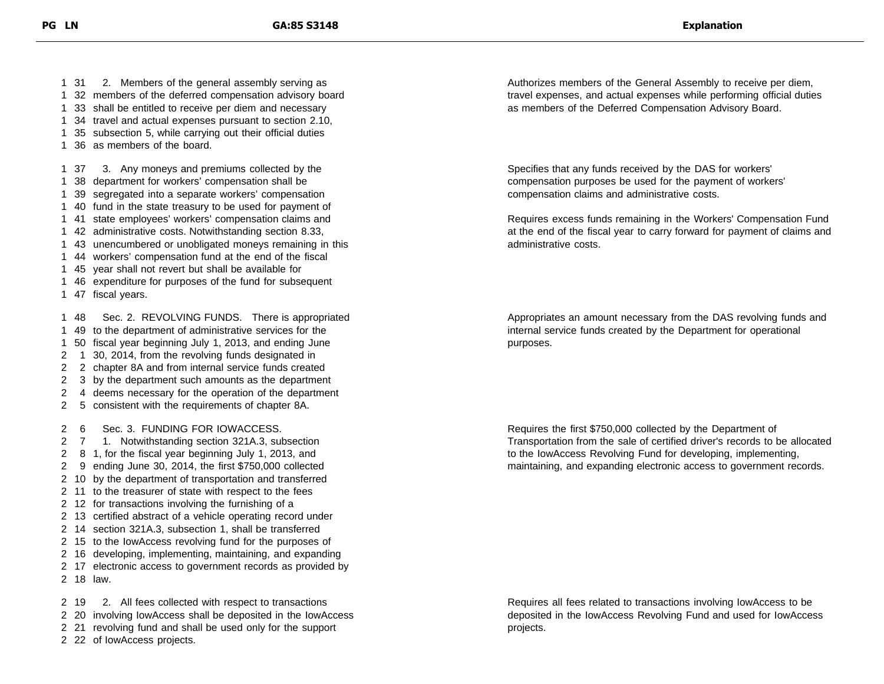| PG LN | GA:85 S3148 | Explanation |
| --- | --- | --- |
| 1 31<br>1 32<br>1 33<br>1 34<br>1 35<br>1 36 | 2. Members of the general assembly serving as members of the deferred compensation advisory board shall be entitled to receive per diem and necessary travel and actual expenses pursuant to section 2.10, subsection 5, while carrying out their official duties as members of the board. | Authorizes members of the General Assembly to receive per diem, travel expenses, and actual expenses while performing official duties as members of the Deferred Compensation Advisory Board. |
| 1 37<br>1 38<br>1 39<br>1 40<br>1 41<br>1 42<br>1 43<br>1 44<br>1 45<br>1 46<br>1 47 | 3. Any moneys and premiums collected by the department for workers' compensation shall be segregated into a separate workers' compensation fund in the state treasury to be used for payment of state employees' workers' compensation claims and administrative costs. Notwithstanding section 8.33, unencumbered or unobligated moneys remaining in this workers' compensation fund at the end of the fiscal year shall not revert but shall be available for expenditure for purposes of the fund for subsequent fiscal years. | Specifies that any funds received by the DAS for workers' compensation purposes be used for the payment of workers' compensation claims and administrative costs.<br><br>Requires excess funds remaining in the Workers' Compensation Fund at the end of the fiscal year to carry forward for payment of claims and administrative costs. |
| 1 48<br>1 49<br>1 50<br>2 1<br>2 2<br>2 3<br>2 4<br>2 5 | Sec. 2. REVOLVING FUNDS. There is appropriated to the department of administrative services for the fiscal year beginning July 1, 2013, and ending June 30, 2014, from the revolving funds designated in chapter 8A and from internal service funds created by the department such amounts as the department deems necessary for the operation of the department consistent with the requirements of chapter 8A. | Appropriates an amount necessary from the DAS revolving funds and internal service funds created by the Department for operational purposes. |
| 2 6<br>2 7<br>2 8<br>2 9<br>2 10<br>2 11<br>2 12<br>2 13<br>2 14<br>2 15<br>2 16<br>2 17<br>2 18 | Sec. 3. FUNDING FOR IOWACCESS.<br>1. Notwithstanding section 321A.3, subsection 1, for the fiscal year beginning July 1, 2013, and ending June 30, 2014, the first $750,000 collected by the department of transportation and transferred to the treasurer of state with respect to the fees for transactions involving the furnishing of a certified abstract of a vehicle operating record under section 321A.3, subsection 1, shall be transferred to the IowAccess revolving fund for the purposes of developing, implementing, maintaining, and expanding electronic access to government records as provided by law. | Requires the first $750,000 collected by the Department of Transportation from the sale of certified driver's records to be allocated to the IowAccess Revolving Fund for developing, implementing, maintaining, and expanding electronic access to government records. |
| 2 19<br>2 20<br>2 21<br>2 22 | 2. All fees collected with respect to transactions involving IowAccess shall be deposited in the IowAccess revolving fund and shall be used only for the support of IowAccess projects. | Requires all fees related to transactions involving IowAccess to be deposited in the IowAccess Revolving Fund and used for IowAccess projects. |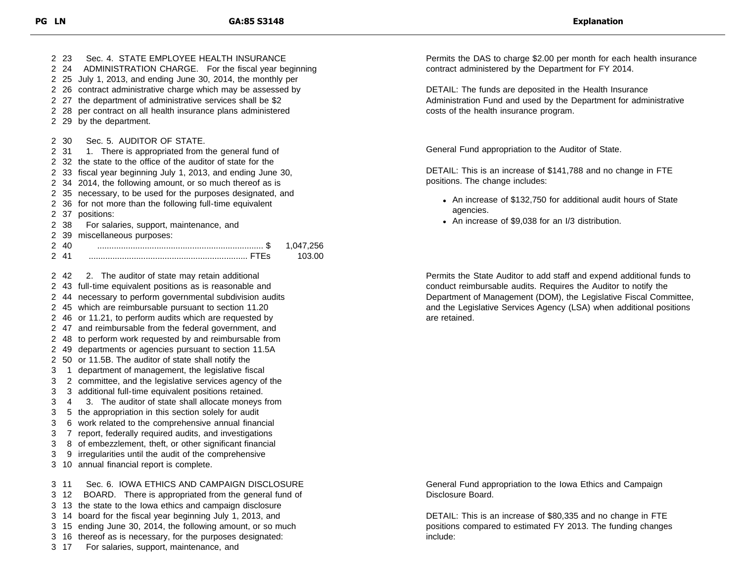| PG LN | GA:85 S3148 | Explanation |
|---|---|---|
| 2 23<br>2 24<br>2 25<br>2 26<br>2 27<br>2 28<br>2 29 | Sec. 4. STATE EMPLOYEE HEALTH INSURANCE ADMINISTRATION CHARGE. For the fiscal year beginning July 1, 2013, and ending June 30, 2014, the monthly per contract administrative charge which may be assessed by the department of administrative services shall be $2 per contract on all health insurance plans administered by the department. | Permits the DAS to charge $2.00 per month for each health insurance contract administered by the Department for FY 2014.<br><br>DETAIL: The funds are deposited in the Health Insurance Administration Fund and used by the Department for administrative costs of the health insurance program. |
| 2 30<br>2 31<br>2 32<br>2 33<br>2 34<br>2 35<br>2 36<br>2 37<br>2 38<br>2 39<br>2 40<br>2 41 | Sec. 5. AUDITOR OF STATE.<br>1. There is appropriated from the general fund of the state to the office of the auditor of state for the fiscal year beginning July 1, 2013, and ending June 30, 2014, the following amount, or so much thereof as is necessary, to be used for the purposes designated, and for not more than the following full-time equivalent positions:<br>For salaries, support, maintenance, and miscellaneous purposes:<br>...... $ 1,047,256<br>...... FTEs 103.00 | General Fund appropriation to the Auditor of State.<br><br>DETAIL: This is an increase of $141,788 and no change in FTE positions. The change includes:<br>• An increase of $132,750 for additional audit hours of State agencies.<br>• An increase of $9,038 for an I/3 distribution. |
| 2 42<br>2 43<br>2 44<br>2 45<br>2 46<br>2 47<br>2 48<br>2 49<br>2 50<br>3 1<br>3 2<br>3 3 | 2. The auditor of state may retain additional full-time equivalent positions as is reasonable and necessary to perform governmental subdivision audits which are reimbursable pursuant to section 11.20 or 11.21, to perform audits which are requested by and reimbursable from the federal government, and to perform work requested by and reimbursable from departments or agencies pursuant to section 11.5A or 11.5B. The auditor of state shall notify the department of management, the legislative fiscal committee, and the legislative services agency of the additional full-time equivalent positions retained. | Permits the State Auditor to add staff and expend additional funds to conduct reimbursable audits. Requires the Auditor to notify the Department of Management (DOM), the Legislative Fiscal Committee, and the Legislative Services Agency (LSA) when additional positions are retained. |
| 3 4<br>3 5<br>3 6<br>3 7<br>3 8<br>3 9<br>3 10 | 3. The auditor of state shall allocate moneys from the appropriation in this section solely for audit work related to the comprehensive annual financial report, federally required audits, and investigations of embezzlement, theft, or other significant financial irregularities until the audit of the comprehensive annual financial report is complete. | |
| 3 11<br>3 12<br>3 13<br>3 14<br>3 15<br>3 16<br>3 17 | Sec. 6. IOWA ETHICS AND CAMPAIGN DISCLOSURE BOARD. There is appropriated from the general fund of the state to the Iowa ethics and campaign disclosure board for the fiscal year beginning July 1, 2013, and ending June 30, 2014, the following amount, or so much thereof as is necessary, for the purposes designated:<br>For salaries, support, maintenance, and | General Fund appropriation to the Iowa Ethics and Campaign Disclosure Board.<br><br>DETAIL: This is an increase of $80,335 and no change in FTE positions compared to estimated FY 2013. The funding changes include: |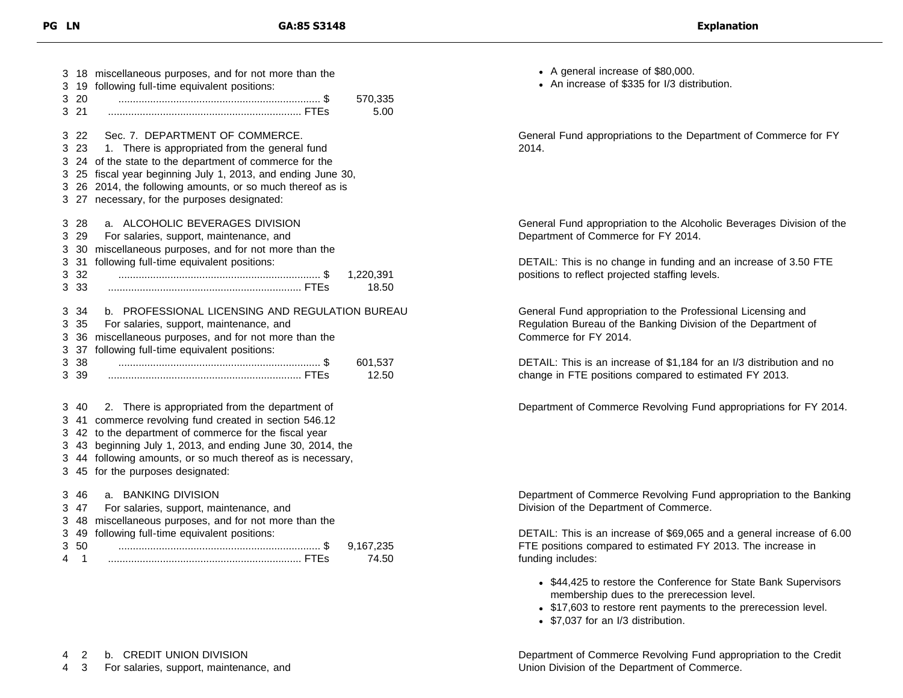| PG LN | GA:85 S3148 | Explanation |
|---|---|---|
| 3 18 | miscellaneous purposes, and for not more than the | • A general increase of $80,000.<br>• An increase of $335 for I/3 distribution. |
| 3 19 | following full-time equivalent positions: | |
| 3 20 | ...................................................................... $ 570,335 | |
| 3 21 | ................................................................... FTEs 5.00 | |
| 3 22 | Sec. 7. DEPARTMENT OF COMMERCE. | General Fund appropriations to the Department of Commerce for FY 2014. |
| 3 23 | 1. There is appropriated from the general fund | |
| 3 24 | of the state to the department of commerce for the | |
| 3 25 | fiscal year beginning July 1, 2013, and ending June 30, | |
| 3 26 | 2014, the following amounts, or so much thereof as is | |
| 3 27 | necessary, for the purposes designated: | |
| 3 28 | a. ALCOHOLIC BEVERAGES DIVISION | General Fund appropriation to the Alcoholic Beverages Division of the Department of Commerce for FY 2014. |
| 3 29 | For salaries, support, maintenance, and | |
| 3 30 | miscellaneous purposes, and for not more than the | |
| 3 31 | following full-time equivalent positions: | DETAIL: This is no change in funding and an increase of 3.50 FTE positions to reflect projected staffing levels. |
| 3 32 | ...................................................................... $ 1,220,391 | |
| 3 33 | ................................................................... FTEs 18.50 | |
| 3 34 | b. PROFESSIONAL LICENSING AND REGULATION BUREAU | General Fund appropriation to the Professional Licensing and Regulation Bureau of the Banking Division of the Department of Commerce for FY 2014. |
| 3 35 | For salaries, support, maintenance, and | |
| 3 36 | miscellaneous purposes, and for not more than the | |
| 3 37 | following full-time equivalent positions: | |
| 3 38 | ...................................................................... $ 601,537 | DETAIL: This is an increase of $1,184 for an I/3 distribution and no change in FTE positions compared to estimated FY 2013. |
| 3 39 | ................................................................... FTEs 12.50 | |
| 3 40 | 2. There is appropriated from the department of | Department of Commerce Revolving Fund appropriations for FY 2014. |
| 3 41 | commerce revolving fund created in section 546.12 | |
| 3 42 | to the department of commerce for the fiscal year | |
| 3 43 | beginning July 1, 2013, and ending June 30, 2014, the | |
| 3 44 | following amounts, or so much thereof as is necessary, | |
| 3 45 | for the purposes designated: | |
| 3 46 | a. BANKING DIVISION | Department of Commerce Revolving Fund appropriation to the Banking Division of the Department of Commerce. |
| 3 47 | For salaries, support, maintenance, and | |
| 3 48 | miscellaneous purposes, and for not more than the | |
| 3 49 | following full-time equivalent positions: | DETAIL: This is an increase of $69,065 and a general increase of 6.00 FTE positions compared to estimated FY 2013. The increase in funding includes:<br>• $44,425 to restore the Conference for State Bank Supervisors membership dues to the prerecession level.<br>• $17,603 to restore rent payments to the prerecession level.<br>• $7,037 for an I/3 distribution. |
| 3 50 | ...................................................................... $ 9,167,235 | |
| 4 1 | ................................................................... FTEs 74.50 | |
| 4 2 | b. CREDIT UNION DIVISION | Department of Commerce Revolving Fund appropriation to the Credit Union Division of the Department of Commerce. |
| 4 3 | For salaries, support, maintenance, and | |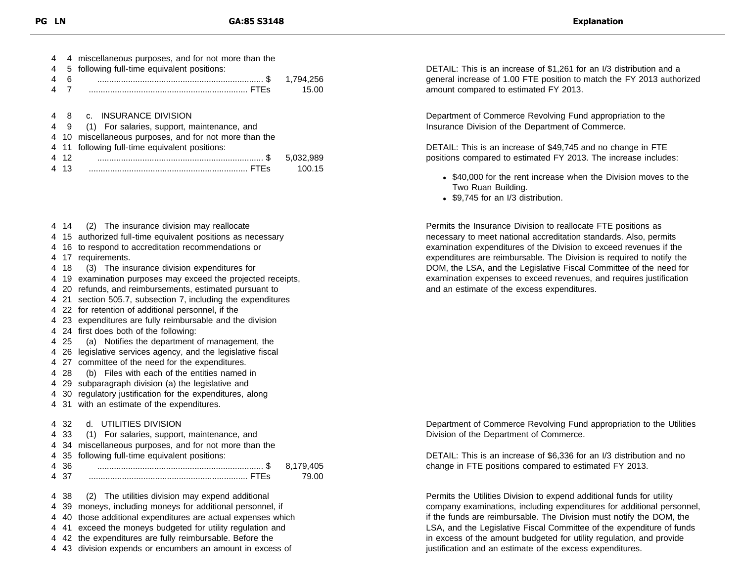| PG | LN | GA:85 S3148 | | | Explanation |
|---|---|---|---|---|---|
| 4 | 4 | miscellaneous purposes, and for not more than the | | | |
| 4 | 5 | following full-time equivalent positions: | | | DETAIL: This is an increase of $1,261 for an I/3 distribution and a general increase of 1.00 FTE position to match the FY 2013 authorized amount compared to estimated FY 2013. |
| 4 | 6 | ...................................................................... | $ | 1,794,256 | |
| 4 | 7 | ................................................................... | FTEs | 15.00 | |
| 4 | 8 | c. INSURANCE DIVISION | | | Department of Commerce Revolving Fund appropriation to the Insurance Division of the Department of Commerce. |
| 4 | 9 | (1) For salaries, support, maintenance, and | | | |
| 4 | 10 | miscellaneous purposes, and for not more than the | | | |
| 4 | 11 | following full-time equivalent positions: | | | DETAIL: This is an increase of $49,745 and no change in FTE positions compared to estimated FY 2013. The increase includes: <br>• $40,000 for the rent increase when the Division moves to the Two Ruan Building. <br>• $9,745 for an I/3 distribution. |
| 4 | 12 | ...................................................................... | $ | 5,032,989 | |
| 4 | 13 | ................................................................... | FTEs | 100.15 | |
| 4 | 14 | (2) The insurance division may reallocate | | | Permits the Insurance Division to reallocate FTE positions as necessary to meet national accreditation standards. Also, permits examination expenditures of the Division to exceed revenues if the expenditures are reimbursable. The Division is required to notify the DOM, the LSA, and the Legislative Fiscal Committee of the need for examination expenses to exceed revenues, and requires justification and an estimate of the excess expenditures. |
| 4 | 15 | authorized full-time equivalent positions as necessary | | | |
| 4 | 16 | to respond to accreditation recommendations or | | | |
| 4 | 17 | requirements. | | | |
| 4 | 18 | (3) The insurance division expenditures for | | | |
| 4 | 19 | examination purposes may exceed the projected receipts, | | | |
| 4 | 20 | refunds, and reimbursements, estimated pursuant to | | | |
| 4 | 21 | section 505.7, subsection 7, including the expenditures | | | |
| 4 | 22 | for retention of additional personnel, if the | | | |
| 4 | 23 | expenditures are fully reimbursable and the division | | | |
| 4 | 24 | first does both of the following: | | | |
| 4 | 25 | (a) Notifies the department of management, the | | | |
| 4 | 26 | legislative services agency, and the legislative fiscal | | | |
| 4 | 27 | committee of the need for the expenditures. | | | |
| 4 | 28 | (b) Files with each of the entities named in | | | |
| 4 | 29 | subparagraph division (a) the legislative and | | | |
| 4 | 30 | regulatory justification for the expenditures, along | | | |
| 4 | 31 | with an estimate of the expenditures. | | | |
| 4 | 32 | d. UTILITIES DIVISION | | | Department of Commerce Revolving Fund appropriation to the Utilities Division of the Department of Commerce. |
| 4 | 33 | (1) For salaries, support, maintenance, and | | | |
| 4 | 34 | miscellaneous purposes, and for not more than the | | | |
| 4 | 35 | following full-time equivalent positions: | | | DETAIL: This is an increase of $6,336 for an I/3 distribution and no change in FTE positions compared to estimated FY 2013. |
| 4 | 36 | ...................................................................... | $ | 8,179,405 | |
| 4 | 37 | ................................................................... | FTEs | 79.00 | |
| 4 | 38 | (2) The utilities division may expend additional | | | Permits the Utilities Division to expend additional funds for utility company examinations, including expenditures for additional personnel, if the funds are reimbursable. The Division must notify the DOM, the LSA, and the Legislative Fiscal Committee of the expenditure of funds in excess of the amount budgeted for utility regulation, and provide justification and an estimate of the excess expenditures. |
| 4 | 39 | moneys, including moneys for additional personnel, if | | | |
| 4 | 40 | those additional expenditures are actual expenses which | | | |
| 4 | 41 | exceed the moneys budgeted for utility regulation and | | | |
| 4 | 42 | the expenditures are fully reimbursable. Before the | | | |
| 4 | 43 | division expends or encumbers an amount in excess of | | | |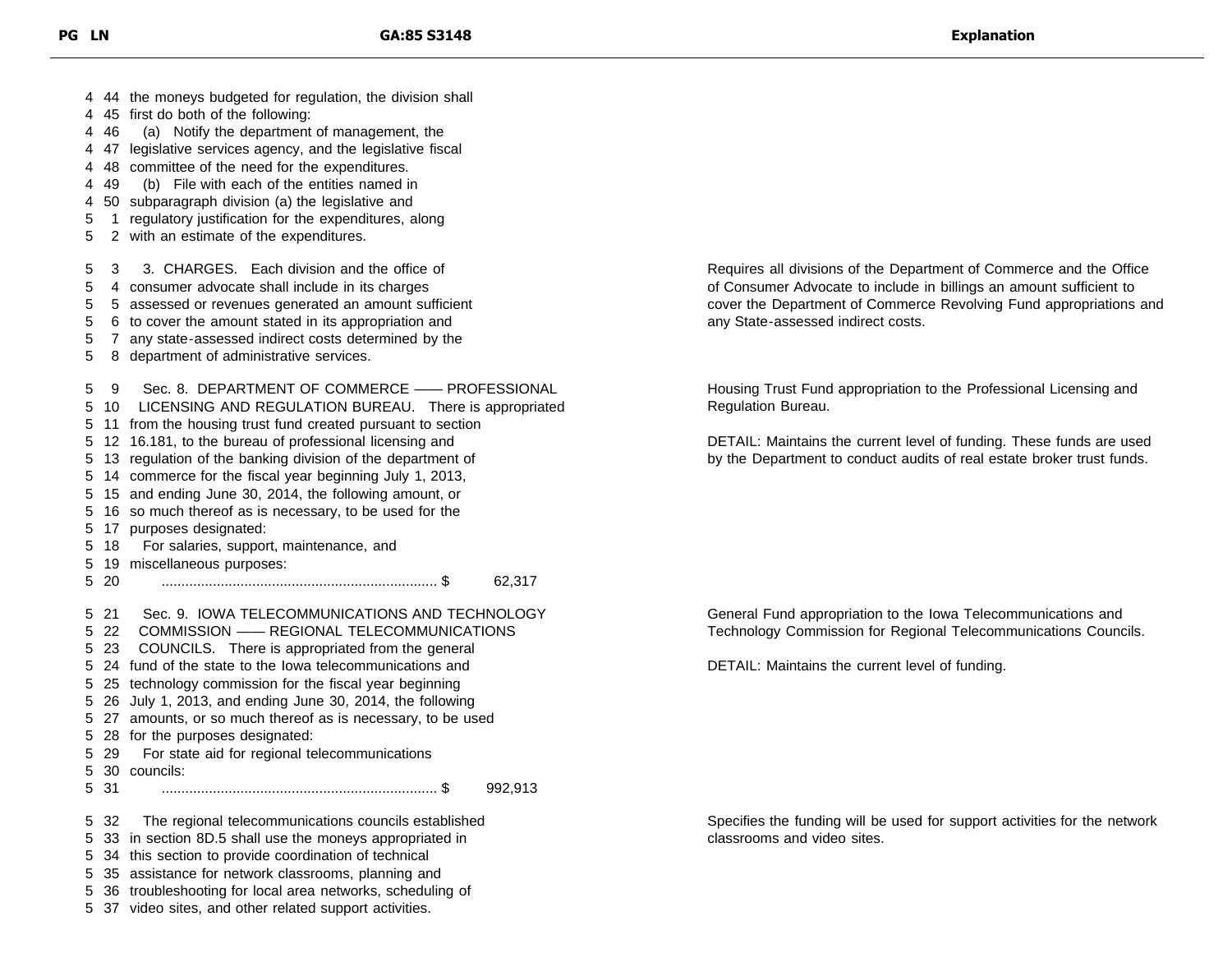| PG LN | GA:85 S3148 | Explanation |
|---|---|---|
| 4 44 | the moneys budgeted for regulation, the division shall | |
| 4 45 | first do both of the following: | |
| 4 46 | (a) Notify the department of management, the | |
| 4 47 | legislative services agency, and the legislative fiscal | |
| 4 48 | committee of the need for the expenditures. | |
| 4 49 | (b) File with each of the entities named in | |
| 4 50 | subparagraph division (a) the legislative and | |
| 5 1 | regulatory justification for the expenditures, along | |
| 5 2 | with an estimate of the expenditures. | |
| 5 3 | 3. CHARGES. Each division and the office of | Requires all divisions of the Department of Commerce and the Office of Consumer Advocate to include in billings an amount sufficient to cover the Department of Commerce Revolving Fund appropriations and any State-assessed indirect costs. |
| 5 4 | consumer advocate shall include in its charges | |
| 5 5 | assessed or revenues generated an amount sufficient | |
| 5 6 | to cover the amount stated in its appropriation and | |
| 5 7 | any state-assessed indirect costs determined by the | |
| 5 8 | department of administrative services. | |
| 5 9 | Sec. 8. DEPARTMENT OF COMMERCE —— PROFESSIONAL | Housing Trust Fund appropriation to the Professional Licensing and Regulation Bureau. |
| 5 10 | LICENSING AND REGULATION BUREAU. There is appropriated | |
| 5 11 | from the housing trust fund created pursuant to section | |
| 5 12 | 16.181, to the bureau of professional licensing and | DETAIL: Maintains the current level of funding. These funds are used by the Department to conduct audits of real estate broker trust funds. |
| 5 13 | regulation of the banking division of the department of | |
| 5 14 | commerce for the fiscal year beginning July 1, 2013, | |
| 5 15 | and ending June 30, 2014, the following amount, or | |
| 5 16 | so much thereof as is necessary, to be used for the | |
| 5 17 | purposes designated: | |
| 5 18 | For salaries, support, maintenance, and | |
| 5 19 | miscellaneous purposes: | |
| 5 20 | ...................................................................... $ 62,317 | |
| 5 21 | Sec. 9. IOWA TELECOMMUNICATIONS AND TECHNOLOGY | General Fund appropriation to the Iowa Telecommunications and Technology Commission for Regional Telecommunications Councils. |
| 5 22 | COMMISSION —— REGIONAL TELECOMMUNICATIONS | |
| 5 23 | COUNCILS. There is appropriated from the general | |
| 5 24 | fund of the state to the Iowa telecommunications and | DETAIL: Maintains the current level of funding. |
| 5 25 | technology commission for the fiscal year beginning | |
| 5 26 | July 1, 2013, and ending June 30, 2014, the following | |
| 5 27 | amounts, or so much thereof as is necessary, to be used | |
| 5 28 | for the purposes designated: | |
| 5 29 | For state aid for regional telecommunications | |
| 5 30 | councils: | |
| 5 31 | ...................................................................... $ 992,913 | |
| 5 32 | The regional telecommunications councils established | Specifies the funding will be used for support activities for the network classrooms and video sites. |
| 5 33 | in section 8D.5 shall use the moneys appropriated in | |
| 5 34 | this section to provide coordination of technical | |
| 5 35 | assistance for network classrooms, planning and | |
| 5 36 | troubleshooting for local area networks, scheduling of | |
| 5 37 | video sites, and other related support activities. | |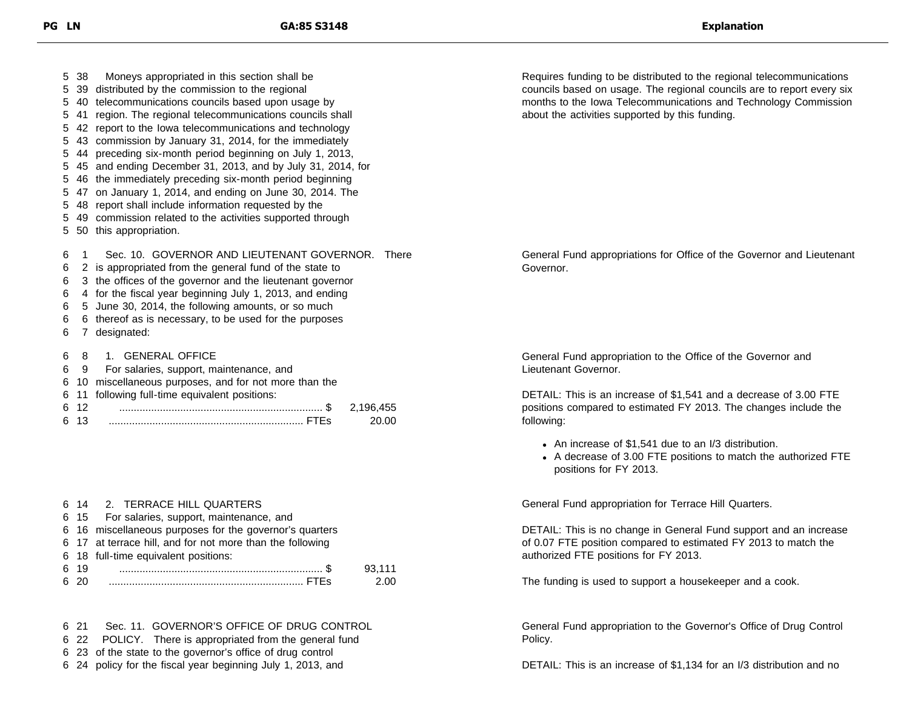| PG LN | GA:85 S3148 | Explanation |
|---|---|---|
| 5 38 | Moneys appropriated in this section shall be | Requires funding to be distributed to the regional telecommunications councils based on usage. The regional councils are to report every six months to the Iowa Telecommunications and Technology Commission about the activities supported by this funding. |
| 5 39 | distributed by the commission to the regional | |
| 5 40 | telecommunications councils based upon usage by | |
| 5 41 | region. The regional telecommunications councils shall | |
| 5 42 | report to the Iowa telecommunications and technology | |
| 5 43 | commission by January 31, 2014, for the immediately | |
| 5 44 | preceding six-month period beginning on July 1, 2013, | |
| 5 45 | and ending December 31, 2013, and by July 31, 2014, for | |
| 5 46 | the immediately preceding six-month period beginning | |
| 5 47 | on January 1, 2014, and ending on June 30, 2014. The | |
| 5 48 | report shall include information requested by the | |
| 5 49 | commission related to the activities supported through | |
| 5 50 | this appropriation. | |
| 6 1 | Sec. 10. GOVERNOR AND LIEUTENANT GOVERNOR. There | General Fund appropriations for Office of the Governor and Lieutenant Governor. |
| 6 2 | is appropriated from the general fund of the state to | |
| 6 3 | the offices of the governor and the lieutenant governor | |
| 6 4 | for the fiscal year beginning July 1, 2013, and ending | |
| 6 5 | June 30, 2014, the following amounts, or so much | |
| 6 6 | thereof as is necessary, to be used for the purposes | |
| 6 7 | designated: | |
| 6 8 | 1. GENERAL OFFICE | General Fund appropriation to the Office of the Governor and Lieutenant Governor. |
| 6 9 | For salaries, support, maintenance, and | |
| 6 10 | miscellaneous purposes, and for not more than the | |
| 6 11 | following full-time equivalent positions: | DETAIL: This is an increase of $1,541 and a decrease of 3.00 FTE positions compared to estimated FY 2013. The changes include the following: |
| 6 12 | ...... $ 2,196,455 | |
| 6 13 | ...... FTEs 20.00 | |
| | | • An increase of $1,541 due to an I/3 distribution.<br>• A decrease of 3.00 FTE positions to match the authorized FTE positions for FY 2013. |
| 6 14 | 2. TERRACE HILL QUARTERS | General Fund appropriation for Terrace Hill Quarters. |
| 6 15 | For salaries, support, maintenance, and | |
| 6 16 | miscellaneous purposes for the governor's quarters | DETAIL: This is no change in General Fund support and an increase of 0.07 FTE position compared to estimated FY 2013 to match the authorized FTE positions for FY 2013. |
| 6 17 | at terrace hill, and for not more than the following | |
| 6 18 | full-time equivalent positions: | |
| 6 19 | ...... $ 93,111 | |
| 6 20 | ...... FTEs 2.00 | The funding is used to support a housekeeper and a cook. |
| 6 21 | Sec. 11. GOVERNOR'S OFFICE OF DRUG CONTROL | General Fund appropriation to the Governor's Office of Drug Control Policy. |
| 6 22 | POLICY. There is appropriated from the general fund | |
| 6 23 | of the state to the governor's office of drug control | |
| 6 24 | policy for the fiscal year beginning July 1, 2013, and | DETAIL: This is an increase of $1,134 for an I/3 distribution and no |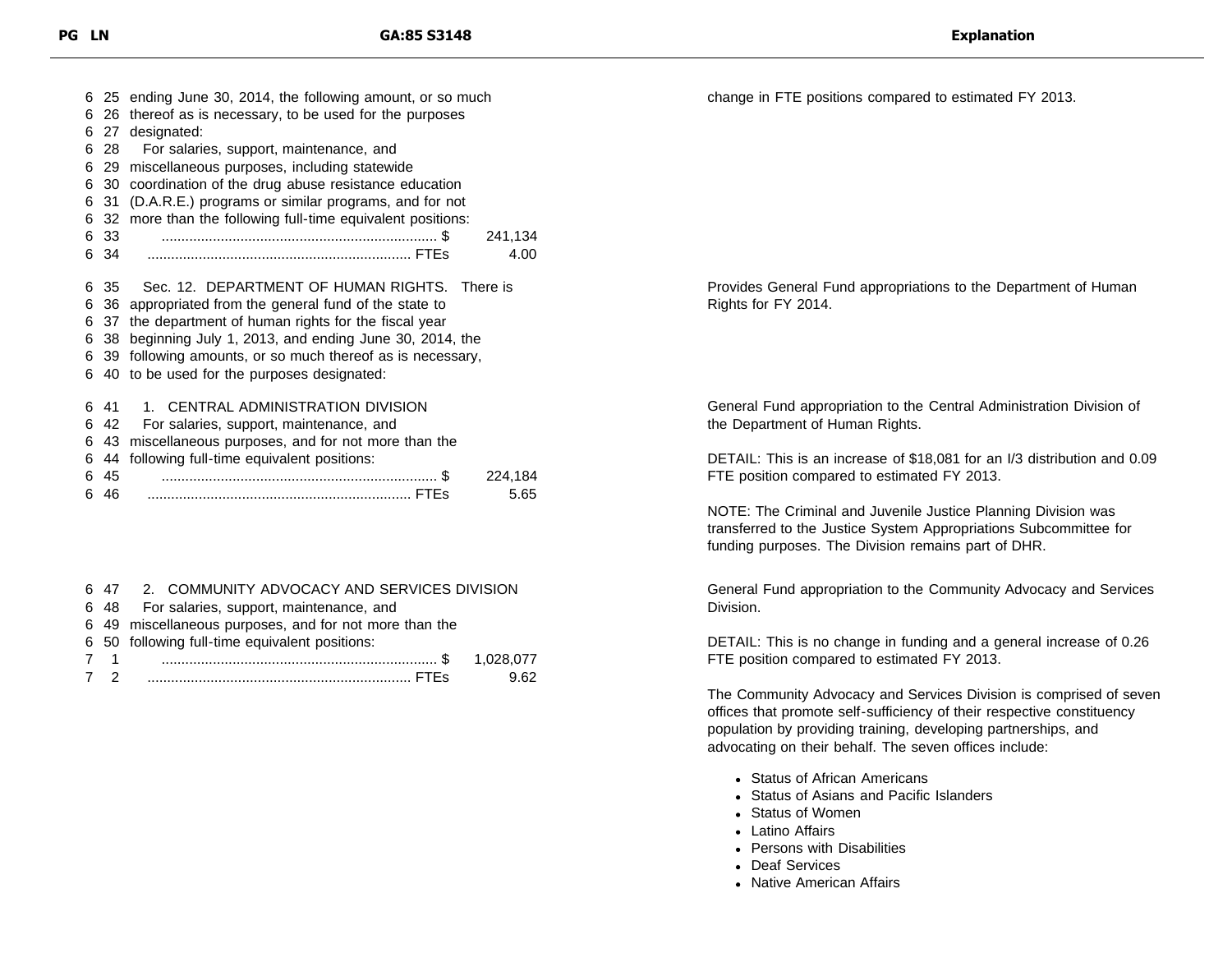| PG LN | GA:85 S3148 | Explanation |
|---|---|---|
| 6 25 | ending June 30, 2014, the following amount, or so much | change in FTE positions compared to estimated FY 2013. |
| 6 26 | thereof as is necessary, to be used for the purposes | |
| 6 27 | designated: | |
| 6 28 | For salaries, support, maintenance, and | |
| 6 29 | miscellaneous purposes, including statewide | |
| 6 30 | coordination of the drug abuse resistance education | |
| 6 31 | (D.A.R.E.) programs or similar programs, and for not | |
| 6 32 | more than the following full-time equivalent positions: | |
| 6 33 | ...................................................................... $ 241,134 | |
| 6 34 | ................................................................... FTEs 4.00 | |
| 6 35 | Sec. 12. DEPARTMENT OF HUMAN RIGHTS. There is | Provides General Fund appropriations to the Department of Human Rights for FY 2014. |
| 6 36 | appropriated from the general fund of the state to | |
| 6 37 | the department of human rights for the fiscal year | |
| 6 38 | beginning July 1, 2013, and ending June 30, 2014, the | |
| 6 39 | following amounts, or so much thereof as is necessary, | |
| 6 40 | to be used for the purposes designated: | |
| 6 41 | 1. CENTRAL ADMINISTRATION DIVISION | General Fund appropriation to the Central Administration Division of the Department of Human Rights. |
| 6 42 | For salaries, support, maintenance, and | |
| 6 43 | miscellaneous purposes, and for not more than the | |
| 6 44 | following full-time equivalent positions: | DETAIL: This is an increase of $18,081 for an I/3 distribution and 0.09 FTE position compared to estimated FY 2013. |
| 6 45 | ...................................................................... $ 224,184 | |
| 6 46 | ................................................................... FTEs 5.65 | NOTE: The Criminal and Juvenile Justice Planning Division was transferred to the Justice System Appropriations Subcommittee for funding purposes. The Division remains part of DHR. |
| 6 47 | 2. COMMUNITY ADVOCACY AND SERVICES DIVISION | General Fund appropriation to the Community Advocacy and Services Division. |
| 6 48 | For salaries, support, maintenance, and | |
| 6 49 | miscellaneous purposes, and for not more than the | |
| 6 50 | following full-time equivalent positions: | DETAIL: This is no change in funding and a general increase of 0.26 FTE position compared to estimated FY 2013. |
| 7 1 | ...................................................................... $ 1,028,077 | |
| 7 2 | ................................................................... FTEs 9.62 | The Community Advocacy and Services Division is comprised of seven offices that promote self-sufficiency of their respective constituency population by providing training, developing partnerships, and advocating on their behalf. The seven offices include: |

- Status of African Americans
- Status of Asians and Pacific Islanders
- Status of Women
- Latino Affairs
- Persons with Disabilities
- Deaf Services
- Native American Affairs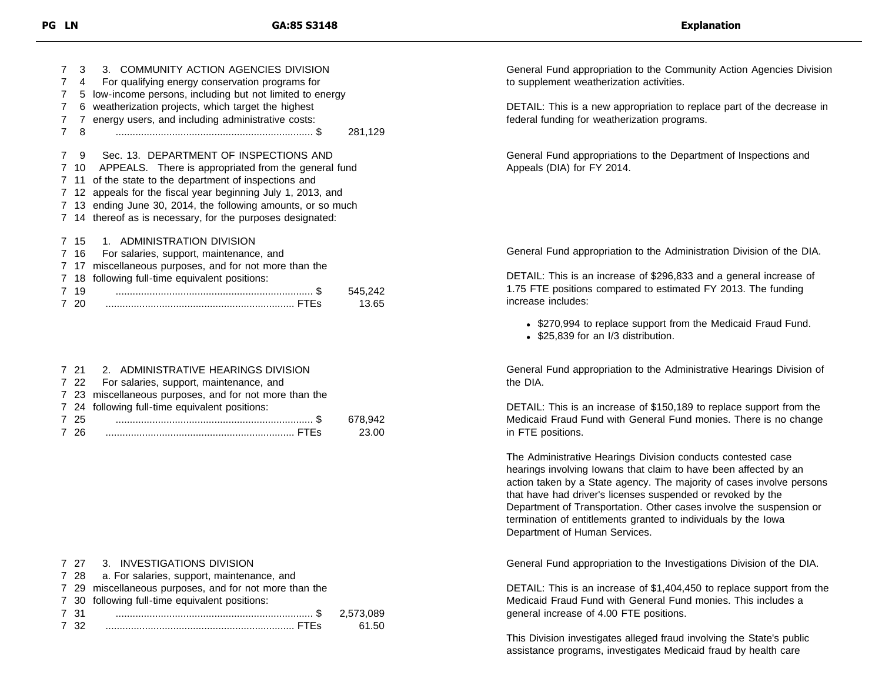| PG LN | GA:85 S3148 | Explanation |
|---|---|---|
| 7 3<br>7 4<br>7 5<br>7 6<br>7 7<br>7 8 | 3. COMMUNITY ACTION AGENCIES DIVISION<br>For qualifying energy conservation programs for low-income persons, including but not limited to energy weatherization projects, which target the highest energy users, and including administrative costs:<br>...................................................................... $ 281,129 | General Fund appropriation to the Community Action Agencies Division to supplement weatherization activities.<br><br>DETAIL: This is a new appropriation to replace part of the decrease in federal funding for weatherization programs. |
| 7 9<br>7 10<br>7 11<br>7 12<br>7 13<br>7 14 | Sec. 13. DEPARTMENT OF INSPECTIONS AND APPEALS. There is appropriated from the general fund of the state to the department of inspections and appeals for the fiscal year beginning July 1, 2013, and ending June 30, 2014, the following amounts, or so much thereof as is necessary, for the purposes designated: | General Fund appropriations to the Department of Inspections and Appeals (DIA) for FY 2014. |
| 7 15<br>7 16<br>7 17<br>7 18<br>7 19<br>7 20 | 1. ADMINISTRATION DIVISION<br>For salaries, support, maintenance, and miscellaneous purposes, and for not more than the following full-time equivalent positions:<br>...................................................................... $ 545,242<br>................................................................... FTEs 13.65 | General Fund appropriation to the Administration Division of the DIA.<br><br>DETAIL: This is an increase of $296,833 and a general increase of 1.75 FTE positions compared to estimated FY 2013. The funding increase includes:<br>• $270,994 to replace support from the Medicaid Fraud Fund.<br>• $25,839 for an I/3 distribution. |
| 7 21<br>7 22<br>7 23<br>7 24<br>7 25<br>7 26 | 2. ADMINISTRATIVE HEARINGS DIVISION<br>For salaries, support, maintenance, and miscellaneous purposes, and for not more than the following full-time equivalent positions:<br>...................................................................... $ 678,942<br>................................................................... FTEs 23.00 | General Fund appropriation to the Administrative Hearings Division of the DIA.<br><br>DETAIL: This is an increase of $150,189 to replace support from the Medicaid Fraud Fund with General Fund monies. There is no change in FTE positions.<br><br>The Administrative Hearings Division conducts contested case hearings involving Iowans that claim to have been affected by an action taken by a State agency. The majority of cases involve persons that have had driver's licenses suspended or revoked by the Department of Transportation. Other cases involve the suspension or termination of entitlements granted to individuals by the Iowa Department of Human Services. |
| 7 27<br>7 28<br>7 29<br>7 30<br>7 31<br>7 32 | 3. INVESTIGATIONS DIVISION<br>a. For salaries, support, maintenance, and miscellaneous purposes, and for not more than the following full-time equivalent positions:<br>...................................................................... $ 2,573,089<br>................................................................... FTEs 61.50 | General Fund appropriation to the Investigations Division of the DIA.<br><br>DETAIL: This is an increase of $1,404,450 to replace support from the Medicaid Fraud Fund with General Fund monies. This includes a general increase of 4.00 FTE positions.<br><br>This Division investigates alleged fraud involving the State's public assistance programs, investigates Medicaid fraud by health care |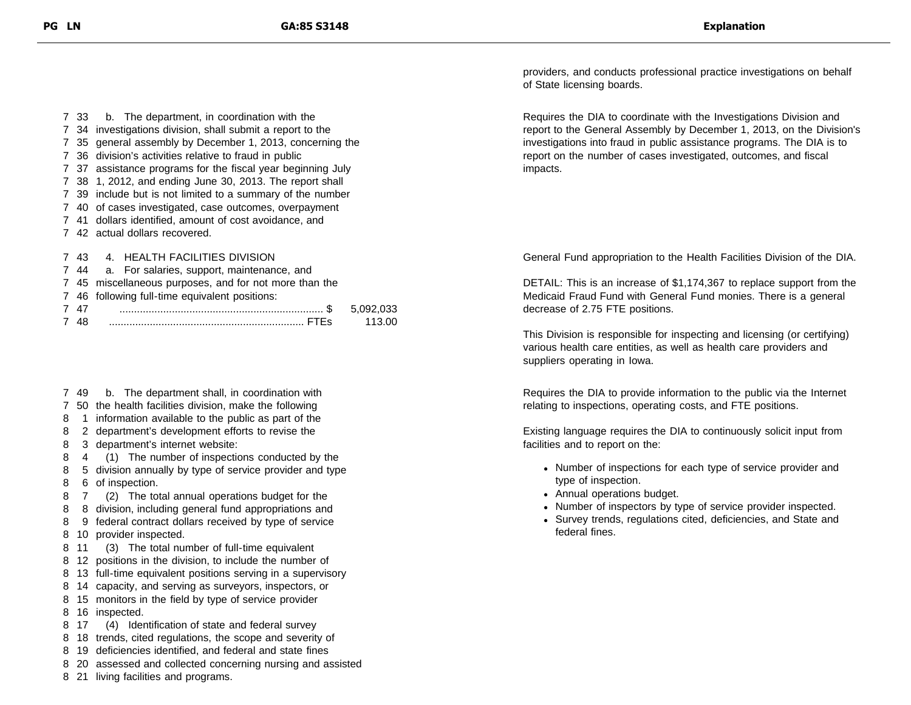| PG LN | GA:85 S3148 | Explanation |
|---|---|---|
| | | providers, and conducts professional practice investigations on behalf of State licensing boards. |
| 7 33<br>7 34<br>7 35<br>7 36<br>7 37<br>7 38<br>7 39<br>7 40<br>7 41<br>7 42 | b. The department, in coordination with the investigations division, shall submit a report to the general assembly by December 1, 2013, concerning the division's activities relative to fraud in public assistance programs for the fiscal year beginning July 1, 2012, and ending June 30, 2013. The report shall include but is not limited to a summary of the number of cases investigated, case outcomes, overpayment dollars identified, amount of cost avoidance, and actual dollars recovered. | Requires the DIA to coordinate with the Investigations Division and report to the General Assembly by December 1, 2013, on the Division's investigations into fraud in public assistance programs. The DIA is to report on the number of cases investigated, outcomes, and fiscal impacts. |
| 7 43<br>7 44<br>7 45<br>7 46<br>7 47<br>7 48 | 4. HEALTH FACILITIES DIVISION<br>a. For salaries, support, maintenance, and miscellaneous purposes, and for not more than the following full-time equivalent positions:<br>...... $ 5,092,033<br>...... FTEs 113.00 | General Fund appropriation to the Health Facilities Division of the DIA.<br><br>DETAIL: This is an increase of $1,174,367 to replace support from the Medicaid Fraud Fund with General Fund monies. There is a general decrease of 2.75 FTE positions.<br><br>This Division is responsible for inspecting and licensing (or certifying) various health care entities, as well as health care providers and suppliers operating in Iowa. |
| 7 49<br>7 50<br>8 1<br>8 2<br>8 3<br>8 4<br>8 5<br>8 6<br>8 7<br>8 8<br>8 9<br>8 10<br>8 11<br>8 12<br>8 13<br>8 14<br>8 15<br>8 16<br>8 17<br>8 18<br>8 19<br>8 20<br>8 21 | b. The department shall, in coordination with the health facilities division, make the following information available to the public as part of the department's development efforts to revise the department's internet website:<br>(1) The number of inspections conducted by the division annually by type of service provider and type of inspection.<br>(2) The total annual operations budget for the division, including general fund appropriations and federal contract dollars received by type of service provider inspected.<br>(3) The total number of full-time equivalent positions in the division, to include the number of full-time equivalent positions serving in a supervisory capacity, and serving as surveyors, inspectors, or monitors in the field by type of service provider inspected.<br>(4) Identification of state and federal survey trends, cited regulations, the scope and severity of deficiencies identified, and federal and state fines assessed and collected concerning nursing and assisted living facilities and programs. | Requires the DIA to provide information to the public via the Internet relating to inspections, operating costs, and FTE positions.<br><br>Existing language requires the DIA to continuously solicit input from facilities and to report on the:<br><br>• Number of inspections for each type of service provider and type of inspection.<br>• Annual operations budget.<br>• Number of inspectors by type of service provider inspected.<br>• Survey trends, regulations cited, deficiencies, and State and federal fines. |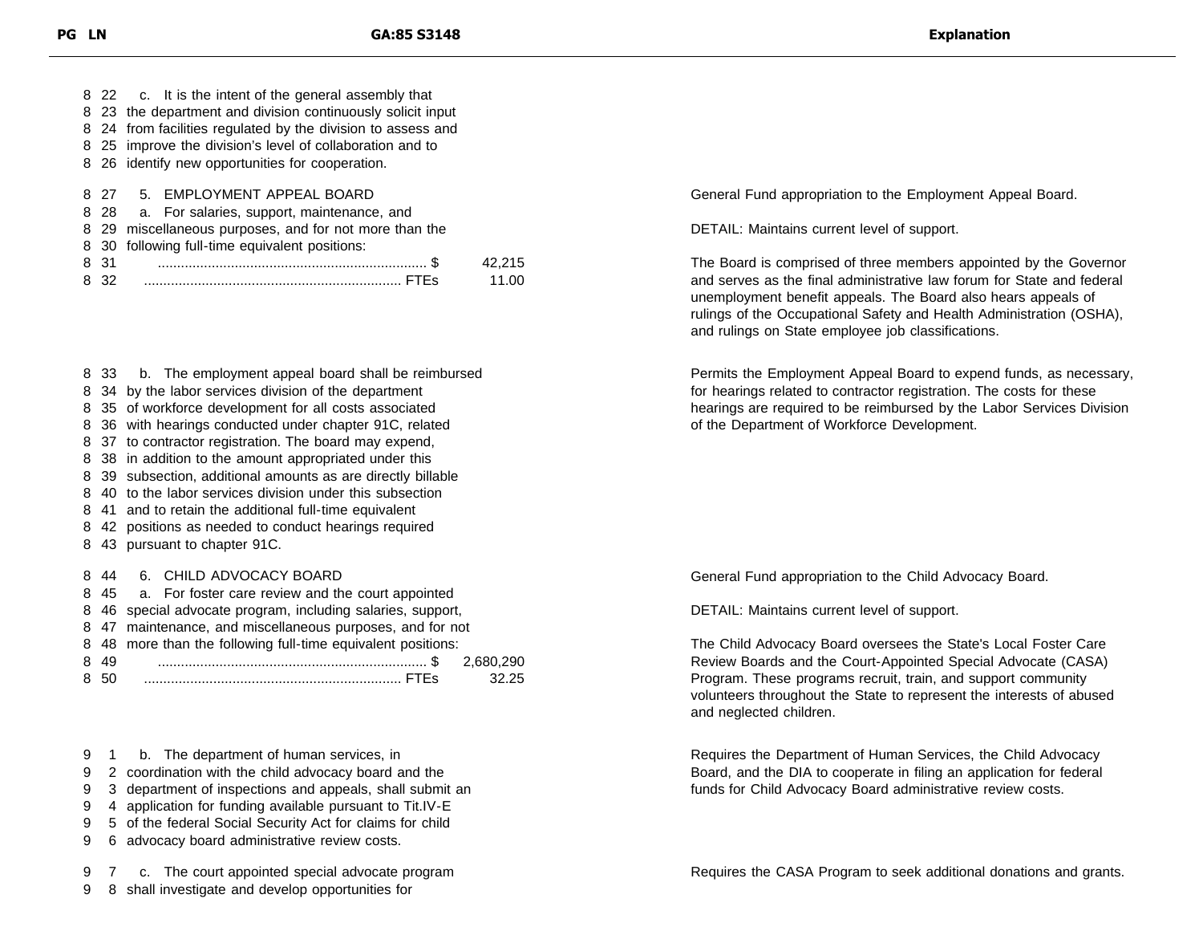| PG LN | GA:85 S3148 | Explanation |
|---|---|---|
| 8 22 | c. It is the intent of the general assembly that | |
| 8 23 | the department and division continuously solicit input | |
| 8 24 | from facilities regulated by the division to assess and | |
| 8 25 | improve the division's level of collaboration and to | |
| 8 26 | identify new opportunities for cooperation. | |
| 8 27 | 5. EMPLOYMENT APPEAL BOARD | General Fund appropriation to the Employment Appeal Board. |
| 8 28 | a. For salaries, support, maintenance, and | |
| 8 29 | miscellaneous purposes, and for not more than the | DETAIL: Maintains current level of support. |
| 8 30 | following full-time equivalent positions: | |
| 8 31 | ...................................................................... $ 42,215 | The Board is comprised of three members appointed by the Governor and serves as the final administrative law forum for State and federal unemployment benefit appeals. The Board also hears appeals of rulings of the Occupational Safety and Health Administration (OSHA), and rulings on State employee job classifications. |
| 8 32 | ................................................................... FTEs 11.00 | |
| 8 33 | b. The employment appeal board shall be reimbursed | Permits the Employment Appeal Board to expend funds, as necessary, for hearings related to contractor registration. The costs for these hearings are required to be reimbursed by the Labor Services Division of the Department of Workforce Development. |
| 8 34 | by the labor services division of the department | |
| 8 35 | of workforce development for all costs associated | |
| 8 36 | with hearings conducted under chapter 91C, related | |
| 8 37 | to contractor registration. The board may expend, | |
| 8 38 | in addition to the amount appropriated under this | |
| 8 39 | subsection, additional amounts as are directly billable | |
| 8 40 | to the labor services division under this subsection | |
| 8 41 | and to retain the additional full-time equivalent | |
| 8 42 | positions as needed to conduct hearings required | |
| 8 43 | pursuant to chapter 91C. | |
| 8 44 | 6. CHILD ADVOCACY BOARD | General Fund appropriation to the Child Advocacy Board. |
| 8 45 | a. For foster care review and the court appointed | |
| 8 46 | special advocate program, including salaries, support, | DETAIL: Maintains current level of support. |
| 8 47 | maintenance, and miscellaneous purposes, and for not | |
| 8 48 | more than the following full-time equivalent positions: | The Child Advocacy Board oversees the State's Local Foster Care Review Boards and the Court-Appointed Special Advocate (CASA) Program. These programs recruit, train, and support community volunteers throughout the State to represent the interests of abused and neglected children. |
| 8 49 | ...................................................................... $ 2,680,290 | |
| 8 50 | ................................................................... FTEs 32.25 | |
| 9 1 | b. The department of human services, in | Requires the Department of Human Services, the Child Advocacy Board, and the DIA to cooperate in filing an application for federal funds for Child Advocacy Board administrative review costs. |
| 9 2 | coordination with the child advocacy board and the | |
| 9 3 | department of inspections and appeals, shall submit an | |
| 9 4 | application for funding available pursuant to Tit.IV-E | |
| 9 5 | of the federal Social Security Act for claims for child | |
| 9 6 | advocacy board administrative review costs. | |
| 9 7 | c. The court appointed special advocate program | Requires the CASA Program to seek additional donations and grants. |
| 9 8 | shall investigate and develop opportunities for | |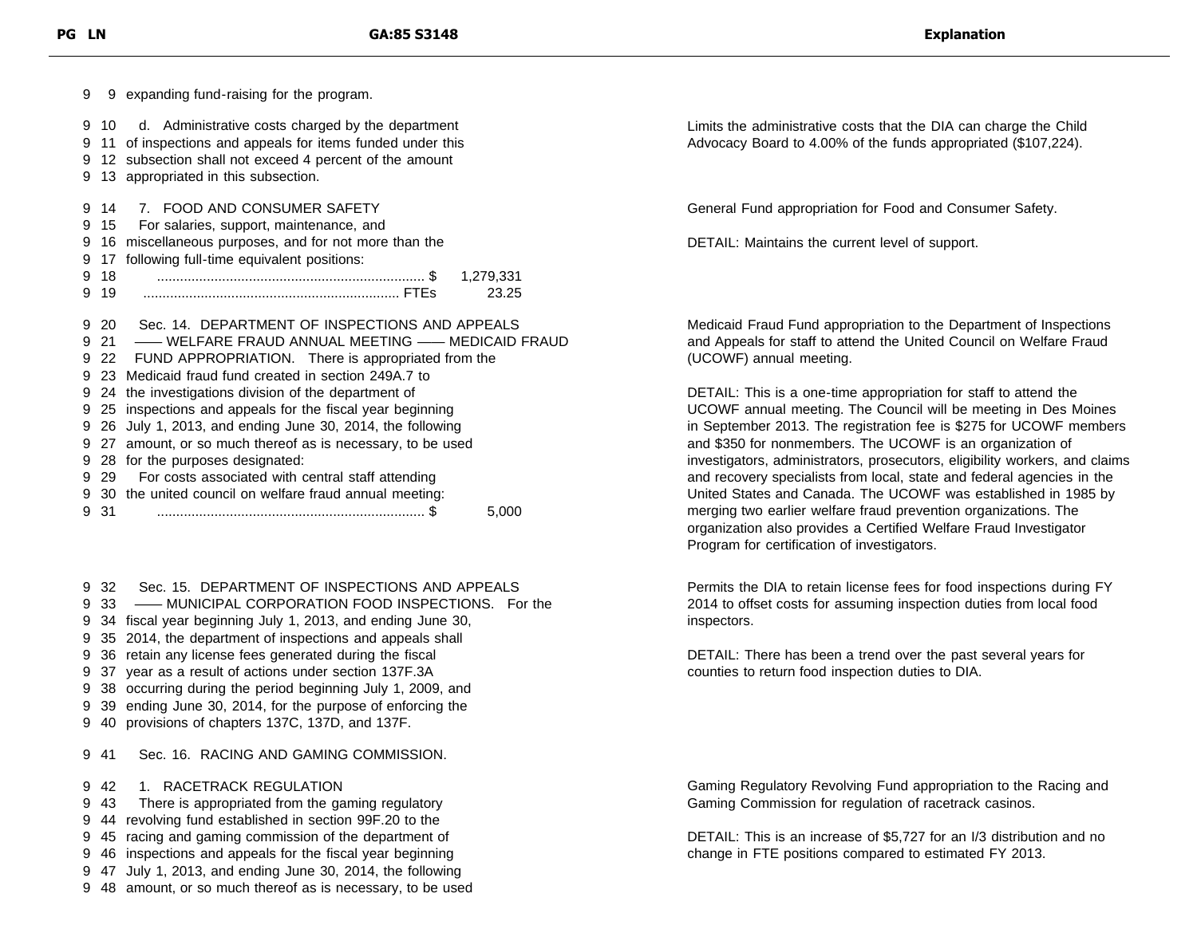| PG LN | GA:85 S3148 | Explanation |
|---|---|---|
| 9 9 | expanding fund-raising for the program. | |
| 9 10 | d. Administrative costs charged by the department | Limits the administrative costs that the DIA can charge the Child Advocacy Board to 4.00% of the funds appropriated ($107,224). |
| 9 11 | of inspections and appeals for items funded under this | |
| 9 12 | subsection shall not exceed 4 percent of the amount | |
| 9 13 | appropriated in this subsection. | |
| 9 14 | 7. FOOD AND CONSUMER SAFETY | General Fund appropriation for Food and Consumer Safety. |
| 9 15 | For salaries, support, maintenance, and | |
| 9 16 | miscellaneous purposes, and for not more than the | DETAIL: Maintains the current level of support. |
| 9 17 | following full-time equivalent positions: | |
| 9 18 | ...................................................................... $ 1,279,331 | |
| 9 19 | ................................................................... FTEs 23.25 | |
| 9 20 | Sec. 14. DEPARTMENT OF INSPECTIONS AND APPEALS | Medicaid Fraud Fund appropriation to the Department of Inspections and Appeals for staff to attend the United Council on Welfare Fraud (UCOWF) annual meeting. |
| 9 21 | —— WELFARE FRAUD ANNUAL MEETING —— MEDICAID FRAUD | |
| 9 22 | FUND APPROPRIATION. There is appropriated from the | |
| 9 23 | Medicaid fraud fund created in section 249A.7 to | |
| 9 24 | the investigations division of the department of | DETAIL: This is a one-time appropriation for staff to attend the UCOWF annual meeting. The Council will be meeting in Des Moines in September 2013. The registration fee is $275 for UCOWF members and $350 for nonmembers. The UCOWF is an organization of investigators, administrators, prosecutors, eligibility workers, and claims and recovery specialists from local, state and federal agencies in the United States and Canada. The UCOWF was established in 1985 by merging two earlier welfare fraud prevention organizations. The organization also provides a Certified Welfare Fraud Investigator Program for certification of investigators. |
| 9 25 | inspections and appeals for the fiscal year beginning | |
| 9 26 | July 1, 2013, and ending June 30, 2014, the following | |
| 9 27 | amount, or so much thereof as is necessary, to be used | |
| 9 28 | for the purposes designated: | |
| 9 29 | For costs associated with central staff attending | |
| 9 30 | the united council on welfare fraud annual meeting: | |
| 9 31 | ...................................................................... $ 5,000 | |
| 9 32 | Sec. 15. DEPARTMENT OF INSPECTIONS AND APPEALS | Permits the DIA to retain license fees for food inspections during FY 2014 to offset costs for assuming inspection duties from local food inspectors. |
| 9 33 | —— MUNICIPAL CORPORATION FOOD INSPECTIONS. For the | |
| 9 34 | fiscal year beginning July 1, 2013, and ending June 30, | |
| 9 35 | 2014, the department of inspections and appeals shall | |
| 9 36 | retain any license fees generated during the fiscal | DETAIL: There has been a trend over the past several years for counties to return food inspection duties to DIA. |
| 9 37 | year as a result of actions under section 137F.3A | |
| 9 38 | occurring during the period beginning July 1, 2009, and | |
| 9 39 | ending June 30, 2014, for the purpose of enforcing the | |
| 9 40 | provisions of chapters 137C, 137D, and 137F. | |
| 9 41 | Sec. 16. RACING AND GAMING COMMISSION. | |
| 9 42 | 1. RACETRACK REGULATION | Gaming Regulatory Revolving Fund appropriation to the Racing and Gaming Commission for regulation of racetrack casinos. |
| 9 43 | There is appropriated from the gaming regulatory | |
| 9 44 | revolving fund established in section 99F.20 to the | |
| 9 45 | racing and gaming commission of the department of | DETAIL: This is an increase of $5,727 for an I/3 distribution and no change in FTE positions compared to estimated FY 2013. |
| 9 46 | inspections and appeals for the fiscal year beginning | |
| 9 47 | July 1, 2013, and ending June 30, 2014, the following | |
| 9 48 | amount, or so much thereof as is necessary, to be used | |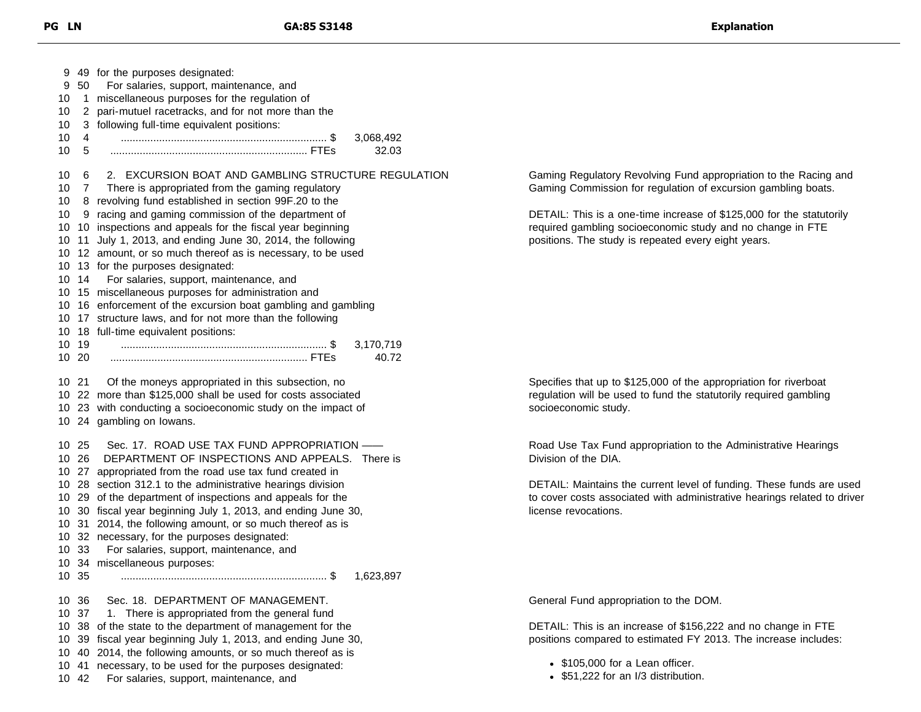| PG | LN | GA:85 S3148 | Explanation |
|---|---|---|---|
| 9 | 49 | for the purposes designated: | |
| 9 | 50 | For salaries, support, maintenance, and | |
| 10 | 1 | miscellaneous purposes for the regulation of | |
| 10 | 2 | pari-mutuel racetracks, and for not more than the | |
| 10 | 3 | following full-time equivalent positions: | |
| 10 | 4 | ...................................................................... $ 3,068,492 | |
| 10 | 5 | ...................................................................... FTEs 32.03 | |
| 10 | 6 | 2. EXCURSION BOAT AND GAMBLING STRUCTURE REGULATION | Gaming Regulatory Revolving Fund appropriation to the Racing and Gaming Commission for regulation of excursion gambling boats. |
| 10 | 7 | There is appropriated from the gaming regulatory | |
| 10 | 8 | revolving fund established in section 99F.20 to the | |
| 10 | 9 | racing and gaming commission of the department of | DETAIL: This is a one-time increase of $125,000 for the statutorily required gambling socioeconomic study and no change in FTE positions. The study is repeated every eight years. |
| 10 | 10 | inspections and appeals for the fiscal year beginning | |
| 10 | 11 | July 1, 2013, and ending June 30, 2014, the following | |
| 10 | 12 | amount, or so much thereof as is necessary, to be used | |
| 10 | 13 | for the purposes designated: | |
| 10 | 14 | For salaries, support, maintenance, and | |
| 10 | 15 | miscellaneous purposes for administration and | |
| 10 | 16 | enforcement of the excursion boat gambling and gambling | |
| 10 | 17 | structure laws, and for not more than the following | |
| 10 | 18 | full-time equivalent positions: | |
| 10 | 19 | ...................................................................... $ 3,170,719 | |
| 10 | 20 | ...................................................................... FTEs 40.72 | |
| 10 | 21 | Of the moneys appropriated in this subsection, no | Specifies that up to $125,000 of the appropriation for riverboat regulation will be used to fund the statutorily required gambling socioeconomic study. |
| 10 | 22 | more than $125,000 shall be used for costs associated | |
| 10 | 23 | with conducting a socioeconomic study on the impact of | |
| 10 | 24 | gambling on Iowans. | |
| 10 | 25 | Sec. 17. ROAD USE TAX FUND APPROPRIATION —— | Road Use Tax Fund appropriation to the Administrative Hearings Division of the DIA. |
| 10 | 26 | DEPARTMENT OF INSPECTIONS AND APPEALS. There is | |
| 10 | 27 | appropriated from the road use tax fund created in | |
| 10 | 28 | section 312.1 to the administrative hearings division | DETAIL: Maintains the current level of funding. These funds are used to cover costs associated with administrative hearings related to driver license revocations. |
| 10 | 29 | of the department of inspections and appeals for the | |
| 10 | 30 | fiscal year beginning July 1, 2013, and ending June 30, | |
| 10 | 31 | 2014, the following amount, or so much thereof as is | |
| 10 | 32 | necessary, for the purposes designated: | |
| 10 | 33 | For salaries, support, maintenance, and | |
| 10 | 34 | miscellaneous purposes: | |
| 10 | 35 | ...................................................................... $ 1,623,897 | |
| 10 | 36 | Sec. 18. DEPARTMENT OF MANAGEMENT. | General Fund appropriation to the DOM. |
| 10 | 37 | 1. There is appropriated from the general fund | |
| 10 | 38 | of the state to the department of management for the | DETAIL: This is an increase of $156,222 and no change in FTE positions compared to estimated FY 2013. The increase includes: |
| 10 | 39 | fiscal year beginning July 1, 2013, and ending June 30, | |
| 10 | 40 | 2014, the following amounts, or so much thereof as is | • $105,000 for a Lean officer. |
| 10 | 41 | necessary, to be used for the purposes designated: | • $51,222 for an I/3 distribution. |
| 10 | 42 | For salaries, support, maintenance, and | |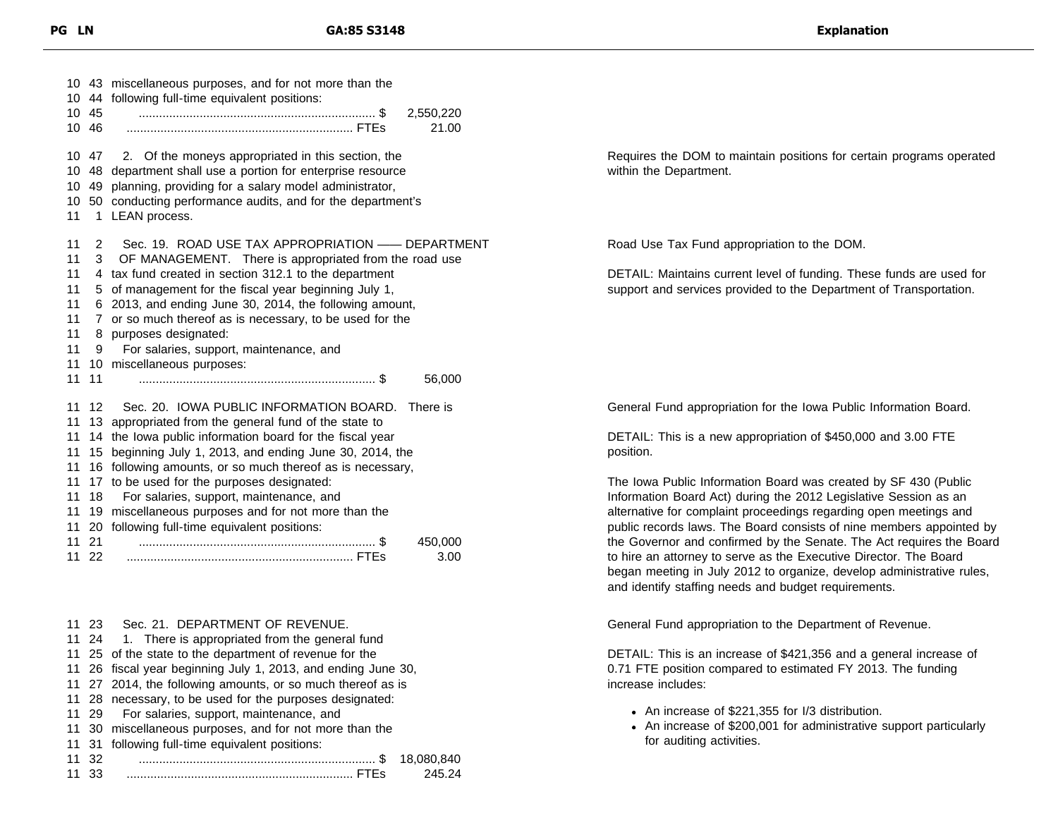| PG LN | GA:85 S3148 | Explanation |
|---|---|---|
| 10 43 | miscellaneous purposes, and for not more than the | |
| 10 44 | following full-time equivalent positions: | |
| 10 45 | ...................................................................... $ 2,550,220 | |
| 10 46 | .................................................................... FTEs 21.00 | |
| 10 47 | 2. Of the moneys appropriated in this section, the | Requires the DOM to maintain positions for certain programs operated within the Department. |
| 10 48 | department shall use a portion for enterprise resource | |
| 10 49 | planning, providing for a salary model administrator, | |
| 10 50 | conducting performance audits, and for the department's | |
| 11 1 | LEAN process. | |
| 11 2 | Sec. 19. ROAD USE TAX APPROPRIATION —— DEPARTMENT | Road Use Tax Fund appropriation to the DOM. |
| 11 3 | OF MANAGEMENT. There is appropriated from the road use | |
| 11 4 | tax fund created in section 312.1 to the department | DETAIL: Maintains current level of funding. These funds are used for support and services provided to the Department of Transportation. |
| 11 5 | of management for the fiscal year beginning July 1, | |
| 11 6 | 2013, and ending June 30, 2014, the following amount, | |
| 11 7 | or so much thereof as is necessary, to be used for the | |
| 11 8 | purposes designated: | |
| 11 9 | For salaries, support, maintenance, and | |
| 11 10 | miscellaneous purposes: | |
| 11 11 | ...................................................................... $ 56,000 | |
| 11 12 | Sec. 20. IOWA PUBLIC INFORMATION BOARD. There is | General Fund appropriation for the Iowa Public Information Board. |
| 11 13 | appropriated from the general fund of the state to | |
| 11 14 | the Iowa public information board for the fiscal year | DETAIL: This is a new appropriation of $450,000 and 3.00 FTE position. |
| 11 15 | beginning July 1, 2013, and ending June 30, 2014, the | |
| 11 16 | following amounts, or so much thereof as is necessary, | |
| 11 17 | to be used for the purposes designated: | The Iowa Public Information Board was created by SF 430 (Public Information Board Act) during the 2012 Legislative Session as an alternative for complaint proceedings regarding open meetings and public records laws. The Board consists of nine members appointed by the Governor and confirmed by the Senate. The Act requires the Board to hire an attorney to serve as the Executive Director. The Board began meeting in July 2012 to organize, develop administrative rules, and identify staffing needs and budget requirements. |
| 11 18 | For salaries, support, maintenance, and | |
| 11 19 | miscellaneous purposes and for not more than the | |
| 11 20 | following full-time equivalent positions: | |
| 11 21 | ...................................................................... $ 450,000 | |
| 11 22 | .................................................................... FTEs 3.00 | |
| 11 23 | Sec. 21. DEPARTMENT OF REVENUE. | General Fund appropriation to the Department of Revenue. |
| 11 24 | 1. There is appropriated from the general fund | |
| 11 25 | of the state to the department of revenue for the | DETAIL: This is an increase of $421,356 and a general increase of 0.71 FTE position compared to estimated FY 2013. The funding increase includes:<br>• An increase of $221,355 for I/3 distribution.<br>• An increase of $200,001 for administrative support particularly for auditing activities. |
| 11 26 | fiscal year beginning July 1, 2013, and ending June 30, | |
| 11 27 | 2014, the following amounts, or so much thereof as is | |
| 11 28 | necessary, to be used for the purposes designated: | |
| 11 29 | For salaries, support, maintenance, and | |
| 11 30 | miscellaneous purposes, and for not more than the | |
| 11 31 | following full-time equivalent positions: | |
| 11 32 | ...................................................................... $ 18,080,840 | |
| 11 33 | .................................................................... FTEs 245.24 | |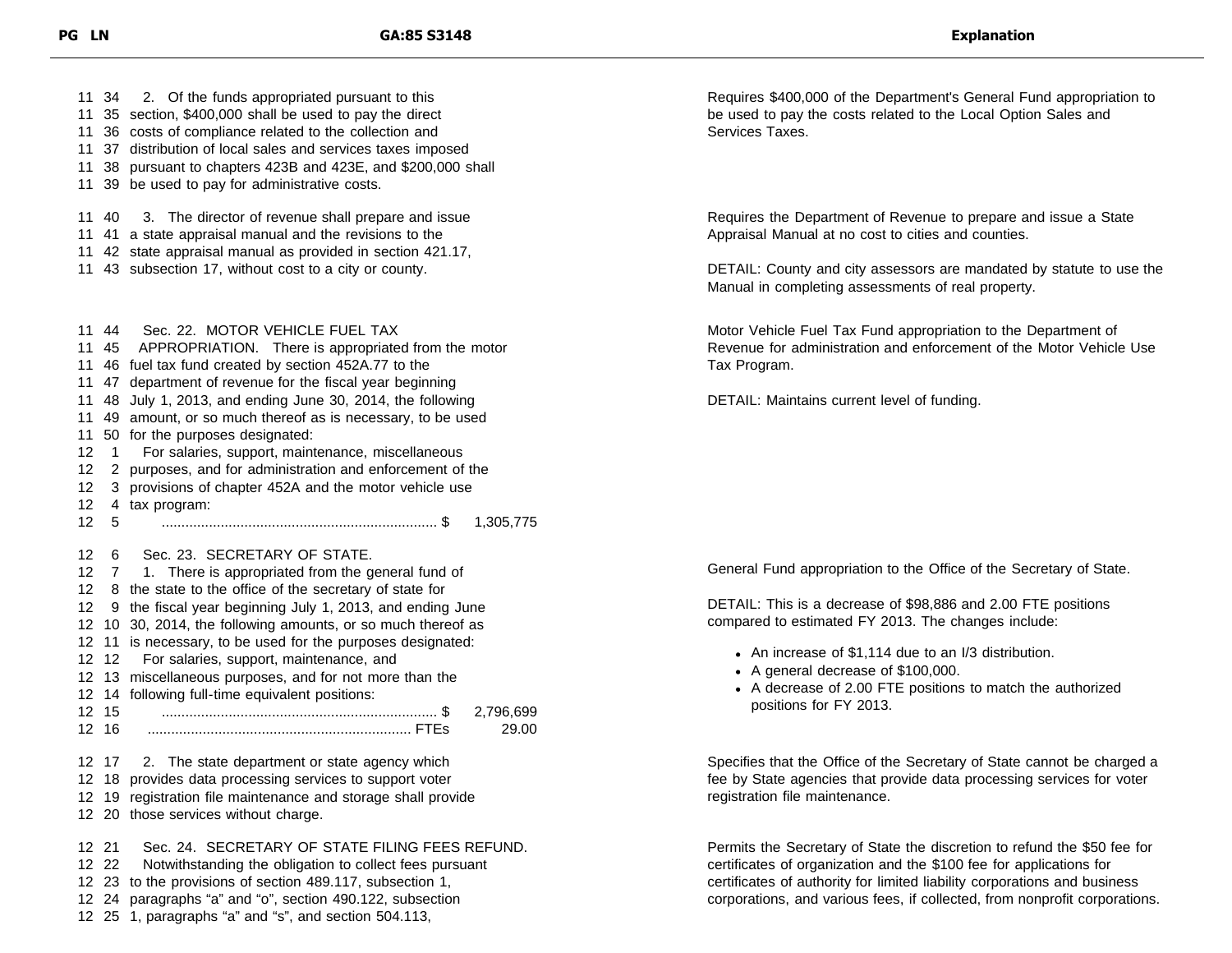| PG LN | GA:85 S3148 | Explanation |
|---|---|---|
| 11 34 | 2. Of the funds appropriated pursuant to this | Requires $400,000 of the Department's General Fund appropriation to be used to pay the costs related to the Local Option Sales and Services Taxes. |
| 11 35 | section, $400,000 shall be used to pay the direct | |
| 11 36 | costs of compliance related to the collection and | |
| 11 37 | distribution of local sales and services taxes imposed | |
| 11 38 | pursuant to chapters 423B and 423E, and $200,000 shall | |
| 11 39 | be used to pay for administrative costs. | |
| 11 40 | 3. The director of revenue shall prepare and issue | Requires the Department of Revenue to prepare and issue a State Appraisal Manual at no cost to cities and counties. |
| 11 41 | a state appraisal manual and the revisions to the | |
| 11 42 | state appraisal manual as provided in section 421.17, | |
| 11 43 | subsection 17, without cost to a city or county. | DETAIL: County and city assessors are mandated by statute to use the Manual in completing assessments of real property. |
| 11 44 | Sec. 22. MOTOR VEHICLE FUEL TAX | Motor Vehicle Fuel Tax Fund appropriation to the Department of Revenue for administration and enforcement of the Motor Vehicle Use Tax Program. |
| 11 45 | APPROPRIATION. There is appropriated from the motor | |
| 11 46 | fuel tax fund created by section 452A.77 to the | |
| 11 47 | department of revenue for the fiscal year beginning | |
| 11 48 | July 1, 2013, and ending June 30, 2014, the following | DETAIL: Maintains current level of funding. |
| 11 49 | amount, or so much thereof as is necessary, to be used | |
| 11 50 | for the purposes designated: | |
| 12 1 | For salaries, support, maintenance, miscellaneous | |
| 12 2 | purposes, and for administration and enforcement of the | |
| 12 3 | provisions of chapter 452A and the motor vehicle use | |
| 12 4 | tax program: | |
| 12 5 | ...................................................................... $ 1,305,775 | |
| 12 6 | Sec. 23. SECRETARY OF STATE. | |
| 12 7 | 1. There is appropriated from the general fund of | General Fund appropriation to the Office of the Secretary of State. |
| 12 8 | the state to the office of the secretary of state for | |
| 12 9 | the fiscal year beginning July 1, 2013, and ending June | DETAIL: This is a decrease of $98,886 and 2.00 FTE positions compared to estimated FY 2013. The changes include: |
| 12 10 | 30, 2014, the following amounts, or so much thereof as | |
| 12 11 | is necessary, to be used for the purposes designated: | • An increase of $1,114 due to an I/3 distribution. |
| 12 12 | For salaries, support, maintenance, and | • A general decrease of $100,000. |
| 12 13 | miscellaneous purposes, and for not more than the | • A decrease of 2.00 FTE positions to match the authorized positions for FY 2013. |
| 12 14 | following full-time equivalent positions: | |
| 12 15 | ...................................................................... $ 2,796,699 | |
| 12 16 | ................................................................... FTEs 29.00 | |
| 12 17 | 2. The state department or state agency which | Specifies that the Office of the Secretary of State cannot be charged a fee by State agencies that provide data processing services for voter registration file maintenance. |
| 12 18 | provides data processing services to support voter | |
| 12 19 | registration file maintenance and storage shall provide | |
| 12 20 | those services without charge. | |
| 12 21 | Sec. 24. SECRETARY OF STATE FILING FEES REFUND. | Permits the Secretary of State the discretion to refund the $50 fee for certificates of organization and the $100 fee for applications for certificates of authority for limited liability corporations and business corporations, and various fees, if collected, from nonprofit corporations. |
| 12 22 | Notwithstanding the obligation to collect fees pursuant | |
| 12 23 | to the provisions of section 489.117, subsection 1, | |
| 12 24 | paragraphs "a" and "o", section 490.122, subsection | |
| 12 25 | 1, paragraphs "a" and "s", and section 504.113, | |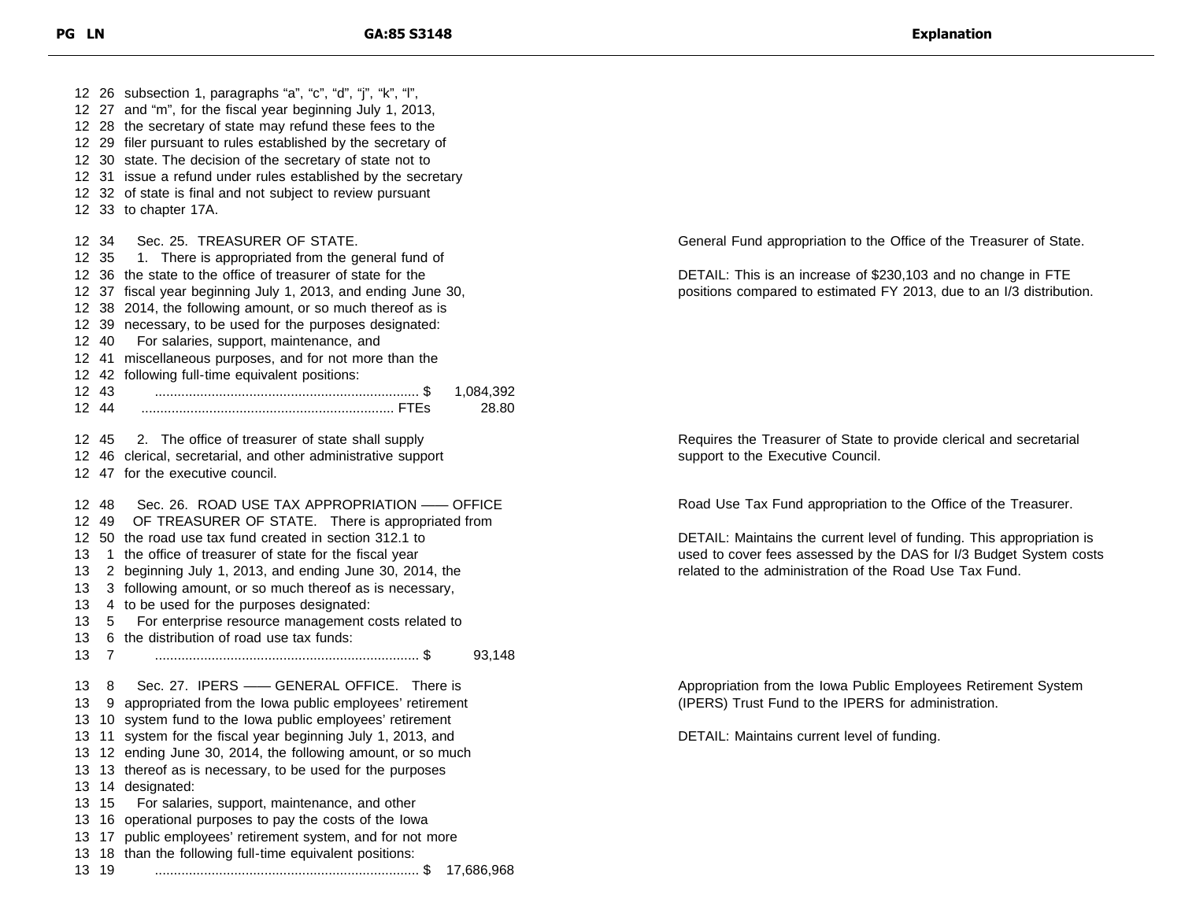| PG | LN | GA:85 S3148 | Explanation |
|---|---|---|---|
| 12 | 26 | subsection 1, paragraphs “a”, “c”, “d”, “j”, “k”, “l”, | |
| 12 | 27 | and “m”, for the fiscal year beginning July 1, 2013, | |
| 12 | 28 | the secretary of state may refund these fees to the | |
| 12 | 29 | filer pursuant to rules established by the secretary of | |
| 12 | 30 | state. The decision of the secretary of state not to | |
| 12 | 31 | issue a refund under rules established by the secretary | |
| 12 | 32 | of state is final and not subject to review pursuant | |
| 12 | 33 | to chapter 17A. | |
| 12 | 34 | Sec. 25. TREASURER OF STATE. | General Fund appropriation to the Office of the Treasurer of State. |
| 12 | 35 | 1. There is appropriated from the general fund of | |
| 12 | 36 | the state to the office of treasurer of state for the | DETAIL: This is an increase of $230,103 and no change in FTE positions compared to estimated FY 2013, due to an I/3 distribution. |
| 12 | 37 | fiscal year beginning July 1, 2013, and ending June 30, | |
| 12 | 38 | 2014, the following amount, or so much thereof as is | |
| 12 | 39 | necessary, to be used for the purposes designated: | |
| 12 | 40 | For salaries, support, maintenance, and | |
| 12 | 41 | miscellaneous purposes, and for not more than the | |
| 12 | 42 | following full-time equivalent positions: | |
| 12 | 43 | ...................................................................... $ 1,084,392 | |
| 12 | 44 | ................................................................... FTEs 28.80 | |
| 12 | 45 | 2. The office of treasurer of state shall supply | Requires the Treasurer of State to provide clerical and secretarial support to the Executive Council. |
| 12 | 46 | clerical, secretarial, and other administrative support | |
| 12 | 47 | for the executive council. | |
| 12 | 48 | Sec. 26. ROAD USE TAX APPROPRIATION —— OFFICE | Road Use Tax Fund appropriation to the Office of the Treasurer. |
| 12 | 49 | OF TREASURER OF STATE. There is appropriated from | |
| 12 | 50 | the road use tax fund created in section 312.1 to | DETAIL: Maintains the current level of funding. This appropriation is used to cover fees assessed by the DAS for I/3 Budget System costs related to the administration of the Road Use Tax Fund. |
| 13 | 1 | the office of treasurer of state for the fiscal year | |
| 13 | 2 | beginning July 1, 2013, and ending June 30, 2014, the | |
| 13 | 3 | following amount, or so much thereof as is necessary, | |
| 13 | 4 | to be used for the purposes designated: | |
| 13 | 5 | For enterprise resource management costs related to | |
| 13 | 6 | the distribution of road use tax funds: | |
| 13 | 7 | ...................................................................... $ 93,148 | |
| 13 | 8 | Sec. 27. IPERS —— GENERAL OFFICE. There is | Appropriation from the Iowa Public Employees Retirement System (IPERS) Trust Fund to the IPERS for administration. |
| 13 | 9 | appropriated from the Iowa public employees’ retirement | |
| 13 | 10 | system fund to the Iowa public employees’ retirement | |
| 13 | 11 | system for the fiscal year beginning July 1, 2013, and | DETAIL: Maintains current level of funding. |
| 13 | 12 | ending June 30, 2014, the following amount, or so much | |
| 13 | 13 | thereof as is necessary, to be used for the purposes | |
| 13 | 14 | designated: | |
| 13 | 15 | For salaries, support, maintenance, and other | |
| 13 | 16 | operational purposes to pay the costs of the Iowa | |
| 13 | 17 | public employees’ retirement system, and for not more | |
| 13 | 18 | than the following full-time equivalent positions: | |
| 13 | 19 | ...................................................................... $ 17,686,968 | |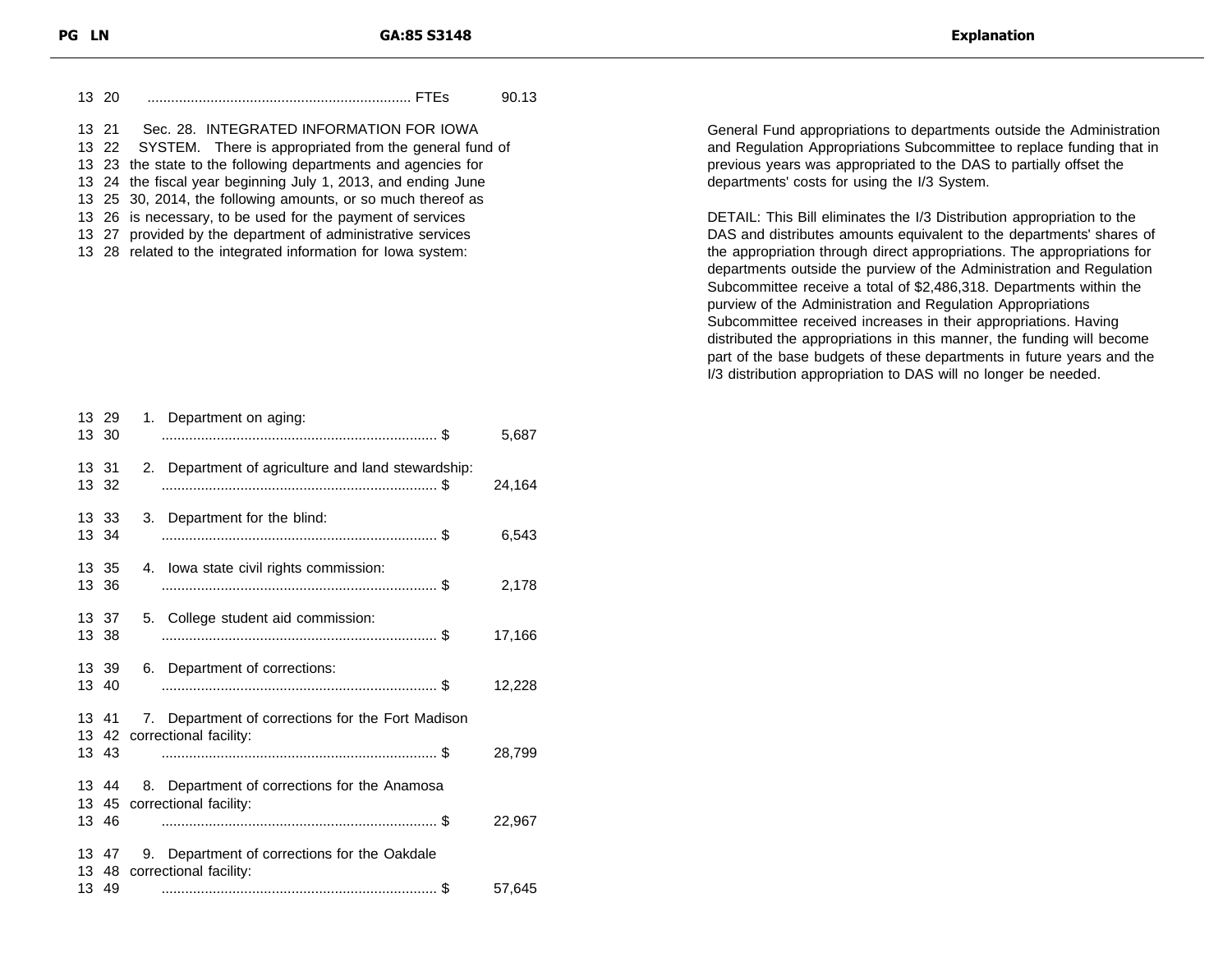| PG LN | GA:85 S3148 | | Explanation |
|---|---|---|---|
| 13 20 | ...................................................................... FTEs | 90.13 | |
| 13 21 | Sec. 28. INTEGRATED INFORMATION FOR IOWA | | General Fund appropriations to departments outside the Administration and Regulation Appropriations Subcommittee to replace funding that in previous years was appropriated to the DAS to partially offset the departments' costs for using the I/3 System. |
| 13 22 | SYSTEM. There is appropriated from the general fund of | | |
| 13 23 | the state to the following departments and agencies for | | |
| 13 24 | the fiscal year beginning July 1, 2013, and ending June | | |
| 13 25 | 30, 2014, the following amounts, or so much thereof as | | DETAIL: This Bill eliminates the I/3 Distribution appropriation to the DAS and distributes amounts equivalent to the departments' shares of the appropriation through direct appropriations. The appropriations for departments outside the purview of the Administration and Regulation Subcommittee receive a total of $2,486,318. Departments within the purview of the Administration and Regulation Appropriations Subcommittee received increases in their appropriations. Having distributed the appropriations in this manner, the funding will become part of the base budgets of these departments in future years and the I/3 distribution appropriation to DAS will no longer be needed. |
| 13 26 | is necessary, to be used for the payment of services | | |
| 13 27 | provided by the department of administrative services | | |
| 13 28 | related to the integrated information for Iowa system: | | |
| 13 29 | 1. Department on aging: | | |
| 13 30 | ...................................................................... $ | 5,687 | |
| 13 31 | 2. Department of agriculture and land stewardship: | | |
| 13 32 | ...................................................................... $ | 24,164 | |
| 13 33 | 3. Department for the blind: | | |
| 13 34 | ...................................................................... $ | 6,543 | |
| 13 35 | 4. Iowa state civil rights commission: | | |
| 13 36 | ...................................................................... $ | 2,178 | |
| 13 37 | 5. College student aid commission: | | |
| 13 38 | ...................................................................... $ | 17,166 | |
| 13 39 | 6. Department of corrections: | | |
| 13 40 | ...................................................................... $ | 12,228 | |
| 13 41 | 7. Department of corrections for the Fort Madison | | |
| 13 42 | correctional facility: | | |
| 13 43 | ...................................................................... $ | 28,799 | |
| 13 44 | 8. Department of corrections for the Anamosa | | |
| 13 45 | correctional facility: | | |
| 13 46 | ...................................................................... $ | 22,967 | |
| 13 47 | 9. Department of corrections for the Oakdale | | |
| 13 48 | correctional facility: | | |
| 13 49 | ...................................................................... $ | 57,645 | |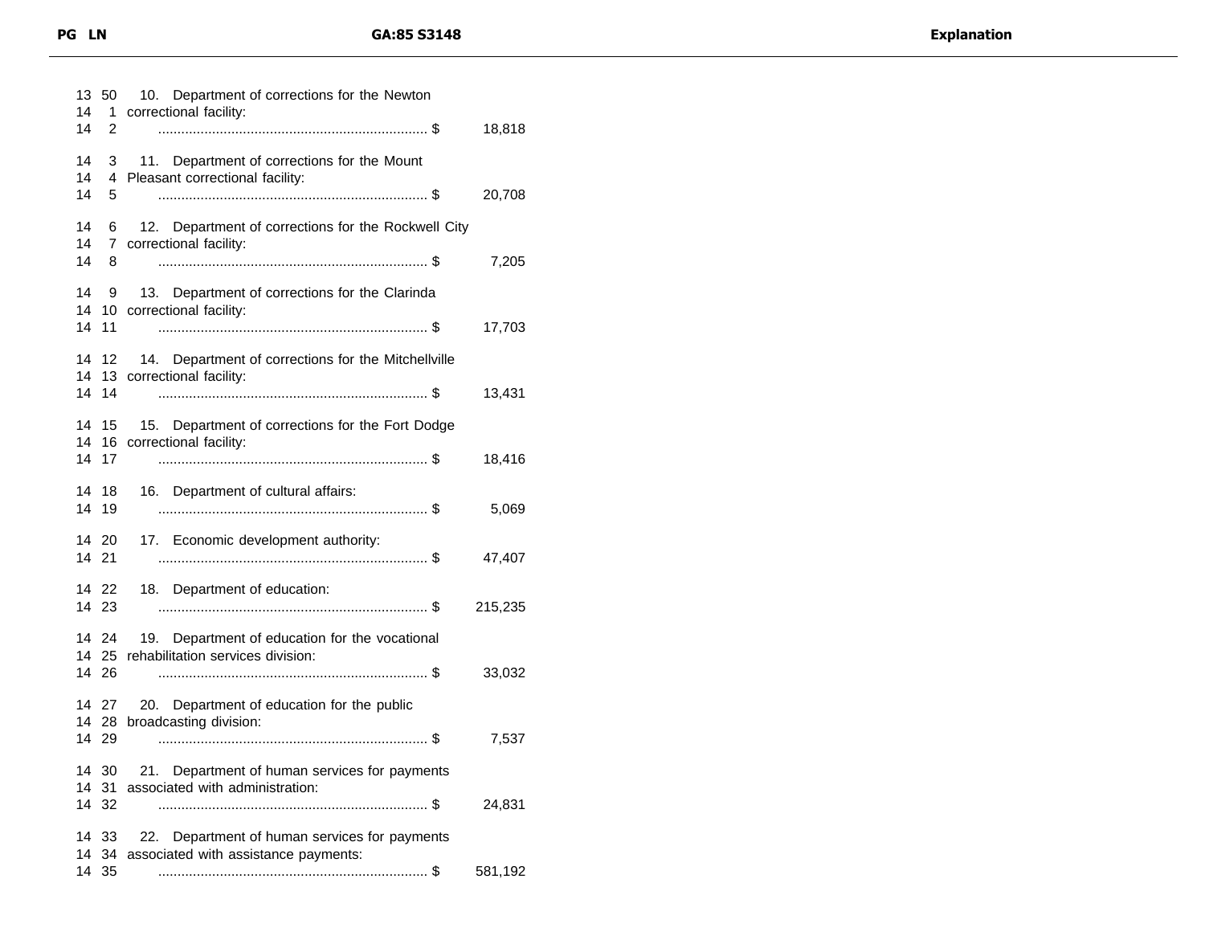| PG | LN | GA:85 S3148 | | Explanation |
|---|---|---|---|---|
| 13 | 50 | 10. Department of corrections for the Newton | | |
| 14 | 1 | correctional facility: | | |
| 14 | 2 | ...................................................................... $ | 18,818 | |
| 14 | 3 | 11. Department of corrections for the Mount | | |
| 14 | 4 | Pleasant correctional facility: | | |
| 14 | 5 | ...................................................................... $ | 20,708 | |
| 14 | 6 | 12. Department of corrections for the Rockwell City | | |
| 14 | 7 | correctional facility: | | |
| 14 | 8 | ...................................................................... $ | 7,205 | |
| 14 | 9 | 13. Department of corrections for the Clarinda | | |
| 14 | 10 | correctional facility: | | |
| 14 | 11 | ...................................................................... $ | 17,703 | |
| 14 | 12 | 14. Department of corrections for the Mitchellville | | |
| 14 | 13 | correctional facility: | | |
| 14 | 14 | ...................................................................... $ | 13,431 | |
| 14 | 15 | 15. Department of corrections for the Fort Dodge | | |
| 14 | 16 | correctional facility: | | |
| 14 | 17 | ...................................................................... $ | 18,416 | |
| 14 | 18 | 16. Department of cultural affairs: | | |
| 14 | 19 | ...................................................................... $ | 5,069 | |
| 14 | 20 | 17. Economic development authority: | | |
| 14 | 21 | ...................................................................... $ | 47,407 | |
| 14 | 22 | 18. Department of education: | | |
| 14 | 23 | ...................................................................... $ | 215,235 | |
| 14 | 24 | 19. Department of education for the vocational | | |
| 14 | 25 | rehabilitation services division: | | |
| 14 | 26 | ...................................................................... $ | 33,032 | |
| 14 | 27 | 20. Department of education for the public | | |
| 14 | 28 | broadcasting division: | | |
| 14 | 29 | ...................................................................... $ | 7,537 | |
| 14 | 30 | 21. Department of human services for payments | | |
| 14 | 31 | associated with administration: | | |
| 14 | 32 | ...................................................................... $ | 24,831 | |
| 14 | 33 | 22. Department of human services for payments | | |
| 14 | 34 | associated with assistance payments: | | |
| 14 | 35 | ...................................................................... $ | 581,192 | |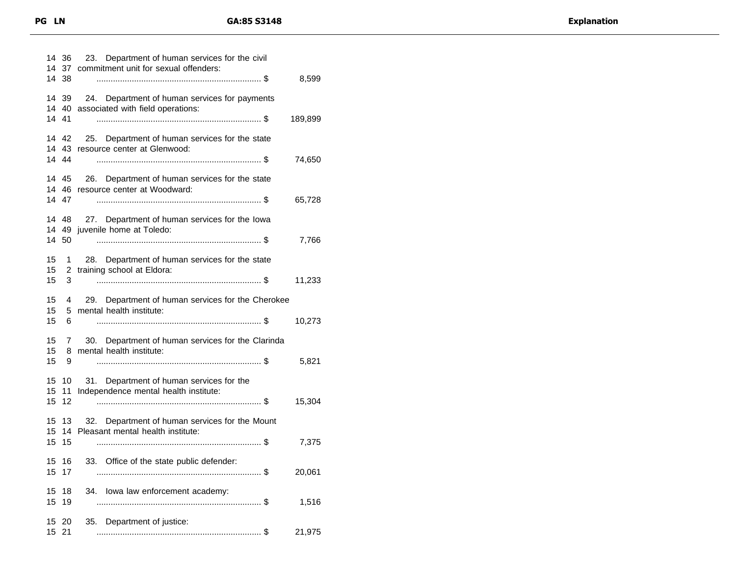| PG | LN | GA:85 S3148 | | Explanation |
|---|---|---|---|---|
| 14 | 36 | 23. Department of human services for the civil | | |
| 14 | 37 | commitment unit for sexual offenders: | | |
| 14 | 38 | ...................................................................... $ | 8,599 | |
| 14 | 39 | 24. Department of human services for payments | | |
| 14 | 40 | associated with field operations: | | |
| 14 | 41 | ...................................................................... $ | 189,899 | |
| 14 | 42 | 25. Department of human services for the state | | |
| 14 | 43 | resource center at Glenwood: | | |
| 14 | 44 | ...................................................................... $ | 74,650 | |
| 14 | 45 | 26. Department of human services for the state | | |
| 14 | 46 | resource center at Woodward: | | |
| 14 | 47 | ...................................................................... $ | 65,728 | |
| 14 | 48 | 27. Department of human services for the Iowa | | |
| 14 | 49 | juvenile home at Toledo: | | |
| 14 | 50 | ...................................................................... $ | 7,766 | |
| 15 | 1 | 28. Department of human services for the state | | |
| 15 | 2 | training school at Eldora: | | |
| 15 | 3 | ...................................................................... $ | 11,233 | |
| 15 | 4 | 29. Department of human services for the Cherokee | | |
| 15 | 5 | mental health institute: | | |
| 15 | 6 | ...................................................................... $ | 10,273 | |
| 15 | 7 | 30. Department of human services for the Clarinda | | |
| 15 | 8 | mental health institute: | | |
| 15 | 9 | ...................................................................... $ | 5,821 | |
| 15 | 10 | 31. Department of human services for the | | |
| 15 | 11 | Independence mental health institute: | | |
| 15 | 12 | ...................................................................... $ | 15,304 | |
| 15 | 13 | 32. Department of human services for the Mount | | |
| 15 | 14 | Pleasant mental health institute: | | |
| 15 | 15 | ...................................................................... $ | 7,375 | |
| 15 | 16 | 33. Office of the state public defender: | | |
| 15 | 17 | ...................................................................... $ | 20,061 | |
| 15 | 18 | 34. Iowa law enforcement academy: | | |
| 15 | 19 | ...................................................................... $ | 1,516 | |
| 15 | 20 | 35. Department of justice: | | |
| 15 | 21 | ...................................................................... $ | 21,975 | |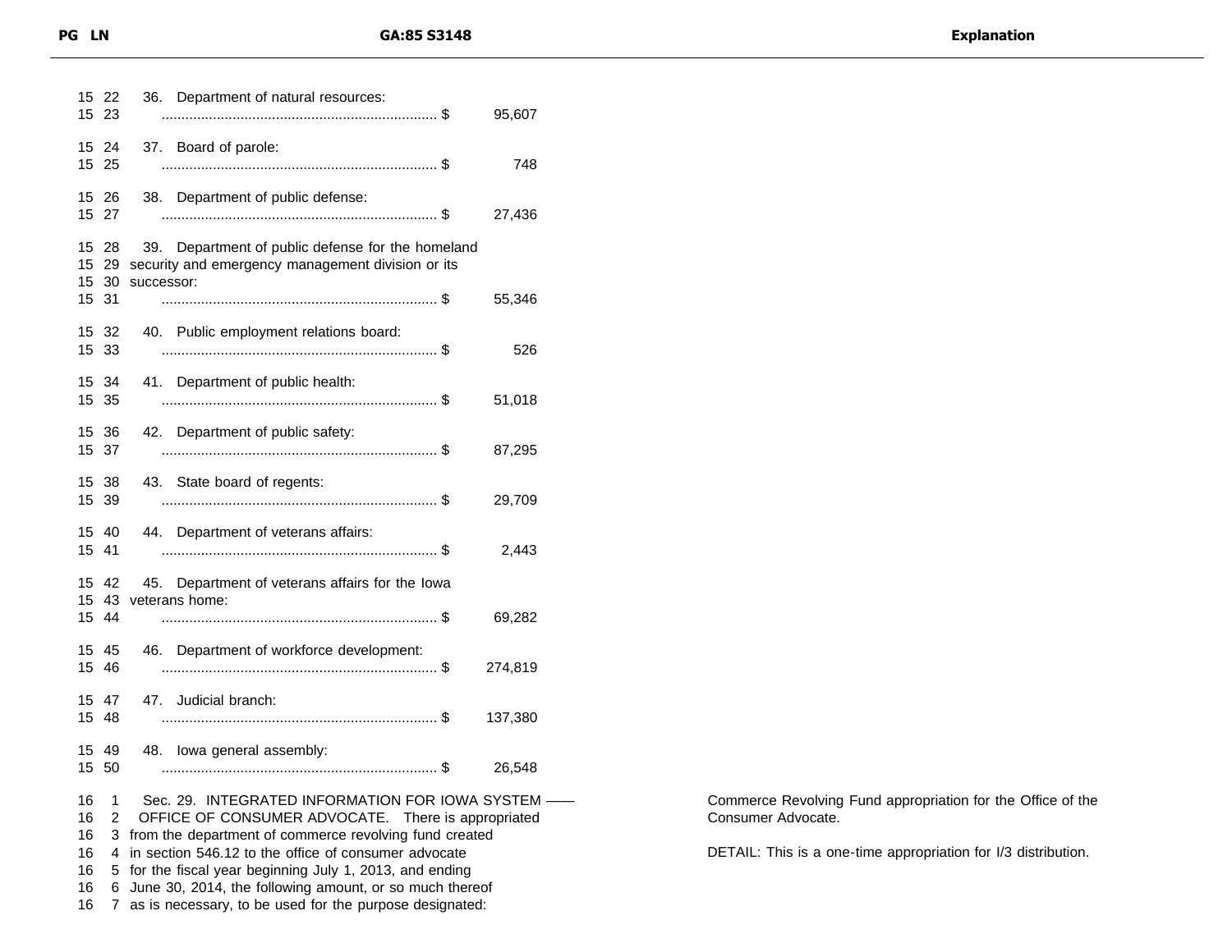| PG | LN | GA:85 S3148 | | Explanation |
|---|---|---|---|---|
| 15 | 22 | 36. Department of natural resources: | | |
| 15 | 23 | ...................................................................... $ | 95,607 | |
| 15 | 24 | 37. Board of parole: | | |
| 15 | 25 | ...................................................................... $ | 748 | |
| 15 | 26 | 38. Department of public defense: | | |
| 15 | 27 | ...................................................................... $ | 27,436 | |
| 15 | 28 | 39. Department of public defense for the homeland | | |
| 15 | 29 | security and emergency management division or its | | |
| 15 | 30 | successor: | | |
| 15 | 31 | ...................................................................... $ | 55,346 | |
| 15 | 32 | 40. Public employment relations board: | | |
| 15 | 33 | ...................................................................... $ | 526 | |
| 15 | 34 | 41. Department of public health: | | |
| 15 | 35 | ...................................................................... $ | 51,018 | |
| 15 | 36 | 42. Department of public safety: | | |
| 15 | 37 | ...................................................................... $ | 87,295 | |
| 15 | 38 | 43. State board of regents: | | |
| 15 | 39 | ...................................................................... $ | 29,709 | |
| 15 | 40 | 44. Department of veterans affairs: | | |
| 15 | 41 | ...................................................................... $ | 2,443 | |
| 15 | 42 | 45. Department of veterans affairs for the Iowa | | |
| 15 | 43 | veterans home: | | |
| 15 | 44 | ...................................................................... $ | 69,282 | |
| 15 | 45 | 46. Department of workforce development: | | |
| 15 | 46 | ...................................................................... $ | 274,819 | |
| 15 | 47 | 47. Judicial branch: | | |
| 15 | 48 | ...................................................................... $ | 137,380 | |
| 15 | 49 | 48. Iowa general assembly: | | |
| 15 | 50 | ...................................................................... $ | 26,548 | |
| 16 | 1 | Sec. 29. INTEGRATED INFORMATION FOR IOWA SYSTEM —— | | Commerce Revolving Fund appropriation for the Office of the Consumer Advocate. |
| 16 | 2 | OFFICE OF CONSUMER ADVOCATE. There is appropriated | | |
| 16 | 3 | from the department of commerce revolving fund created | | |
| 16 | 4 | in section 546.12 to the office of consumer advocate | | DETAIL: This is a one-time appropriation for I/3 distribution. |
| 16 | 5 | for the fiscal year beginning July 1, 2013, and ending | | |
| 16 | 6 | June 30, 2014, the following amount, or so much thereof | | |
| 16 | 7 | as is necessary, to be used for the purpose designated: | | |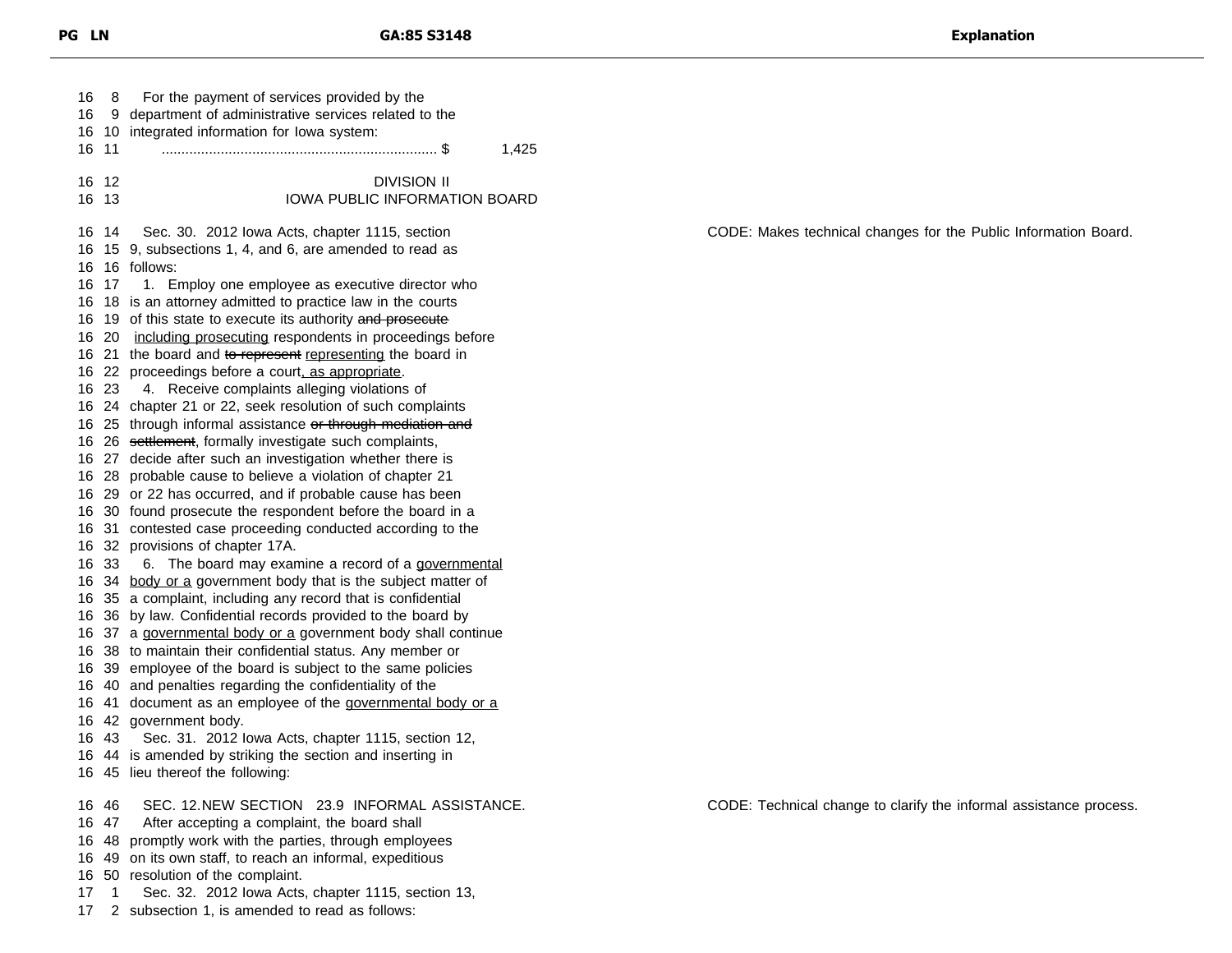| PG | LN | GA:85 S3148 | Explanation |
|---|---|---|---|
| 16 | 8 | For the payment of services provided by the | |
| 16 | 9 | department of administrative services related to the | |
| 16 | 10 | integrated information for Iowa system: | |
| 16 | 11 | ...................................................................... $ 1,425 | |
| 16 | 12 | DIVISION II | |
| 16 | 13 | IOWA PUBLIC INFORMATION BOARD | |
| 16 | 14 | Sec. 30. 2012 Iowa Acts, chapter 1115, section | CODE: Makes technical changes for the Public Information Board. |
| 16 | 15 | 9, subsections 1, 4, and 6, are amended to read as | |
| 16 | 16 | follows: | |
| 16 | 17 | 1. Employ one employee as executive director who | |
| 16 | 18 | is an attorney admitted to practice law in the courts | |
| 16 | 19 | of this state to execute its authority ~~and prosecute~~ | |
| 16 | 20 | <u>including prosecuting</u> respondents in proceedings before | |
| 16 | 21 | the board and ~~to represent~~ <u>representing</u> the board in | |
| 16 | 22 | proceedings before a court<u>, as appropriate</u>. | |
| 16 | 23 | 4. Receive complaints alleging violations of | |
| 16 | 24 | chapter 21 or 22, seek resolution of such complaints | |
| 16 | 25 | through informal assistance ~~or through mediation and~~ | |
| 16 | 26 | ~~settlement~~, formally investigate such complaints, | |
| 16 | 27 | decide after such an investigation whether there is | |
| 16 | 28 | probable cause to believe a violation of chapter 21 | |
| 16 | 29 | or 22 has occurred, and if probable cause has been | |
| 16 | 30 | found prosecute the respondent before the board in a | |
| 16 | 31 | contested case proceeding conducted according to the | |
| 16 | 32 | provisions of chapter 17A. | |
| 16 | 33 | 6. The board may examine a record of a <u>governmental</u> | |
| 16 | 34 | <u>body or a</u> government body that is the subject matter of | |
| 16 | 35 | a complaint, including any record that is confidential | |
| 16 | 36 | by law. Confidential records provided to the board by | |
| 16 | 37 | a <u>governmental body or a</u> government body shall continue | |
| 16 | 38 | to maintain their confidential status. Any member or | |
| 16 | 39 | employee of the board is subject to the same policies | |
| 16 | 40 | and penalties regarding the confidentiality of the | |
| 16 | 41 | document as an employee of the <u>governmental body or a</u> | |
| 16 | 42 | government body. | |
| 16 | 43 | Sec. 31. 2012 Iowa Acts, chapter 1115, section 12, | |
| 16 | 44 | is amended by striking the section and inserting in | |
| 16 | 45 | lieu thereof the following: | |
| 16 | 46 | SEC. 12. NEW SECTION 23.9 INFORMAL ASSISTANCE. | CODE: Technical change to clarify the informal assistance process. |
| 16 | 47 | After accepting a complaint, the board shall | |
| 16 | 48 | promptly work with the parties, through employees | |
| 16 | 49 | on its own staff, to reach an informal, expeditious | |
| 16 | 50 | resolution of the complaint. | |
| 17 | 1 | Sec. 32. 2012 Iowa Acts, chapter 1115, section 13, | |
| 17 | 2 | subsection 1, is amended to read as follows: | |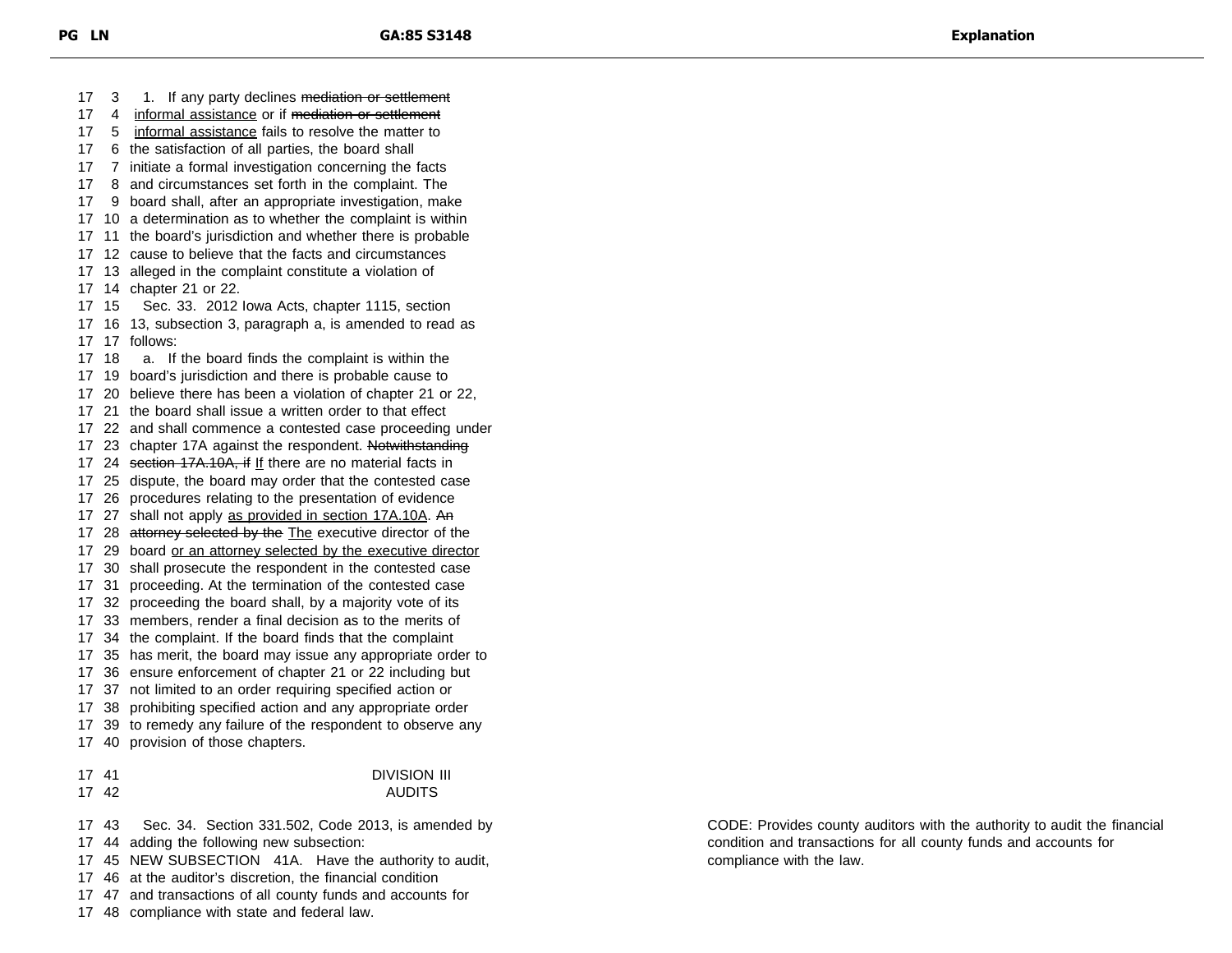1. If any party declines ~~mediation or settlement~~ informal assistance or if ~~mediation or settlement~~ informal assistance fails to resolve the matter to the satisfaction of all parties, the board shall initiate a formal investigation concerning the facts and circumstances set forth in the complaint. The board shall, after an appropriate investigation, make a determination as to whether the complaint is within the board's jurisdiction and whether there is probable cause to believe that the facts and circumstances alleged in the complaint constitute a violation of chapter 21 or 22.

Sec. 33. 2012 Iowa Acts, chapter 1115, section 13, subsection 3, paragraph a, is amended to read as follows:

a. If the board finds the complaint is within the board's jurisdiction and there is probable cause to believe there has been a violation of chapter 21 or 22, the board shall issue a written order to that effect and shall commence a contested case proceeding under chapter 17A against the respondent. ~~Notwithstanding section 17A.10A, if~~ If there are no material facts in dispute, the board may order that the contested case procedures relating to the presentation of evidence shall not apply as provided in section 17A.10A. ~~An attorney selected by the~~ The executive director of the board or an attorney selected by the executive director shall prosecute the respondent in the contested case proceeding. At the termination of the contested case proceeding the board shall, by a majority vote of its members, render a final decision as to the merits of the complaint. If the board finds that the complaint has merit, the board may issue any appropriate order to ensure enforcement of chapter 21 or 22 including but not limited to an order requiring specified action or prohibiting specified action and any appropriate order to remedy any failure of the respondent to observe any provision of those chapters.

## DIVISION III
## AUDITS

Sec. 34. Section 331.502, Code 2013, is amended by adding the following new subsection:

NEW SUBSECTION 41A. Have the authority to audit, at the auditor's discretion, the financial condition and transactions of all county funds and accounts for compliance with state and federal law.

*Explanation:* CODE: Provides county auditors with the authority to audit the financial condition and transactions for all county funds and accounts for compliance with the law.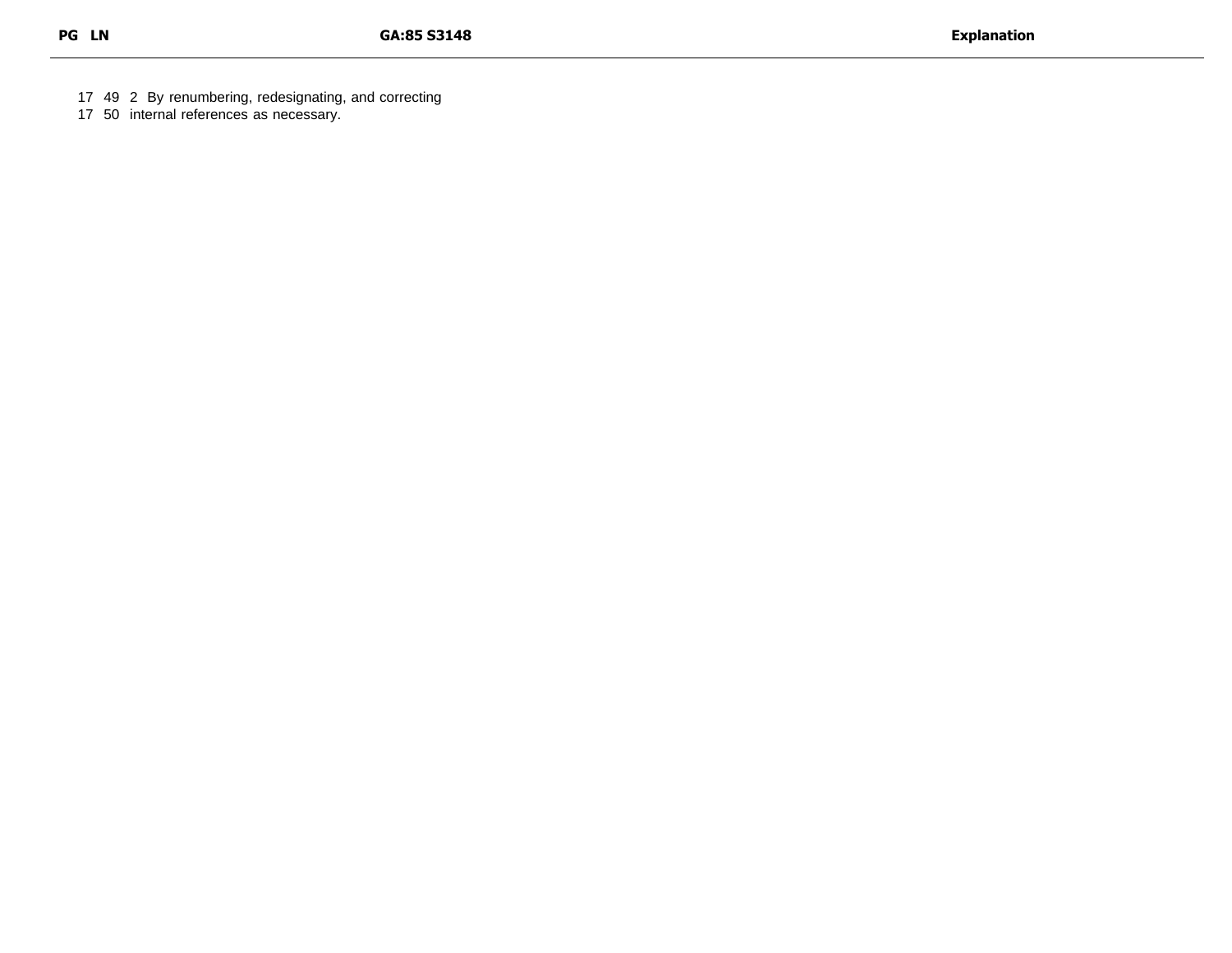17 49 2 By renumbering, redesignating, and correcting
17 50 internal references as necessary.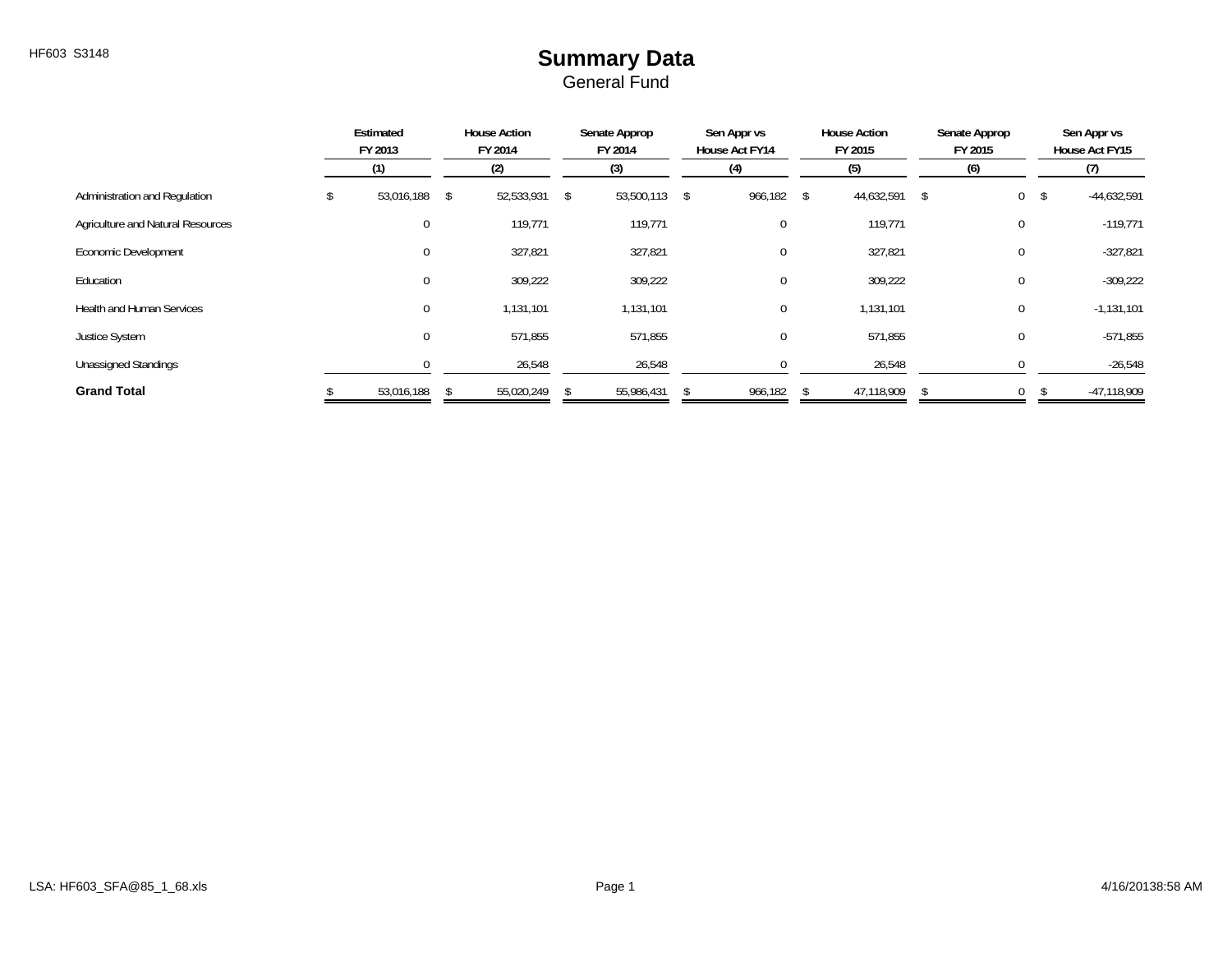HF603 S3148

# Summary Data

General Fund

| | Estimated FY 2013 (1) | House Action FY 2014 (2) | Senate Approp FY 2014 (3) | Sen Appr vs House Act FY14 (4) | House Action FY 2015 (5) | Senate Approp FY 2015 (6) | Sen Appr vs House Act FY15 (7) |
|---|---|---|---|---|---|---|---|
| Administration and Regulation | $ 53,016,188 | $ 52,533,931 | $ 53,500,113 | $ 966,182 | $ 44,632,591 | $ 0 | $ -44,632,591 |
| Agriculture and Natural Resources | 0 | 119,771 | 119,771 | 0 | 119,771 | 0 | -119,771 |
| Economic Development | 0 | 327,821 | 327,821 | 0 | 327,821 | 0 | -327,821 |
| Education | 0 | 309,222 | 309,222 | 0 | 309,222 | 0 | -309,222 |
| Health and Human Services | 0 | 1,131,101 | 1,131,101 | 0 | 1,131,101 | 0 | -1,131,101 |
| Justice System | 0 | 571,855 | 571,855 | 0 | 571,855 | 0 | -571,855 |
| Unassigned Standings | 0 | 26,548 | 26,548 | 0 | 26,548 | 0 | -26,548 |
| **Grand Total** | $ 53,016,188 | $ 55,020,249 | $ 55,986,431 | $ 966,182 | $ 47,118,909 | $ 0 | $ -47,118,909 |

LSA: HF603_SFA@85_1_68.xls 4/16/20138:58 AM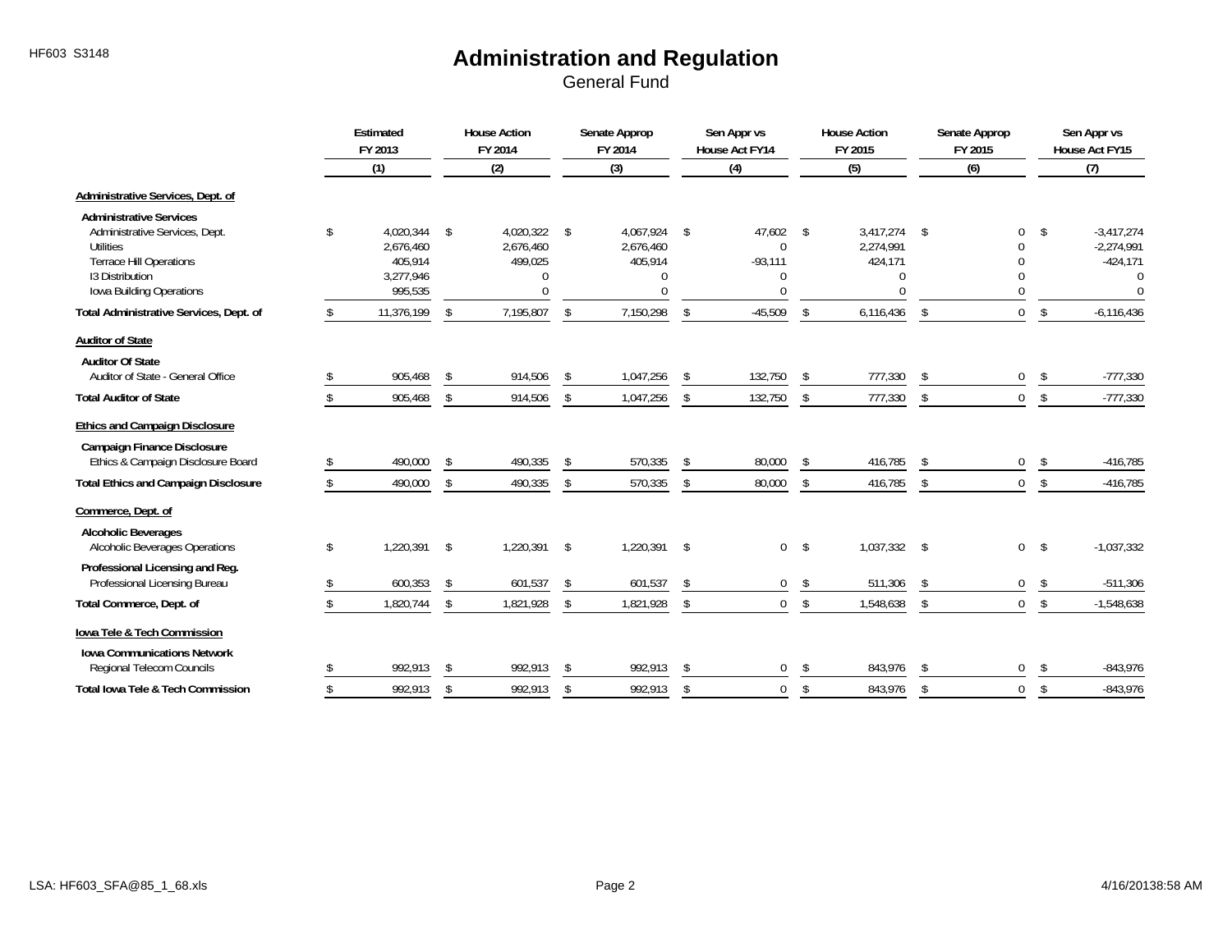# Administration and Regulation

General Fund

| | Estimated FY 2013 (1) | House Action FY 2014 (2) | Senate Approp FY 2014 (3) | Sen Appr vs House Act FY14 (4) | House Action FY 2015 (5) | Senate Approp FY 2015 (6) | Sen Appr vs House Act FY15 (7) |
|---|---|---|---|---|---|---|---|
| **Administrative Services, Dept. of** | | | | | | | |
| **Administrative Services** | | | | | | | |
| Administrative Services, Dept. | $ 4,020,344 | $ 4,020,322 | $ 4,067,924 | $ 47,602 | $ 3,417,274 | $ 0 | $ -3,417,274 |
| Utilities | 2,676,460 | 2,676,460 | 2,676,460 | 0 | 2,274,991 | 0 | -2,274,991 |
| Terrace Hill Operations | 405,914 | 499,025 | 405,914 | -93,111 | 424,171 | 0 | -424,171 |
| I3 Distribution | 3,277,946 | 0 | 0 | 0 | 0 | 0 | 0 |
| Iowa Building Operations | 995,535 | 0 | 0 | 0 | 0 | 0 | 0 |
| **Total Administrative Services, Dept. of** | $ 11,376,199 | $ 7,195,807 | $ 7,150,298 | $ -45,509 | $ 6,116,436 | $ 0 | $ -6,116,436 |
| **Auditor of State** | | | | | | | |
| **Auditor Of State** | | | | | | | |
| Auditor of State - General Office | $ 905,468 | $ 914,506 | $ 1,047,256 | $ 132,750 | $ 777,330 | $ 0 | $ -777,330 |
| **Total Auditor of State** | $ 905,468 | $ 914,506 | $ 1,047,256 | $ 132,750 | $ 777,330 | $ 0 | $ -777,330 |
| **Ethics and Campaign Disclosure** | | | | | | | |
| **Campaign Finance Disclosure** | | | | | | | |
| Ethics & Campaign Disclosure Board | $ 490,000 | $ 490,335 | $ 570,335 | $ 80,000 | $ 416,785 | $ 0 | $ -416,785 |
| **Total Ethics and Campaign Disclosure** | $ 490,000 | $ 490,335 | $ 570,335 | $ 80,000 | $ 416,785 | $ 0 | $ -416,785 |
| **Commerce, Dept. of** | | | | | | | |
| **Alcoholic Beverages** | | | | | | | |
| Alcoholic Beverages Operations | $ 1,220,391 | $ 1,220,391 | $ 1,220,391 | $ 0 | $ 1,037,332 | $ 0 | $ -1,037,332 |
| **Professional Licensing and Reg.** | | | | | | | |
| Professional Licensing Bureau | $ 600,353 | $ 601,537 | $ 601,537 | $ 0 | $ 511,306 | $ 0 | $ -511,306 |
| **Total Commerce, Dept. of** | $ 1,820,744 | $ 1,821,928 | $ 1,821,928 | $ 0 | $ 1,548,638 | $ 0 | $ -1,548,638 |
| **Iowa Tele & Tech Commission** | | | | | | | |
| **Iowa Communications Network** | | | | | | | |
| Regional Telecom Councils | $ 992,913 | $ 992,913 | $ 992,913 | $ 0 | $ 843,976 | $ 0 | $ -843,976 |
| **Total Iowa Tele & Tech Commission** | $ 992,913 | $ 992,913 | $ 992,913 | $ 0 | $ 843,976 | $ 0 | $ -843,976 |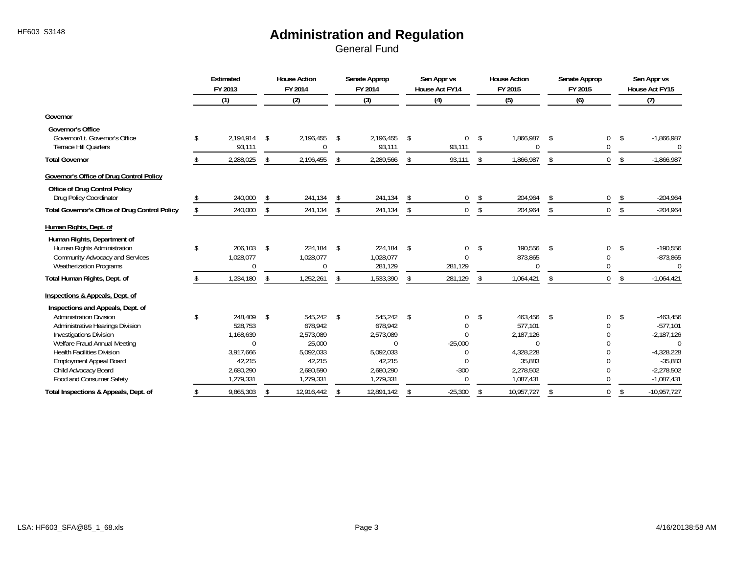# Administration and Regulation

General Fund

| | Estimated FY 2013 (1) | House Action FY 2014 (2) | Senate Approp FY 2014 (3) | Sen Appr vs House Act FY14 (4) | House Action FY 2015 (5) | Senate Approp FY 2015 (6) | Sen Appr vs House Act FY15 (7) |
|---|---|---|---|---|---|---|---|
| **Governor** | | | | | | | |
| **Governor's Office** | | | | | | | |
| Governor/Lt. Governor's Office | $ 2,194,914 | $ 2,196,455 | $ 2,196,455 | $ 0 | $ 1,866,987 | $ 0 | $ -1,866,987 |
| Terrace Hill Quarters | 93,111 | 0 | 93,111 | 93,111 | 0 | 0 | 0 |
| **Total Governor** | $ 2,288,025 | $ 2,196,455 | $ 2,289,566 | $ 93,111 | $ 1,866,987 | $ 0 | $ -1,866,987 |
| **Governor's Office of Drug Control Policy** | | | | | | | |
| **Office of Drug Control Policy** | | | | | | | |
| Drug Policy Coordinator | $ 240,000 | $ 241,134 | $ 241,134 | $ 0 | $ 204,964 | $ 0 | $ -204,964 |
| **Total Governor's Office of Drug Control Policy** | $ 240,000 | $ 241,134 | $ 241,134 | $ 0 | $ 204,964 | $ 0 | $ -204,964 |
| **Human Rights, Dept. of** | | | | | | | |
| **Human Rights, Department of** | | | | | | | |
| Human Rights Administration | $ 206,103 | $ 224,184 | $ 224,184 | $ 0 | $ 190,556 | $ 0 | $ -190,556 |
| Community Advocacy and Services | 1,028,077 | 1,028,077 | 1,028,077 | 0 | 873,865 | 0 | -873,865 |
| Weatherization Programs | 0 | 0 | 281,129 | 281,129 | 0 | 0 | 0 |
| **Total Human Rights, Dept. of** | $ 1,234,180 | $ 1,252,261 | $ 1,533,390 | $ 281,129 | $ 1,064,421 | $ 0 | $ -1,064,421 |
| **Inspections & Appeals, Dept. of** | | | | | | | |
| **Inspections and Appeals, Dept. of** | | | | | | | |
| Administration Division | $ 248,409 | $ 545,242 | $ 545,242 | $ 0 | $ 463,456 | $ 0 | $ -463,456 |
| Administrative Hearings Division | 528,753 | 678,942 | 678,942 | 0 | 577,101 | 0 | -577,101 |
| Investigations Division | 1,168,639 | 2,573,089 | 2,573,089 | 0 | 2,187,126 | 0 | -2,187,126 |
| Welfare Fraud Annual Meeting | 0 | 25,000 | 0 | -25,000 | 0 | 0 | 0 |
| Health Facilities Division | 3,917,666 | 5,092,033 | 5,092,033 | 0 | 4,328,228 | 0 | -4,328,228 |
| Employment Appeal Board | 42,215 | 42,215 | 42,215 | 0 | 35,883 | 0 | -35,883 |
| Child Advocacy Board | 2,680,290 | 2,680,590 | 2,680,290 | -300 | 2,278,502 | 0 | -2,278,502 |
| Food and Consumer Safety | 1,279,331 | 1,279,331 | 1,279,331 | 0 | 1,087,431 | 0 | -1,087,431 |
| **Total Inspections & Appeals, Dept. of** | $ 9,865,303 | $ 12,916,442 | $ 12,891,142 | $ -25,300 | $ 10,957,727 | $ 0 | $ -10,957,727 |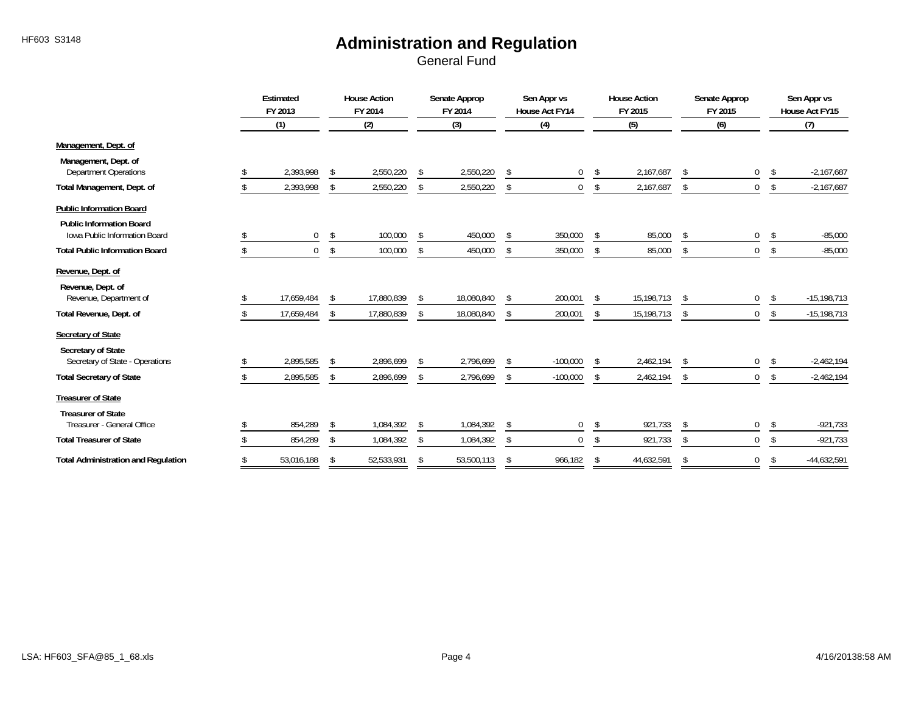# Administration and Regulation

General Fund

| | Estimated FY 2013 (1) | House Action FY 2014 (2) | Senate Approp FY 2014 (3) | Sen Appr vs House Act FY14 (4) | House Action FY 2015 (5) | Senate Approp FY 2015 (6) | Sen Appr vs House Act FY15 (7) |
|---|---|---|---|---|---|---|---|
| **Management, Dept. of** | | | | | | | |
| **Management, Dept. of** | | | | | | | |
| Department Operations | $ 2,393,998 | $ 2,550,220 | $ 2,550,220 | $ 0 | $ 2,167,687 | $ 0 | $ -2,167,687 |
| **Total Management, Dept. of** | $ 2,393,998 | $ 2,550,220 | $ 2,550,220 | $ 0 | $ 2,167,687 | $ 0 | $ -2,167,687 |
| **Public Information Board** | | | | | | | |
| **Public Information Board** | | | | | | | |
| Iowa Public Information Board | $ 0 | $ 100,000 | $ 450,000 | $ 350,000 | $ 85,000 | $ 0 | $ -85,000 |
| **Total Public Information Board** | $ 0 | $ 100,000 | $ 450,000 | $ 350,000 | $ 85,000 | $ 0 | $ -85,000 |
| **Revenue, Dept. of** | | | | | | | |
| **Revenue, Dept. of** | | | | | | | |
| Revenue, Department of | $ 17,659,484 | $ 17,880,839 | $ 18,080,840 | $ 200,001 | $ 15,198,713 | $ 0 | $ -15,198,713 |
| **Total Revenue, Dept. of** | $ 17,659,484 | $ 17,880,839 | $ 18,080,840 | $ 200,001 | $ 15,198,713 | $ 0 | $ -15,198,713 |
| **Secretary of State** | | | | | | | |
| **Secretary of State** | | | | | | | |
| Secretary of State - Operations | $ 2,895,585 | $ 2,896,699 | $ 2,796,699 | $ -100,000 | $ 2,462,194 | $ 0 | $ -2,462,194 |
| **Total Secretary of State** | $ 2,895,585 | $ 2,896,699 | $ 2,796,699 | $ -100,000 | $ 2,462,194 | $ 0 | $ -2,462,194 |
| **Treasurer of State** | | | | | | | |
| **Treasurer of State** | | | | | | | |
| Treasurer - General Office | $ 854,289 | $ 1,084,392 | $ 1,084,392 | $ 0 | $ 921,733 | $ 0 | $ -921,733 |
| **Total Treasurer of State** | $ 854,289 | $ 1,084,392 | $ 1,084,392 | $ 0 | $ 921,733 | $ 0 | $ -921,733 |
| **Total Administration and Regulation** | $ 53,016,188 | $ 52,533,931 | $ 53,500,113 | $ 966,182 | $ 44,632,591 | $ 0 | $ -44,632,591 |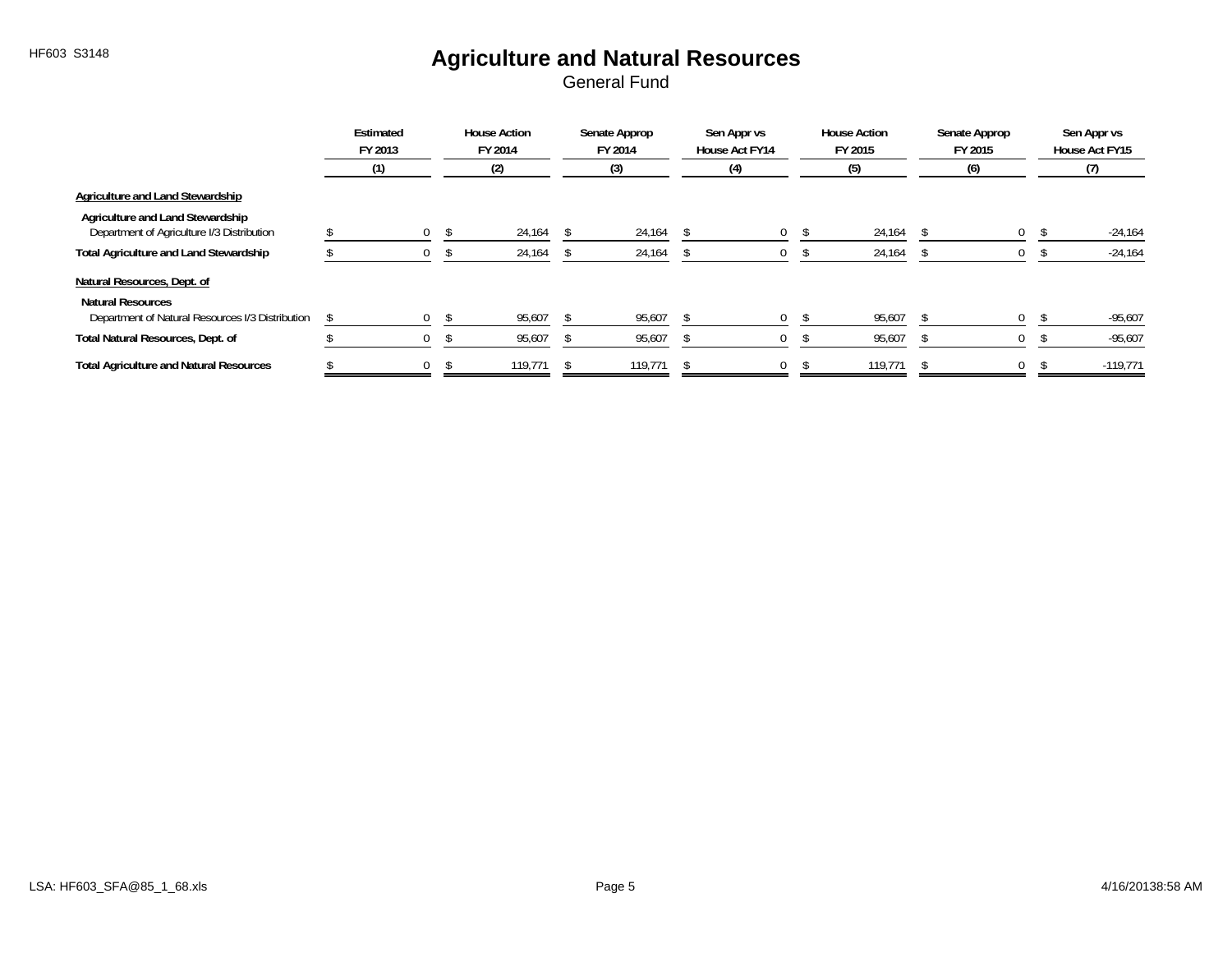# Agriculture and Natural Resources

General Fund

| | Estimated FY 2013 (1) | House Action FY 2014 (2) | Senate Approp FY 2014 (3) | Sen Appr vs House Act FY14 (4) | House Action FY 2015 (5) | Senate Approp FY 2015 (6) | Sen Appr vs House Act FY15 (7) |
|---|---|---|---|---|---|---|---|
| **Agriculture and Land Stewardship** | | | | | | | |
| **Agriculture and Land Stewardship** | | | | | | | |
| Department of Agriculture I/3 Distribution | $ 0 | $ 24,164 | $ 24,164 | $ 0 | $ 24,164 | $ 0 | $ -24,164 |
| **Total Agriculture and Land Stewardship** | $ 0 | $ 24,164 | $ 24,164 | $ 0 | $ 24,164 | $ 0 | $ -24,164 |
| **Natural Resources, Dept. of** | | | | | | | |
| **Natural Resources** | | | | | | | |
| Department of Natural Resources I/3 Distribution | $ 0 | $ 95,607 | $ 95,607 | $ 0 | $ 95,607 | $ 0 | $ -95,607 |
| **Total Natural Resources, Dept. of** | $ 0 | $ 95,607 | $ 95,607 | $ 0 | $ 95,607 | $ 0 | $ -95,607 |
| **Total Agriculture and Natural Resources** | $ 0 | $ 119,771 | $ 119,771 | $ 0 | $ 119,771 | $ 0 | $ -119,771 |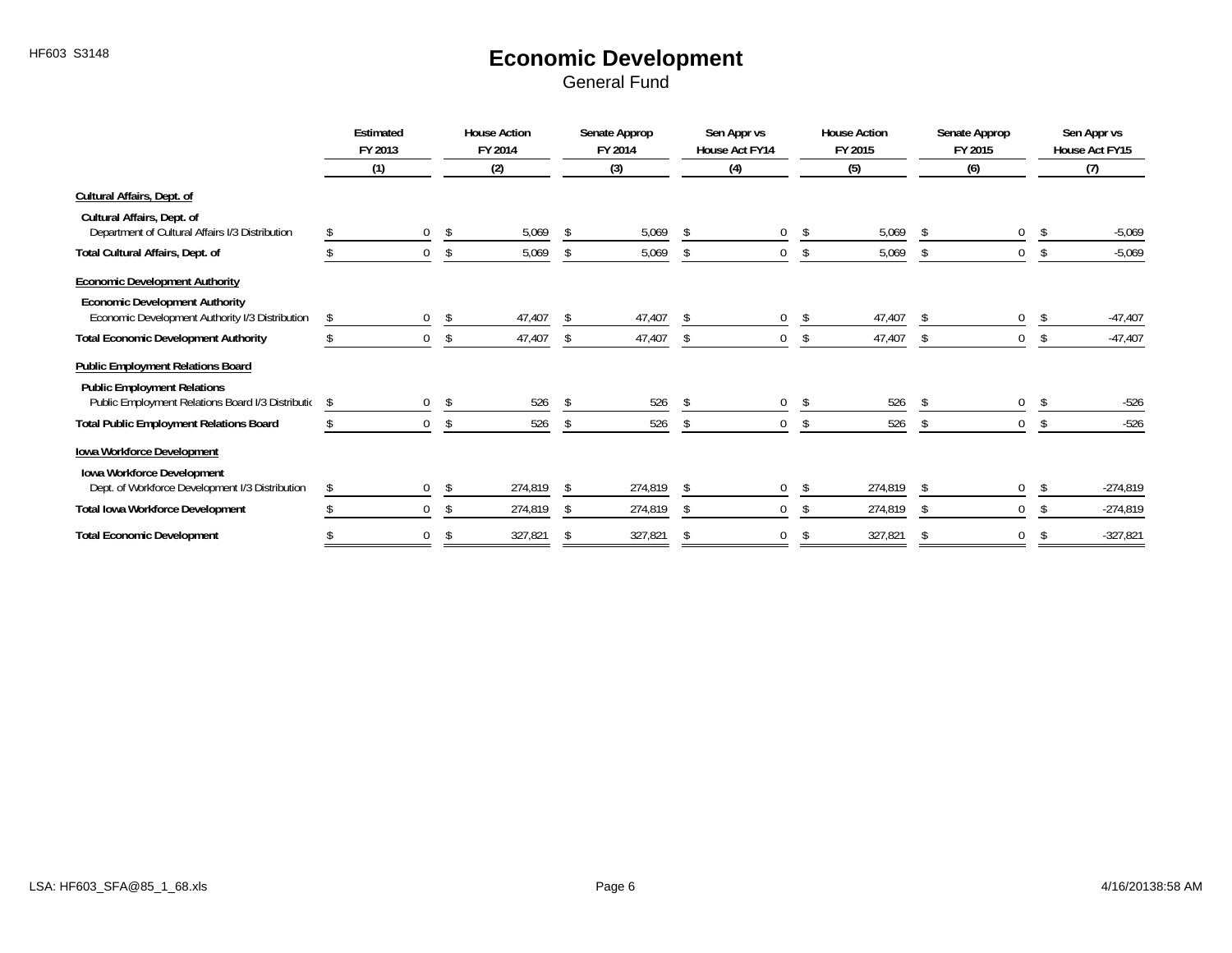# Economic Development

General Fund

| | Estimated FY 2013 (1) | House Action FY 2014 (2) | Senate Approp FY 2014 (3) | Sen Appr vs House Act FY14 (4) | House Action FY 2015 (5) | Senate Approp FY 2015 (6) | Sen Appr vs House Act FY15 (7) |
|---|---|---|---|---|---|---|---|
| **Cultural Affairs, Dept. of** | | | | | | | |
| **Cultural Affairs, Dept. of** | | | | | | | |
| Department of Cultural Affairs I/3 Distribution | $ 0 | $ 5,069 | $ 5,069 | $ 0 | $ 5,069 | $ 0 | $ -5,069 |
| **Total Cultural Affairs, Dept. of** | $ 0 | $ 5,069 | $ 5,069 | $ 0 | $ 5,069 | $ 0 | $ -5,069 |
| **Economic Development Authority** | | | | | | | |
| **Economic Development Authority** | | | | | | | |
| Economic Development Authority I/3 Distribution | $ 0 | $ 47,407 | $ 47,407 | $ 0 | $ 47,407 | $ 0 | $ -47,407 |
| **Total Economic Development Authority** | $ 0 | $ 47,407 | $ 47,407 | $ 0 | $ 47,407 | $ 0 | $ -47,407 |
| **Public Employment Relations Board** | | | | | | | |
| **Public Employment Relations** | | | | | | | |
| Public Employment Relations Board I/3 Distributio | $ 0 | $ 526 | $ 526 | $ 0 | $ 526 | $ 0 | $ -526 |
| **Total Public Employment Relations Board** | $ 0 | $ 526 | $ 526 | $ 0 | $ 526 | $ 0 | $ -526 |
| **Iowa Workforce Development** | | | | | | | |
| **Iowa Workforce Development** | | | | | | | |
| Dept. of Workforce Development I/3 Distribution | $ 0 | $ 274,819 | $ 274,819 | $ 0 | $ 274,819 | $ 0 | $ -274,819 |
| **Total Iowa Workforce Development** | $ 0 | $ 274,819 | $ 274,819 | $ 0 | $ 274,819 | $ 0 | $ -274,819 |
| **Total Economic Development** | $ 0 | $ 327,821 | $ 327,821 | $ 0 | $ 327,821 | $ 0 | $ -327,821 |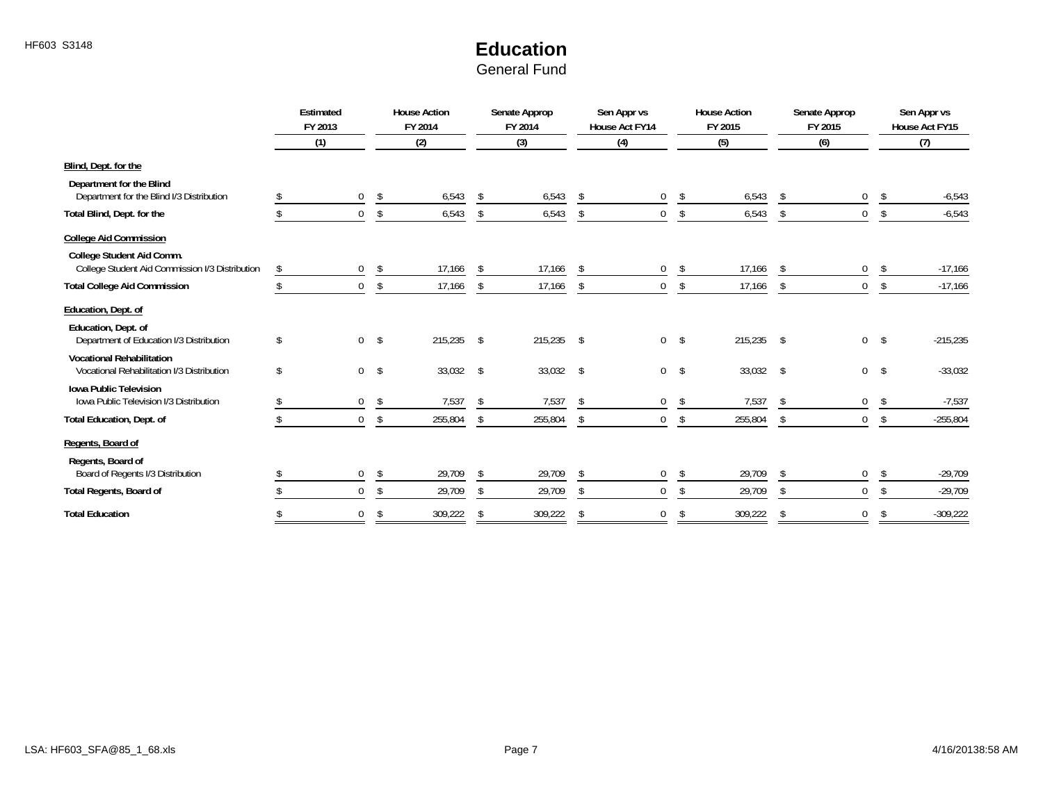HF603 S3148

# Education

## General Fund

| | Estimated FY 2013 | House Action FY 2014 | Senate Approp FY 2014 | Sen Appr vs House Act FY14 | House Action FY 2015 | Senate Approp FY 2015 | Sen Appr vs House Act FY15 |
|---|---|---|---|---|---|---|---|
| | (1) | (2) | (3) | (4) | (5) | (6) | (7) |
| **Blind, Dept. for the** | | | | | | | |
| **Department for the Blind** | | | | | | | |
| Department for the Blind I/3 Distribution | $ 0 | $ 6,543 | $ 6,543 | $ 0 | $ 6,543 | $ 0 | $ -6,543 |
| **Total Blind, Dept. for the** | $ 0 | $ 6,543 | $ 6,543 | $ 0 | $ 6,543 | $ 0 | $ -6,543 |
| **College Aid Commission** | | | | | | | |
| **College Student Aid Comm.** | | | | | | | |
| College Student Aid Commission I/3 Distribution | $ 0 | $ 17,166 | $ 17,166 | $ 0 | $ 17,166 | $ 0 | $ -17,166 |
| **Total College Aid Commission** | $ 0 | $ 17,166 | $ 17,166 | $ 0 | $ 17,166 | $ 0 | $ -17,166 |
| **Education, Dept. of** | | | | | | | |
| **Education, Dept. of** | | | | | | | |
| Department of Education I/3 Distribution | $ 0 | $ 215,235 | $ 215,235 | $ 0 | $ 215,235 | $ 0 | $ -215,235 |
| **Vocational Rehabilitation** | | | | | | | |
| Vocational Rehabilitation I/3 Distribution | $ 0 | $ 33,032 | $ 33,032 | $ 0 | $ 33,032 | $ 0 | $ -33,032 |
| **Iowa Public Television** | | | | | | | |
| Iowa Public Television I/3 Distribution | $ 0 | $ 7,537 | $ 7,537 | $ 0 | $ 7,537 | $ 0 | $ -7,537 |
| **Total Education, Dept. of** | $ 0 | $ 255,804 | $ 255,804 | $ 0 | $ 255,804 | $ 0 | $ -255,804 |
| **Regents, Board of** | | | | | | | |
| **Regents, Board of** | | | | | | | |
| Board of Regents I/3 Distribution | $ 0 | $ 29,709 | $ 29,709 | $ 0 | $ 29,709 | $ 0 | $ -29,709 |
| **Total Regents, Board of** | $ 0 | $ 29,709 | $ 29,709 | $ 0 | $ 29,709 | $ 0 | $ -29,709 |
| **Total Education** | $ 0 | $ 309,222 | $ 309,222 | $ 0 | $ 309,222 | $ 0 | $ -309,222 |

LSA: HF603_SFA@85_1_68.xls 4/16/2013 8:58 AM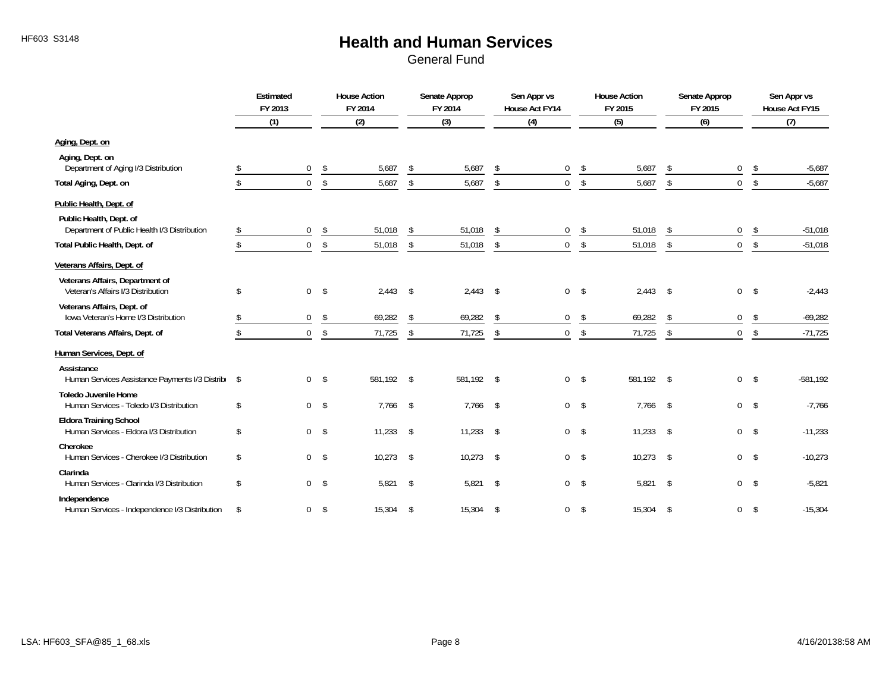HF603 S3148

# Health and Human Services

## General Fund

| | Estimated FY 2013 | House Action FY 2014 | Senate Approp FY 2014 | Sen Appr vs House Act FY14 | House Action FY 2015 | Senate Approp FY 2015 | Sen Appr vs House Act FY15 |
|---|---|---|---|---|---|---|---|
| | (1) | (2) | (3) | (4) | (5) | (6) | (7) |
| **Aging, Dept. on** | | | | | | | |
| **Aging, Dept. on** | | | | | | | |
| Department of Aging I/3 Distribution | $ 0 | $ 5,687 | $ 5,687 | $ 0 | $ 5,687 | $ 0 | $ -5,687 |
| **Total Aging, Dept. on** | $ 0 | $ 5,687 | $ 5,687 | $ 0 | $ 5,687 | $ 0 | $ -5,687 |
| **Public Health, Dept. of** | | | | | | | |
| **Public Health, Dept. of** | | | | | | | |
| Department of Public Health I/3 Distribution | $ 0 | $ 51,018 | $ 51,018 | $ 0 | $ 51,018 | $ 0 | $ -51,018 |
| **Total Public Health, Dept. of** | $ 0 | $ 51,018 | $ 51,018 | $ 0 | $ 51,018 | $ 0 | $ -51,018 |
| **Veterans Affairs, Dept. of** | | | | | | | |
| **Veterans Affairs, Department of** | | | | | | | |
| Veteran's Affairs I/3 Distribution | $ 0 | $ 2,443 | $ 2,443 | $ 0 | $ 2,443 | $ 0 | $ -2,443 |
| **Veterans Affairs, Dept. of** | | | | | | | |
| Iowa Veteran's Home I/3 Distribution | $ 0 | $ 69,282 | $ 69,282 | $ 0 | $ 69,282 | $ 0 | $ -69,282 |
| **Total Veterans Affairs, Dept. of** | $ 0 | $ 71,725 | $ 71,725 | $ 0 | $ 71,725 | $ 0 | $ -71,725 |
| **Human Services, Dept. of** | | | | | | | |
| **Assistance** | | | | | | | |
| Human Services Assistance Payments I/3 Distribu | $ 0 | $ 581,192 | $ 581,192 | $ 0 | $ 581,192 | $ 0 | $ -581,192 |
| **Toledo Juvenile Home** | | | | | | | |
| Human Services - Toledo I/3 Distribution | $ 0 | $ 7,766 | $ 7,766 | $ 0 | $ 7,766 | $ 0 | $ -7,766 |
| **Eldora Training School** | | | | | | | |
| Human Services - Eldora I/3 Distribution | $ 0 | $ 11,233 | $ 11,233 | $ 0 | $ 11,233 | $ 0 | $ -11,233 |
| **Cherokee** | | | | | | | |
| Human Services - Cherokee I/3 Distribution | $ 0 | $ 10,273 | $ 10,273 | $ 0 | $ 10,273 | $ 0 | $ -10,273 |
| **Clarinda** | | | | | | | |
| Human Services - Clarinda I/3 Distribution | $ 0 | $ 5,821 | $ 5,821 | $ 0 | $ 5,821 | $ 0 | $ -5,821 |
| **Independence** | | | | | | | |
| Human Services - Independence I/3 Distribution | $ 0 | $ 15,304 | $ 15,304 | $ 0 | $ 15,304 | $ 0 | $ -15,304 |

LSA: HF603_SFA@85_1_68.xls 4/16/2013 8:58 AM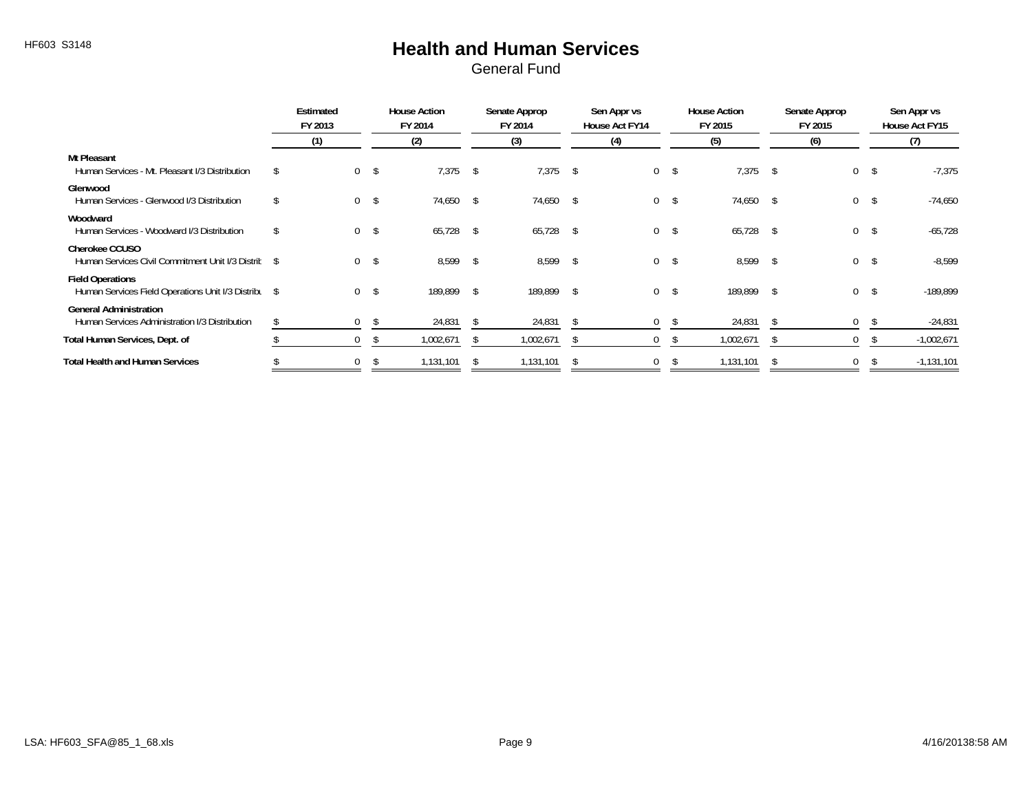# Health and Human Services

General Fund

| | Estimated FY 2013 | House Action FY 2014 | Senate Approp FY 2014 | Sen Appr vs House Act FY14 | House Action FY 2015 | Senate Approp FY 2015 | Sen Appr vs House Act FY15 |
|---|---|---|---|---|---|---|---|
| | (1) | (2) | (3) | (4) | (5) | (6) | (7) |
| **Mt Pleasant** | | | | | | | |
| Human Services - Mt. Pleasant I/3 Distribution | $ 0 | $ 7,375 | $ 7,375 | $ 0 | $ 7,375 | $ 0 | $ -7,375 |
| **Glenwood** | | | | | | | |
| Human Services - Glenwood I/3 Distribution | $ 0 | $ 74,650 | $ 74,650 | $ 0 | $ 74,650 | $ 0 | $ -74,650 |
| **Woodward** | | | | | | | |
| Human Services - Woodward I/3 Distribution | $ 0 | $ 65,728 | $ 65,728 | $ 0 | $ 65,728 | $ 0 | $ -65,728 |
| **Cherokee CCUSO** | | | | | | | |
| Human Services Civil Commitment Unit I/3 Distrib | $ 0 | $ 8,599 | $ 8,599 | $ 0 | $ 8,599 | $ 0 | $ -8,599 |
| **Field Operations** | | | | | | | |
| Human Services Field Operations Unit I/3 Distribu | $ 0 | $ 189,899 | $ 189,899 | $ 0 | $ 189,899 | $ 0 | $ -189,899 |
| **General Administration** | | | | | | | |
| Human Services Administration I/3 Distribution | $ 0 | $ 24,831 | $ 24,831 | $ 0 | $ 24,831 | $ 0 | $ -24,831 |
| **Total Human Services, Dept. of** | $ 0 | $ 1,002,671 | $ 1,002,671 | $ 0 | $ 1,002,671 | $ 0 | $ -1,002,671 |
| **Total Health and Human Services** | $ 0 | $ 1,131,101 | $ 1,131,101 | $ 0 | $ 1,131,101 | $ 0 | $ -1,131,101 |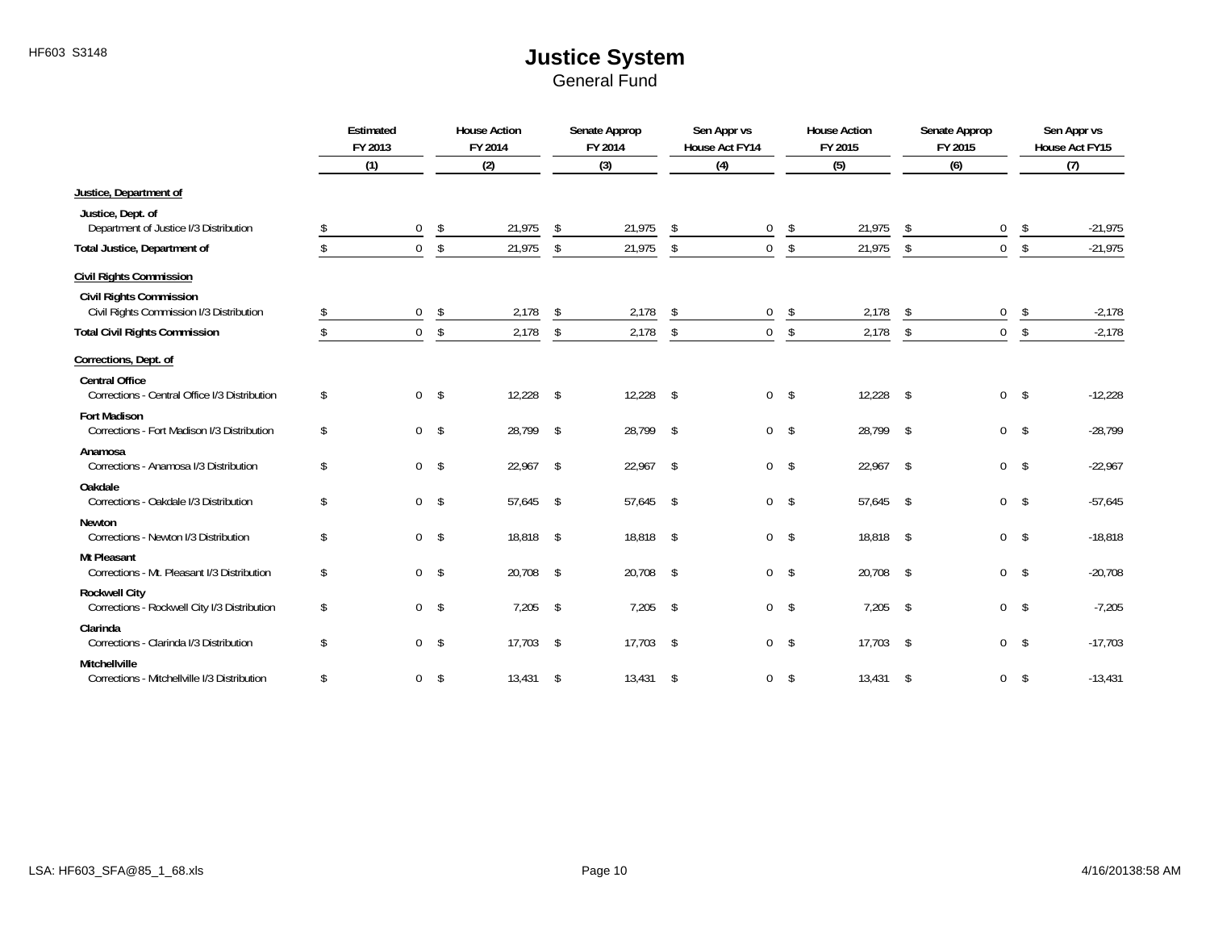# Justice System

General Fund

| | Estimated FY 2013 (1) | House Action FY 2014 (2) | Senate Approp FY 2014 (3) | Sen Appr vs House Act FY14 (4) | House Action FY 2015 (5) | Senate Approp FY 2015 (6) | Sen Appr vs House Act FY15 (7) |
|---|---|---|---|---|---|---|---|
| **Justice, Department of** | | | | | | | |
| **Justice, Dept. of** | | | | | | | |
| Department of Justice I/3 Distribution | $ 0 | $ 21,975 | $ 21,975 | $ 0 | $ 21,975 | $ 0 | $ -21,975 |
| **Total Justice, Department of** | $ 0 | $ 21,975 | $ 21,975 | $ 0 | $ 21,975 | $ 0 | $ -21,975 |
| **Civil Rights Commission** | | | | | | | |
| **Civil Rights Commission** | | | | | | | |
| Civil Rights Commission I/3 Distribution | $ 0 | $ 2,178 | $ 2,178 | $ 0 | $ 2,178 | $ 0 | $ -2,178 |
| **Total Civil Rights Commission** | $ 0 | $ 2,178 | $ 2,178 | $ 0 | $ 2,178 | $ 0 | $ -2,178 |
| **Corrections, Dept. of** | | | | | | | |
| **Central Office** | | | | | | | |
| Corrections - Central Office I/3 Distribution | $ 0 | $ 12,228 | $ 12,228 | $ 0 | $ 12,228 | $ 0 | $ -12,228 |
| **Fort Madison** | | | | | | | |
| Corrections - Fort Madison I/3 Distribution | $ 0 | $ 28,799 | $ 28,799 | $ 0 | $ 28,799 | $ 0 | $ -28,799 |
| **Anamosa** | | | | | | | |
| Corrections - Anamosa I/3 Distribution | $ 0 | $ 22,967 | $ 22,967 | $ 0 | $ 22,967 | $ 0 | $ -22,967 |
| **Oakdale** | | | | | | | |
| Corrections - Oakdale I/3 Distribution | $ 0 | $ 57,645 | $ 57,645 | $ 0 | $ 57,645 | $ 0 | $ -57,645 |
| **Newton** | | | | | | | |
| Corrections - Newton I/3 Distribution | $ 0 | $ 18,818 | $ 18,818 | $ 0 | $ 18,818 | $ 0 | $ -18,818 |
| **Mt Pleasant** | | | | | | | |
| Corrections - Mt. Pleasant I/3 Distribution | $ 0 | $ 20,708 | $ 20,708 | $ 0 | $ 20,708 | $ 0 | $ -20,708 |
| **Rockwell City** | | | | | | | |
| Corrections - Rockwell City I/3 Distribution | $ 0 | $ 7,205 | $ 7,205 | $ 0 | $ 7,205 | $ 0 | $ -7,205 |
| **Clarinda** | | | | | | | |
| Corrections - Clarinda I/3 Distribution | $ 0 | $ 17,703 | $ 17,703 | $ 0 | $ 17,703 | $ 0 | $ -17,703 |
| **Mitchellville** | | | | | | | |
| Corrections - Mitchellville I/3 Distribution | $ 0 | $ 13,431 | $ 13,431 | $ 0 | $ 13,431 | $ 0 | $ -13,431 |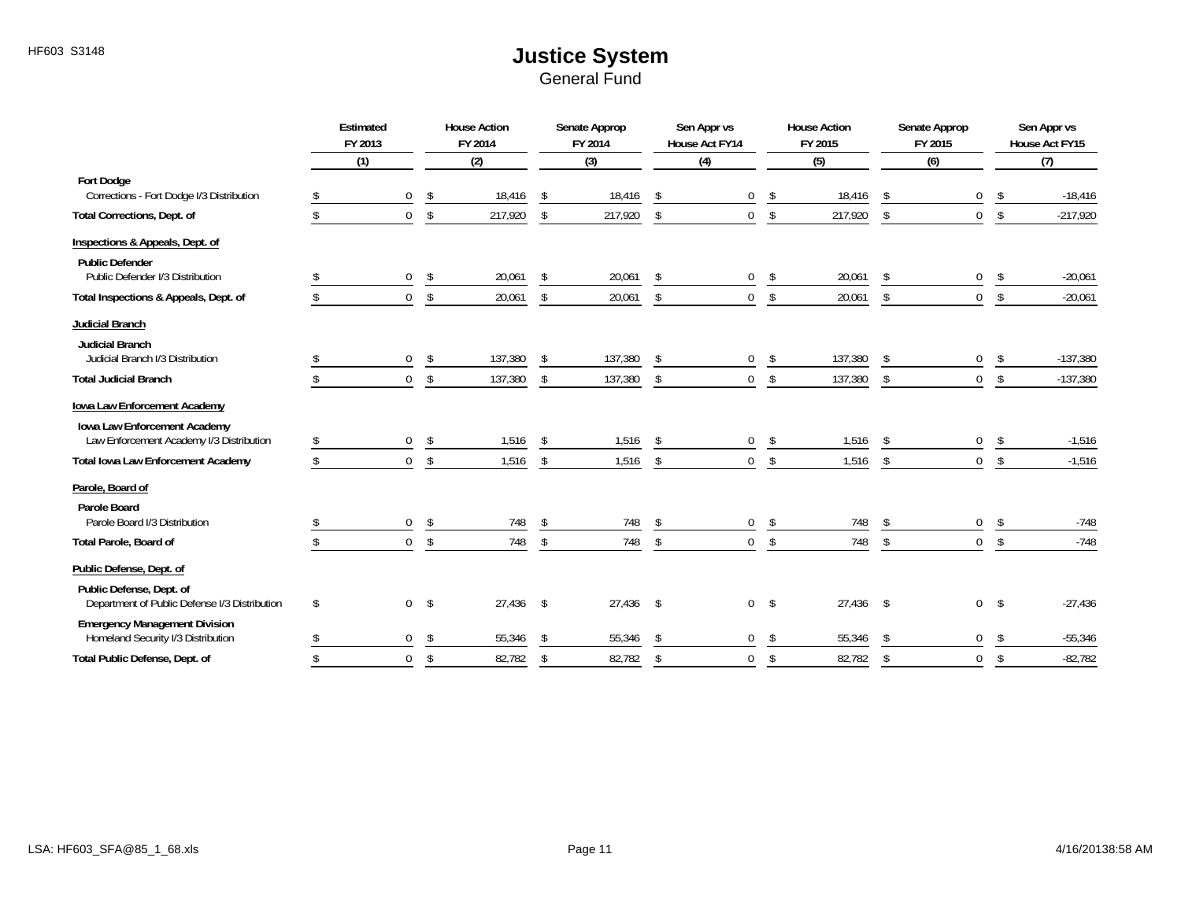# Justice System

General Fund

| | Estimated FY 2013 (1) | House Action FY 2014 (2) | Senate Approp FY 2014 (3) | Sen Appr vs House Act FY14 (4) | House Action FY 2015 (5) | Senate Approp FY 2015 (6) | Sen Appr vs House Act FY15 (7) |
|---|---|---|---|---|---|---|---|
| **Fort Dodge** | | | | | | | |
| Corrections - Fort Dodge I/3 Distribution | $ 0 | $ 18,416 | $ 18,416 | $ 0 | $ 18,416 | $ 0 | $ -18,416 |
| **Total Corrections, Dept. of** | $ 0 | $ 217,920 | $ 217,920 | $ 0 | $ 217,920 | $ 0 | $ -217,920 |
| **Inspections & Appeals, Dept. of** | | | | | | | |
| **Public Defender** | | | | | | | |
| Public Defender I/3 Distribution | $ 0 | $ 20,061 | $ 20,061 | $ 0 | $ 20,061 | $ 0 | $ -20,061 |
| **Total Inspections & Appeals, Dept. of** | $ 0 | $ 20,061 | $ 20,061 | $ 0 | $ 20,061 | $ 0 | $ -20,061 |
| **Judicial Branch** | | | | | | | |
| **Judicial Branch** | | | | | | | |
| Judicial Branch I/3 Distribution | $ 0 | $ 137,380 | $ 137,380 | $ 0 | $ 137,380 | $ 0 | $ -137,380 |
| **Total Judicial Branch** | $ 0 | $ 137,380 | $ 137,380 | $ 0 | $ 137,380 | $ 0 | $ -137,380 |
| **Iowa Law Enforcement Academy** | | | | | | | |
| **Iowa Law Enforcement Academy** | | | | | | | |
| Law Enforcement Academy I/3 Distribution | $ 0 | $ 1,516 | $ 1,516 | $ 0 | $ 1,516 | $ 0 | $ -1,516 |
| **Total Iowa Law Enforcement Academy** | $ 0 | $ 1,516 | $ 1,516 | $ 0 | $ 1,516 | $ 0 | $ -1,516 |
| **Parole, Board of** | | | | | | | |
| **Parole Board** | | | | | | | |
| Parole Board I/3 Distribution | $ 0 | $ 748 | $ 748 | $ 0 | $ 748 | $ 0 | $ -748 |
| **Total Parole, Board of** | $ 0 | $ 748 | $ 748 | $ 0 | $ 748 | $ 0 | $ -748 |
| **Public Defense, Dept. of** | | | | | | | |
| **Public Defense, Dept. of** | | | | | | | |
| Department of Public Defense I/3 Distribution | $ 0 | $ 27,436 | $ 27,436 | $ 0 | $ 27,436 | $ 0 | $ -27,436 |
| **Emergency Management Division** | | | | | | | |
| Homeland Security I/3 Distribution | $ 0 | $ 55,346 | $ 55,346 | $ 0 | $ 55,346 | $ 0 | $ -55,346 |
| **Total Public Defense, Dept. of** | $ 0 | $ 82,782 | $ 82,782 | $ 0 | $ 82,782 | $ 0 | $ -82,782 |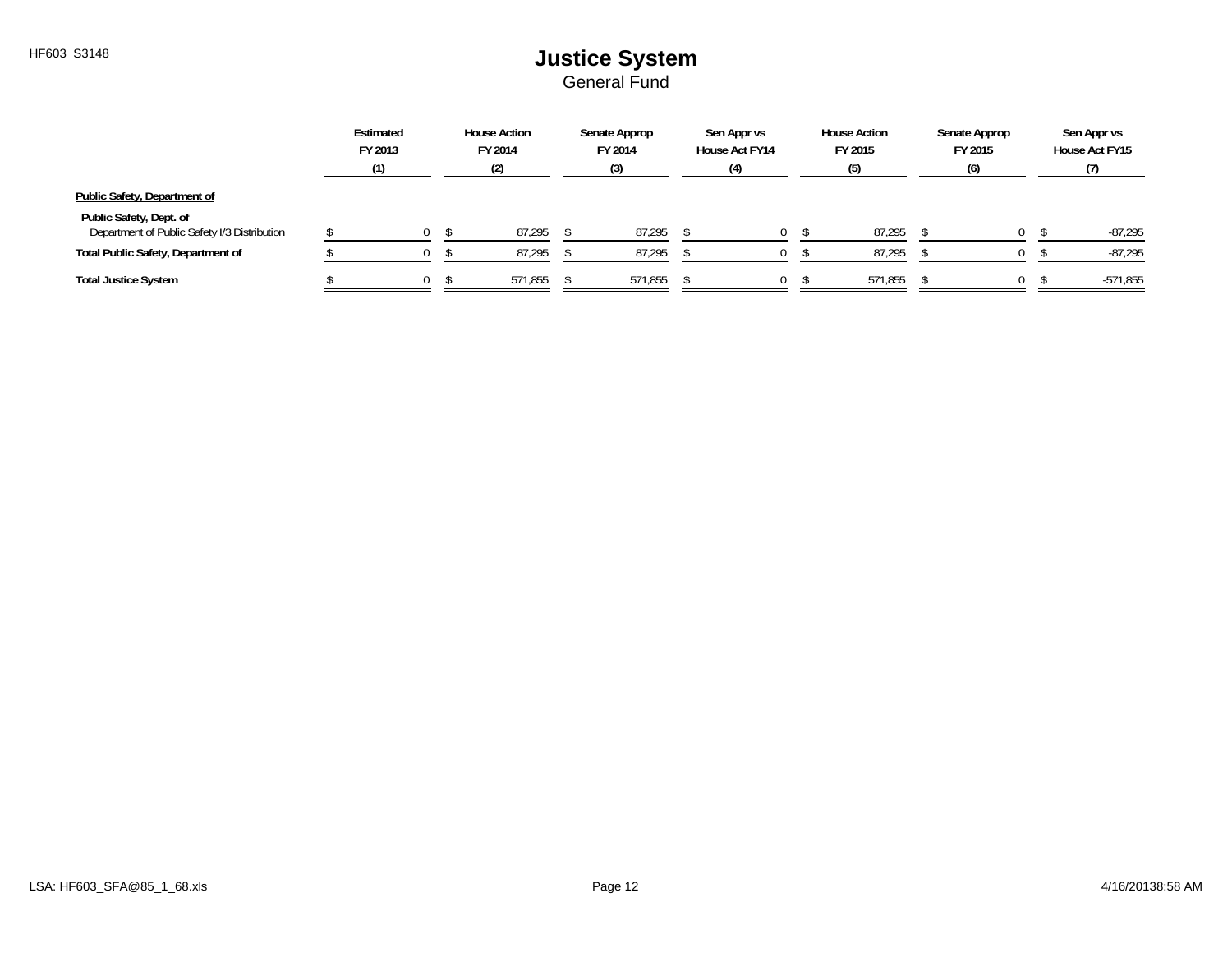# Justice System

General Fund

| | Estimated FY 2013 (1) | House Action FY 2014 (2) | Senate Approp FY 2014 (3) | Sen Appr vs House Act FY14 (4) | House Action FY 2015 (5) | Senate Approp FY 2015 (6) | Sen Appr vs House Act FY15 (7) |
|---|---|---|---|---|---|---|---|
| **Public Safety, Department of** | | | | | | | |
| Public Safety, Dept. of | | | | | | | |
| Department of Public Safety I/3 Distribution | $ 0 | $ 87,295 | $ 87,295 | $ 0 | $ 87,295 | $ 0 | $ -87,295 |
| **Total Public Safety, Department of** | $ 0 | $ 87,295 | $ 87,295 | $ 0 | $ 87,295 | $ 0 | $ -87,295 |
| **Total Justice System** | $ 0 | $ 571,855 | $ 571,855 | $ 0 | $ 571,855 | $ 0 | $ -571,855 |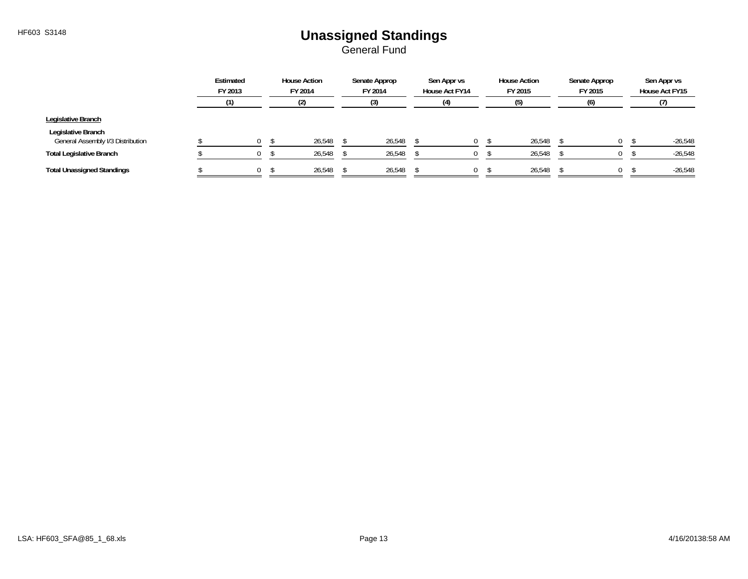HF603 S3148

# Unassigned Standings

## General Fund

| | Estimated FY 2013 (1) | House Action FY 2014 (2) | Senate Approp FY 2014 (3) | Sen Appr vs House Act FY14 (4) | House Action FY 2015 (5) | Senate Approp FY 2015 (6) | Sen Appr vs House Act FY15 (7) |
|---|---|---|---|---|---|---|---|
| **Legislative Branch** | | | | | | | |
| **Legislative Branch** | | | | | | | |
| General Assembly I/3 Distribution | $ 0 | $ 26,548 | $ 26,548 | $ 0 | $ 26,548 | $ 0 | $ -26,548 |
| **Total Legislative Branch** | $ 0 | $ 26,548 | $ 26,548 | $ 0 | $ 26,548 | $ 0 | $ -26,548 |
| **Total Unassigned Standings** | $ 0 | $ 26,548 | $ 26,548 | $ 0 | $ 26,548 | $ 0 | $ -26,548 |

LSA: HF603_SFA@85_1_68.xls 4/16/20138:58 AM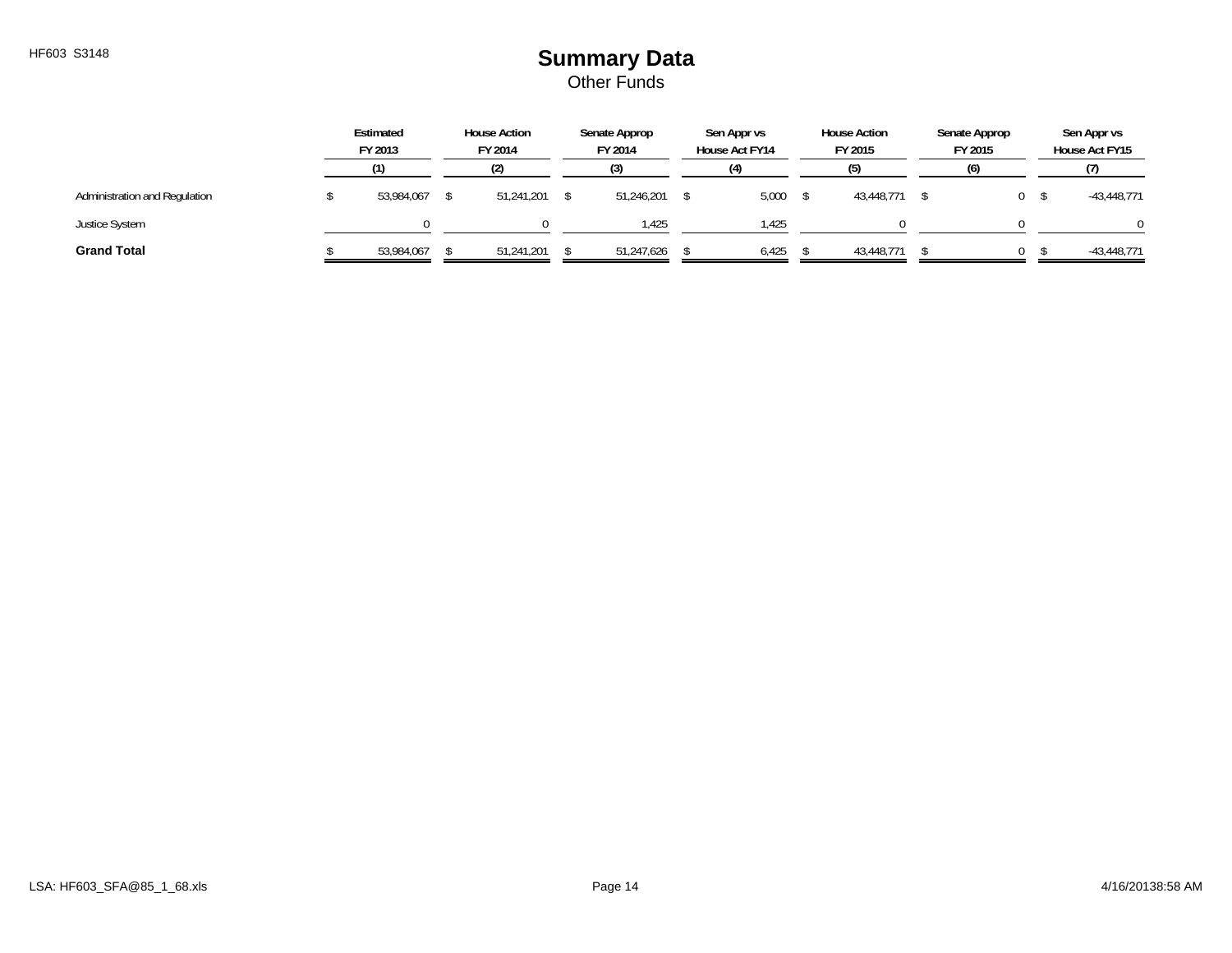# Summary Data

Other Funds

| | Estimated FY 2013 (1) | House Action FY 2014 (2) | Senate Approp FY 2014 (3) | Sen Appr vs House Act FY14 (4) | House Action FY 2015 (5) | Senate Approp FY 2015 (6) | Sen Appr vs House Act FY15 (7) |
|---|---|---|---|---|---|---|---|
| Administration and Regulation | $ 53,984,067 | $ 51,241,201 | $ 51,246,201 | $ 5,000 | $ 43,448,771 | $ 0 | $ -43,448,771 |
| Justice System | 0 | 0 | 1,425 | 1,425 | 0 | 0 | 0 |
| **Grand Total** | $ 53,984,067 | $ 51,241,201 | $ 51,247,626 | $ 6,425 | $ 43,448,771 | $ 0 | $ -43,448,771 |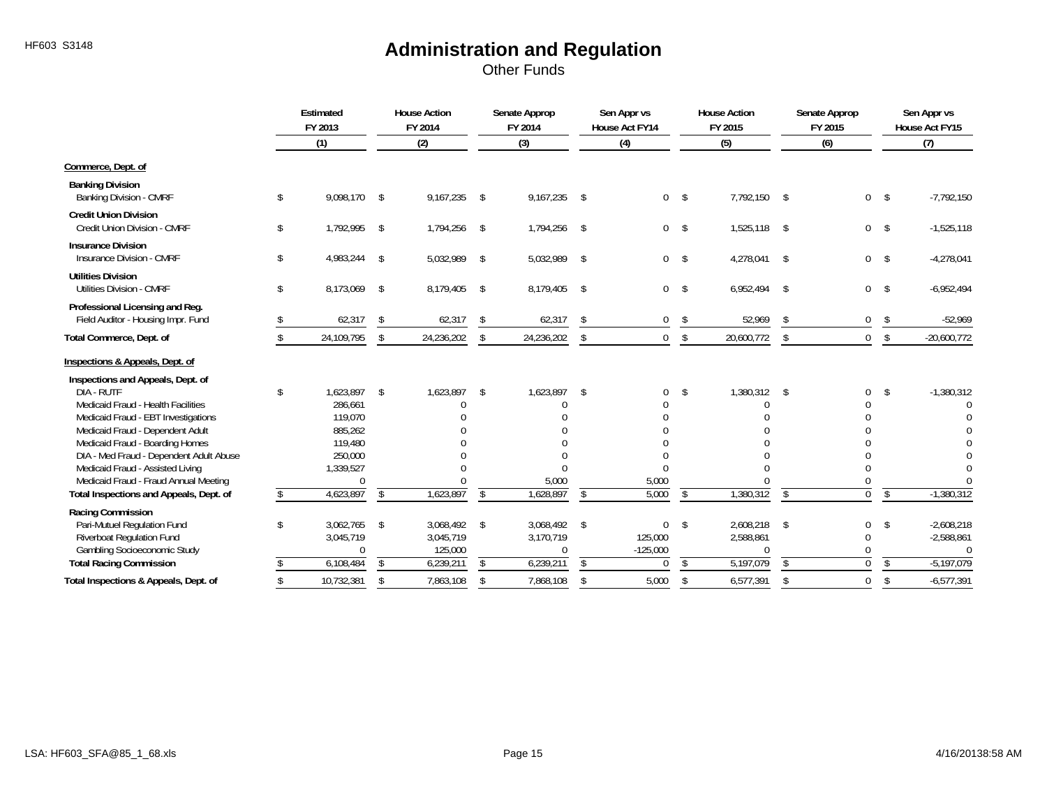HF603 S3148

# Administration and Regulation

## Other Funds

| | Estimated FY 2013 (1) | House Action FY 2014 (2) | Senate Approp FY 2014 (3) | Sen Appr vs House Act FY14 (4) | House Action FY 2015 (5) | Senate Approp FY 2015 (6) | Sen Appr vs House Act FY15 (7) |
|---|---|---|---|---|---|---|---|
| **Commerce, Dept. of** | | | | | | | |
| **Banking Division** | | | | | | | |
| Banking Division - CMRF | $ 9,098,170 | $ 9,167,235 | $ 9,167,235 | $ 0 | $ 7,792,150 | $ 0 | $ -7,792,150 |
| **Credit Union Division** | | | | | | | |
| Credit Union Division - CMRF | $ 1,792,995 | $ 1,794,256 | $ 1,794,256 | $ 0 | $ 1,525,118 | $ 0 | $ -1,525,118 |
| **Insurance Division** | | | | | | | |
| Insurance Division - CMRF | $ 4,983,244 | $ 5,032,989 | $ 5,032,989 | $ 0 | $ 4,278,041 | $ 0 | $ -4,278,041 |
| **Utilities Division** | | | | | | | |
| Utilities Division - CMRF | $ 8,173,069 | $ 8,179,405 | $ 8,179,405 | $ 0 | $ 6,952,494 | $ 0 | $ -6,952,494 |
| **Professional Licensing and Reg.** | | | | | | | |
| Field Auditor - Housing Impr. Fund | $ 62,317 | $ 62,317 | $ 62,317 | $ 0 | $ 52,969 | $ 0 | $ -52,969 |
| **Total Commerce, Dept. of** | $ 24,109,795 | $ 24,236,202 | $ 24,236,202 | $ 0 | $ 20,600,772 | $ 0 | $ -20,600,772 |
| **Inspections & Appeals, Dept. of** | | | | | | | |
| **Inspections and Appeals, Dept. of** | | | | | | | |
| DIA - RUTF | $ 1,623,897 | $ 1,623,897 | $ 1,623,897 | $ 0 | $ 1,380,312 | $ 0 | $ -1,380,312 |
| Medicaid Fraud - Health Facilities | 286,661 | 0 | 0 | 0 | 0 | 0 | 0 |
| Medicaid Fraud - EBT Investigations | 119,070 | 0 | 0 | 0 | 0 | 0 | 0 |
| Medicaid Fraud - Dependent Adult | 885,262 | 0 | 0 | 0 | 0 | 0 | 0 |
| Medicaid Fraud - Boarding Homes | 119,480 | 0 | 0 | 0 | 0 | 0 | 0 |
| DIA - Med Fraud - Dependent Adult Abuse | 250,000 | 0 | 0 | 0 | 0 | 0 | 0 |
| Medicaid Fraud - Assisted Living | 1,339,527 | 0 | 0 | 0 | 0 | 0 | 0 |
| Medicaid Fraud - Fraud Annual Meeting | 0 | 0 | 5,000 | 5,000 | 0 | 0 | 0 |
| **Total Inspections and Appeals, Dept. of** | $ 4,623,897 | $ 1,623,897 | $ 1,628,897 | $ 5,000 | $ 1,380,312 | $ 0 | $ -1,380,312 |
| **Racing Commission** | | | | | | | |
| Pari-Mutuel Regulation Fund | $ 3,062,765 | $ 3,068,492 | $ 3,068,492 | $ 0 | $ 2,608,218 | $ 0 | $ -2,608,218 |
| Riverboat Regulation Fund | 3,045,719 | 3,045,719 | 3,170,719 | 125,000 | 2,588,861 | 0 | -2,588,861 |
| Gambling Socioeconomic Study | 0 | 125,000 | 0 | -125,000 | 0 | 0 | 0 |
| **Total Racing Commission** | $ 6,108,484 | $ 6,239,211 | $ 6,239,211 | $ 0 | $ 5,197,079 | $ 0 | $ -5,197,079 |
| **Total Inspections & Appeals, Dept. of** | $ 10,732,381 | $ 7,863,108 | $ 7,868,108 | $ 5,000 | $ 6,577,391 | $ 0 | $ -6,577,391 |

LSA: HF603_SFA@85_1_68.xls 4/16/2013 8:58 AM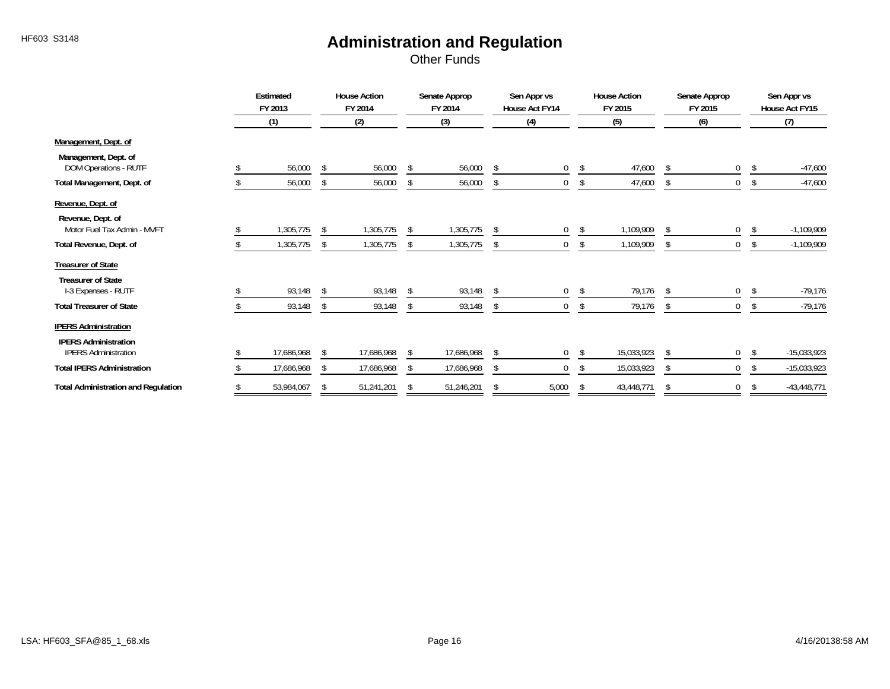# Administration and Regulation

Other Funds

| | Estimated FY 2013 | House Action FY 2014 | Senate Approp FY 2014 | Sen Appr vs House Act FY14 | House Action FY 2015 | Senate Approp FY 2015 | Sen Appr vs House Act FY15 |
|---|---|---|---|---|---|---|---|
| | (1) | (2) | (3) | (4) | (5) | (6) | (7) |
| **Management, Dept. of** | | | | | | | |
| **Management, Dept. of** | | | | | | | |
| DOM Operations - RUTF | $ 56,000 | $ 56,000 | $ 56,000 | $ 0 | $ 47,600 | $ 0 | $ -47,600 |
| **Total Management, Dept. of** | $ 56,000 | $ 56,000 | $ 56,000 | $ 0 | $ 47,600 | $ 0 | $ -47,600 |
| **Revenue, Dept. of** | | | | | | | |
| **Revenue, Dept. of** | | | | | | | |
| Motor Fuel Tax Admin - MVFT | $ 1,305,775 | $ 1,305,775 | $ 1,305,775 | $ 0 | $ 1,109,909 | $ 0 | $ -1,109,909 |
| **Total Revenue, Dept. of** | $ 1,305,775 | $ 1,305,775 | $ 1,305,775 | $ 0 | $ 1,109,909 | $ 0 | $ -1,109,909 |
| **Treasurer of State** | | | | | | | |
| **Treasurer of State** | | | | | | | |
| I-3 Expenses - RUTF | $ 93,148 | $ 93,148 | $ 93,148 | $ 0 | $ 79,176 | $ 0 | $ -79,176 |
| **Total Treasurer of State** | $ 93,148 | $ 93,148 | $ 93,148 | $ 0 | $ 79,176 | $ 0 | $ -79,176 |
| **IPERS Administration** | | | | | | | |
| **IPERS Administration** | | | | | | | |
| IPERS Administration | $ 17,686,968 | $ 17,686,968 | $ 17,686,968 | $ 0 | $ 15,033,923 | $ 0 | $ -15,033,923 |
| **Total IPERS Administration** | $ 17,686,968 | $ 17,686,968 | $ 17,686,968 | $ 0 | $ 15,033,923 | $ 0 | $ -15,033,923 |
| **Total Administration and Regulation** | $ 53,984,067 | $ 51,241,201 | $ 51,246,201 | $ 5,000 | $ 43,448,771 | $ 0 | $ -43,448,771 |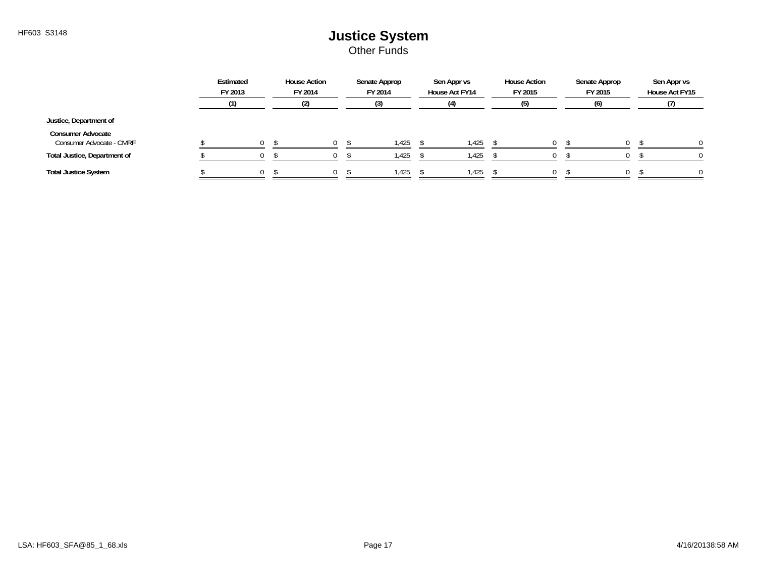# Justice System

Other Funds

| | Estimated FY 2013 (1) | House Action FY 2014 (2) | Senate Approp FY 2014 (3) | Sen Appr vs House Act FY14 (4) | House Action FY 2015 (5) | Senate Approp FY 2015 (6) | Sen Appr vs House Act FY15 (7) |
|---|---|---|---|---|---|---|---|
| **Justice, Department of** | | | | | | | |
| **Consumer Advocate** | | | | | | | |
| Consumer Advocate - CMRF | $ 0 | $ 0 | $ 1,425 | $ 1,425 | $ 0 | $ 0 | $ 0 |
| **Total Justice, Department of** | $ 0 | $ 0 | $ 1,425 | $ 1,425 | $ 0 | $ 0 | $ 0 |
| **Total Justice System** | $ 0 | $ 0 | $ 1,425 | $ 1,425 | $ 0 | $ 0 | $ 0 |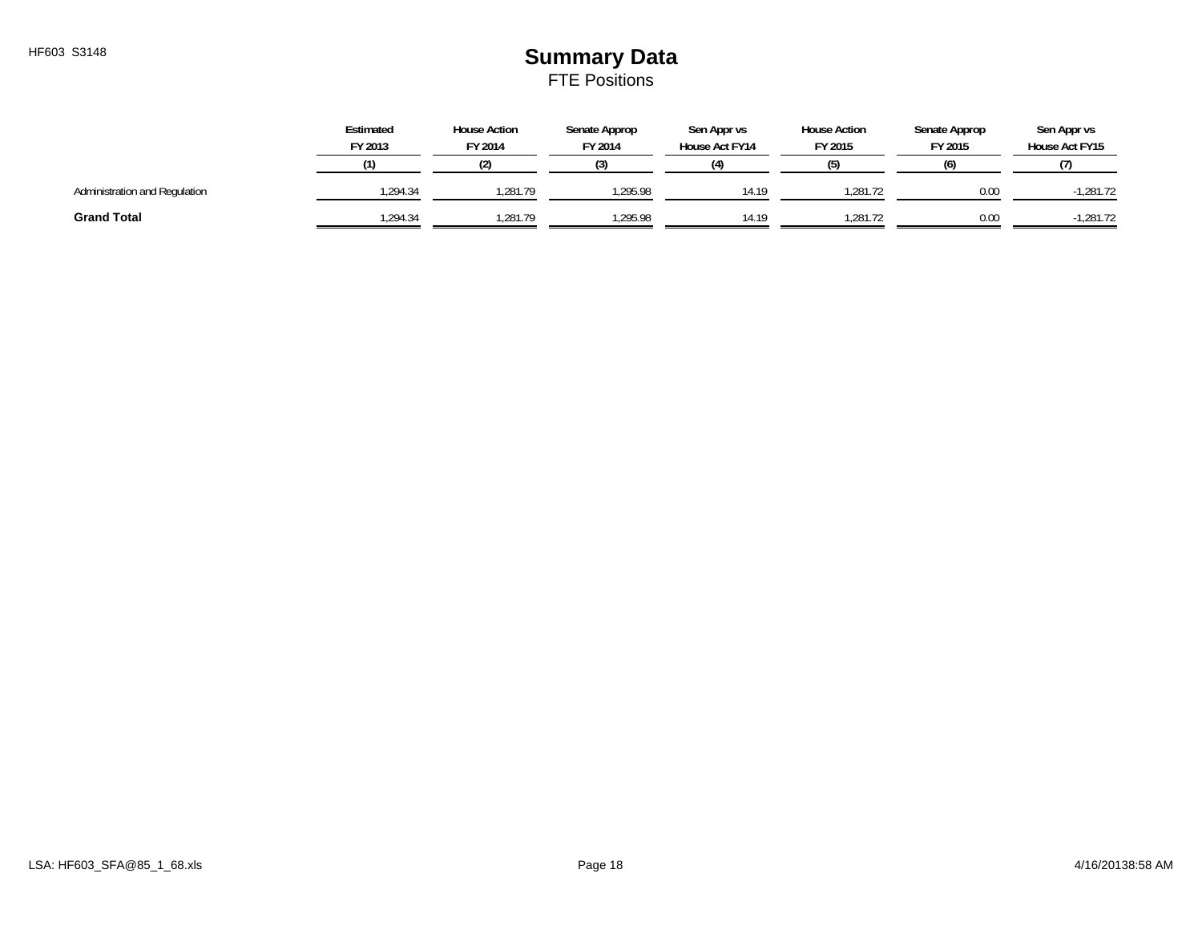# Summary Data

FTE Positions

| | Estimated FY 2013 | House Action FY 2014 | Senate Approp FY 2014 | Sen Appr vs House Act FY14 | House Action FY 2015 | Senate Approp FY 2015 | Sen Appr vs House Act FY15 |
|---|---|---|---|---|---|---|---|
| | (1) | (2) | (3) | (4) | (5) | (6) | (7) |
| Administration and Regulation | 1,294.34 | 1,281.79 | 1,295.98 | 14.19 | 1,281.72 | 0.00 | -1,281.72 |
| **Grand Total** | 1,294.34 | 1,281.79 | 1,295.98 | 14.19 | 1,281.72 | 0.00 | -1,281.72 |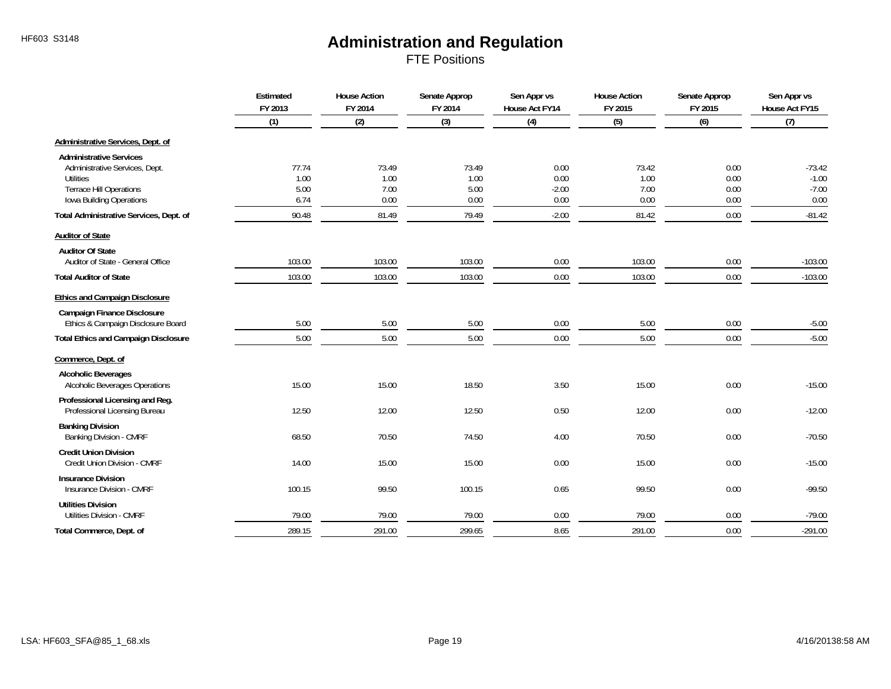HF603 S3148

# Administration and Regulation

## FTE Positions

| | Estimated FY 2013 | House Action FY 2014 | Senate Approp FY 2014 | Sen Appr vs House Act FY14 | House Action FY 2015 | Senate Approp FY 2015 | Sen Appr vs House Act FY15 |
|---|---|---|---|---|---|---|---|
| | (1) | (2) | (3) | (4) | (5) | (6) | (7) |
| **Administrative Services, Dept. of** | | | | | | | |
| **Administrative Services** | | | | | | | |
| Administrative Services, Dept. | 77.74 | 73.49 | 73.49 | 0.00 | 73.42 | 0.00 | -73.42 |
| Utilities | 1.00 | 1.00 | 1.00 | 0.00 | 1.00 | 0.00 | -1.00 |
| Terrace Hill Operations | 5.00 | 7.00 | 5.00 | -2.00 | 7.00 | 0.00 | -7.00 |
| Iowa Building Operations | 6.74 | 0.00 | 0.00 | 0.00 | 0.00 | 0.00 | 0.00 |
| **Total Administrative Services, Dept. of** | 90.48 | 81.49 | 79.49 | -2.00 | 81.42 | 0.00 | -81.42 |
| **Auditor of State** | | | | | | | |
| **Auditor Of State** | | | | | | | |
| Auditor of State - General Office | 103.00 | 103.00 | 103.00 | 0.00 | 103.00 | 0.00 | -103.00 |
| **Total Auditor of State** | 103.00 | 103.00 | 103.00 | 0.00 | 103.00 | 0.00 | -103.00 |
| **Ethics and Campaign Disclosure** | | | | | | | |
| **Campaign Finance Disclosure** | | | | | | | |
| Ethics & Campaign Disclosure Board | 5.00 | 5.00 | 5.00 | 0.00 | 5.00 | 0.00 | -5.00 |
| **Total Ethics and Campaign Disclosure** | 5.00 | 5.00 | 5.00 | 0.00 | 5.00 | 0.00 | -5.00 |
| **Commerce, Dept. of** | | | | | | | |
| **Alcoholic Beverages** | | | | | | | |
| Alcoholic Beverages Operations | 15.00 | 15.00 | 18.50 | 3.50 | 15.00 | 0.00 | -15.00 |
| **Professional Licensing and Reg.** | | | | | | | |
| Professional Licensing Bureau | 12.50 | 12.00 | 12.50 | 0.50 | 12.00 | 0.00 | -12.00 |
| **Banking Division** | | | | | | | |
| Banking Division - CMRF | 68.50 | 70.50 | 74.50 | 4.00 | 70.50 | 0.00 | -70.50 |
| **Credit Union Division** | | | | | | | |
| Credit Union Division - CMRF | 14.00 | 15.00 | 15.00 | 0.00 | 15.00 | 0.00 | -15.00 |
| **Insurance Division** | | | | | | | |
| Insurance Division - CMRF | 100.15 | 99.50 | 100.15 | 0.65 | 99.50 | 0.00 | -99.50 |
| **Utilities Division** | | | | | | | |
| Utilities Division - CMRF | 79.00 | 79.00 | 79.00 | 0.00 | 79.00 | 0.00 | -79.00 |
| **Total Commerce, Dept. of** | 289.15 | 291.00 | 299.65 | 8.65 | 291.00 | 0.00 | -291.00 |

LSA: HF603_SFA@85_1_68.xls 4/16/20138:58 AM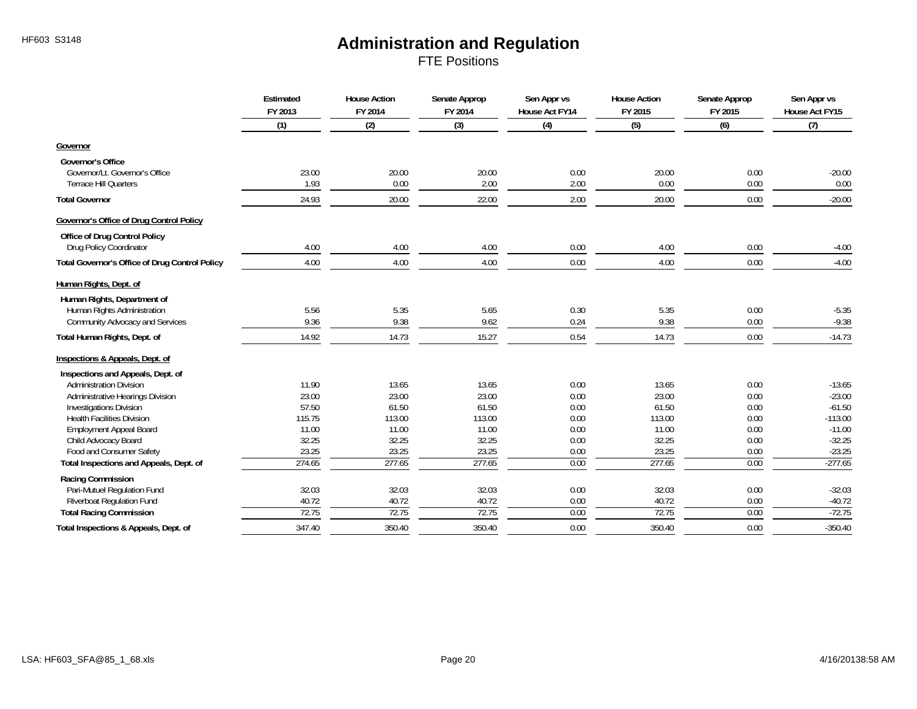HF603 S3148

# Administration and Regulation

## FTE Positions

| | Estimated FY 2013 | House Action FY 2014 | Senate Approp FY 2014 | Sen Appr vs House Act FY14 | House Action FY 2015 | Senate Approp FY 2015 | Sen Appr vs House Act FY15 |
|---|---|---|---|---|---|---|---|
| | (1) | (2) | (3) | (4) | (5) | (6) | (7) |
| **Governor** | | | | | | | |
| **Governor's Office** | | | | | | | |
| Governor/Lt. Governor's Office | 23.00 | 20.00 | 20.00 | 0.00 | 20.00 | 0.00 | -20.00 |
| Terrace Hill Quarters | 1.93 | 0.00 | 2.00 | 2.00 | 0.00 | 0.00 | 0.00 |
| **Total Governor** | 24.93 | 20.00 | 22.00 | 2.00 | 20.00 | 0.00 | -20.00 |
| **Governor's Office of Drug Control Policy** | | | | | | | |
| **Office of Drug Control Policy** | | | | | | | |
| Drug Policy Coordinator | 4.00 | 4.00 | 4.00 | 0.00 | 4.00 | 0.00 | -4.00 |
| **Total Governor's Office of Drug Control Policy** | 4.00 | 4.00 | 4.00 | 0.00 | 4.00 | 0.00 | -4.00 |
| **Human Rights, Dept. of** | | | | | | | |
| **Human Rights, Department of** | | | | | | | |
| Human Rights Administration | 5.56 | 5.35 | 5.65 | 0.30 | 5.35 | 0.00 | -5.35 |
| Community Advocacy and Services | 9.36 | 9.38 | 9.62 | 0.24 | 9.38 | 0.00 | -9.38 |
| **Total Human Rights, Dept. of** | 14.92 | 14.73 | 15.27 | 0.54 | 14.73 | 0.00 | -14.73 |
| **Inspections & Appeals, Dept. of** | | | | | | | |
| **Inspections and Appeals, Dept. of** | | | | | | | |
| Administration Division | 11.90 | 13.65 | 13.65 | 0.00 | 13.65 | 0.00 | -13.65 |
| Administrative Hearings Division | 23.00 | 23.00 | 23.00 | 0.00 | 23.00 | 0.00 | -23.00 |
| Investigations Division | 57.50 | 61.50 | 61.50 | 0.00 | 61.50 | 0.00 | -61.50 |
| Health Facilities Division | 115.75 | 113.00 | 113.00 | 0.00 | 113.00 | 0.00 | -113.00 |
| Employment Appeal Board | 11.00 | 11.00 | 11.00 | 0.00 | 11.00 | 0.00 | -11.00 |
| Child Advocacy Board | 32.25 | 32.25 | 32.25 | 0.00 | 32.25 | 0.00 | -32.25 |
| Food and Consumer Safety | 23.25 | 23.25 | 23.25 | 0.00 | 23.25 | 0.00 | -23.25 |
| **Total Inspections and Appeals, Dept. of** | 274.65 | 277.65 | 277.65 | 0.00 | 277.65 | 0.00 | -277.65 |
| **Racing Commission** | | | | | | | |
| Pari-Mutuel Regulation Fund | 32.03 | 32.03 | 32.03 | 0.00 | 32.03 | 0.00 | -32.03 |
| Riverboat Regulation Fund | 40.72 | 40.72 | 40.72 | 0.00 | 40.72 | 0.00 | -40.72 |
| **Total Racing Commission** | 72.75 | 72.75 | 72.75 | 0.00 | 72.75 | 0.00 | -72.75 |
| **Total Inspections & Appeals, Dept. of** | 347.40 | 350.40 | 350.40 | 0.00 | 350.40 | 0.00 | -350.40 |

LSA: HF603_SFA@85_1_68.xls 4/16/20138:58 AM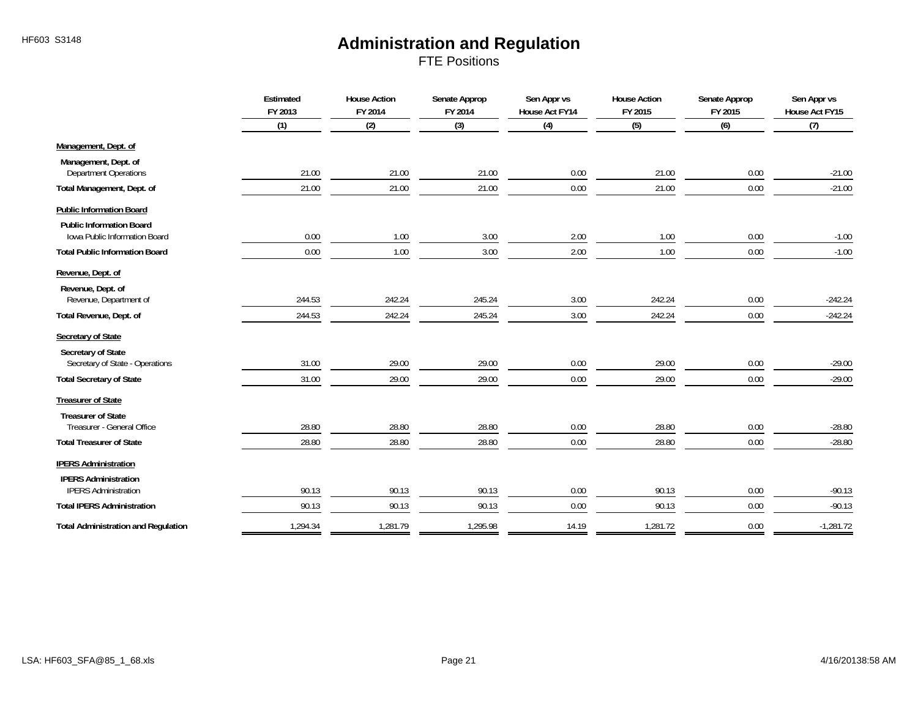# Administration and Regulation

FTE Positions

| | Estimated FY 2013 (1) | House Action FY 2014 (2) | Senate Approp FY 2014 (3) | Sen Appr vs House Act FY14 (4) | House Action FY 2015 (5) | Senate Approp FY 2015 (6) | Sen Appr vs House Act FY15 (7) |
|---|---|---|---|---|---|---|---|
| **Management, Dept. of** | | | | | | | |
| **Management, Dept. of** | | | | | | | |
| Department Operations | 21.00 | 21.00 | 21.00 | 0.00 | 21.00 | 0.00 | -21.00 |
| **Total Management, Dept. of** | 21.00 | 21.00 | 21.00 | 0.00 | 21.00 | 0.00 | -21.00 |
| **Public Information Board** | | | | | | | |
| **Public Information Board** | | | | | | | |
| Iowa Public Information Board | 0.00 | 1.00 | 3.00 | 2.00 | 1.00 | 0.00 | -1.00 |
| **Total Public Information Board** | 0.00 | 1.00 | 3.00 | 2.00 | 1.00 | 0.00 | -1.00 |
| **Revenue, Dept. of** | | | | | | | |
| **Revenue, Dept. of** | | | | | | | |
| Revenue, Department of | 244.53 | 242.24 | 245.24 | 3.00 | 242.24 | 0.00 | -242.24 |
| **Total Revenue, Dept. of** | 244.53 | 242.24 | 245.24 | 3.00 | 242.24 | 0.00 | -242.24 |
| **Secretary of State** | | | | | | | |
| **Secretary of State** | | | | | | | |
| Secretary of State - Operations | 31.00 | 29.00 | 29.00 | 0.00 | 29.00 | 0.00 | -29.00 |
| **Total Secretary of State** | 31.00 | 29.00 | 29.00 | 0.00 | 29.00 | 0.00 | -29.00 |
| **Treasurer of State** | | | | | | | |
| **Treasurer of State** | | | | | | | |
| Treasurer - General Office | 28.80 | 28.80 | 28.80 | 0.00 | 28.80 | 0.00 | -28.80 |
| **Total Treasurer of State** | 28.80 | 28.80 | 28.80 | 0.00 | 28.80 | 0.00 | -28.80 |
| **IPERS Administration** | | | | | | | |
| **IPERS Administration** | | | | | | | |
| IPERS Administration | 90.13 | 90.13 | 90.13 | 0.00 | 90.13 | 0.00 | -90.13 |
| **Total IPERS Administration** | 90.13 | 90.13 | 90.13 | 0.00 | 90.13 | 0.00 | -90.13 |
| **Total Administration and Regulation** | 1,294.34 | 1,281.79 | 1,295.98 | 14.19 | 1,281.72 | 0.00 | -1,281.72 |